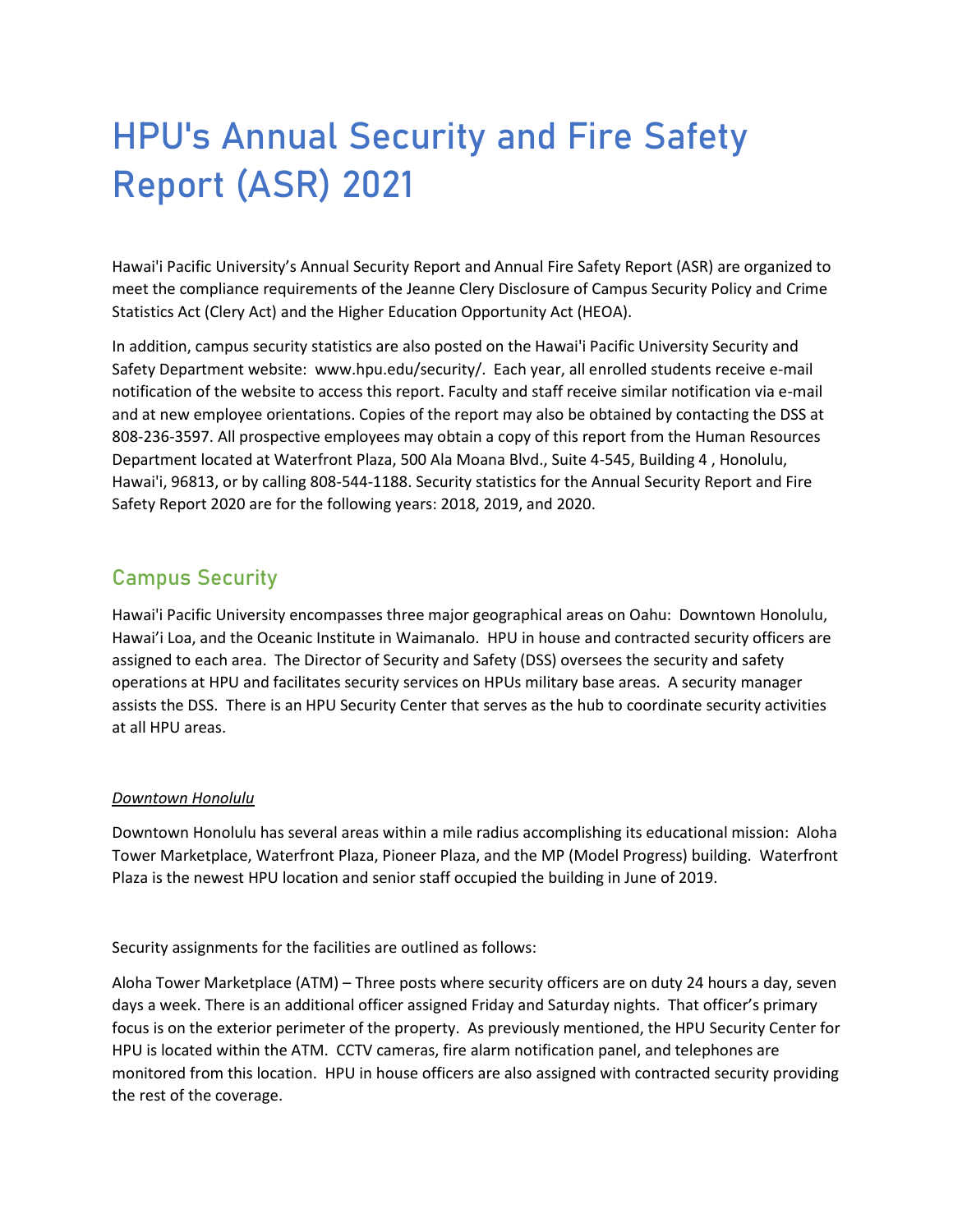# HPU's Annual Security and Fire Safety Report (ASR) 2021

Hawai'i Pacific University's Annual Security Report and Annual Fire Safety Report (ASR) are organized to meet the compliance requirements of the Jeanne Clery Disclosure of Campus Security Policy and Crime Statistics Act (Clery Act) and the Higher Education Opportunity Act (HEOA).

In addition, campus security statistics are also posted on the Hawai'i Pacific University Security and Safety Department website: www.hpu.edu/security/. Each year, all enrolled students receive e-mail notification of the website to access this report. Faculty and staff receive similar notification via e-mail and at new employee orientations. Copies of the report may also be obtained by contacting the DSS at 808-236-3597. All prospective employees may obtain a copy of this report from the Human Resources Department located at Waterfront Plaza, 500 Ala Moana Blvd., Suite 4-545, Building 4 , Honolulu, Hawai'i, 96813, or by calling 808-544-1188. Security statistics for the Annual Security Report and Fire Safety Report 2020 are for the following years: 2018, 2019, and 2020.

## Campus Security

Hawai'i Pacific University encompasses three major geographical areas on Oahu: Downtown Honolulu, Hawai'i Loa, and the Oceanic Institute in Waimanalo. HPU in house and contracted security officers are assigned to each area. The Director of Security and Safety (DSS) oversees the security and safety operations at HPU and facilitates security services on HPUs military base areas. A security manager assists the DSS. There is an HPU Security Center that serves as the hub to coordinate security activities at all HPU areas.

### *Downtown Honolulu*

Downtown Honolulu has several areas within a mile radius accomplishing its educational mission: Aloha Tower Marketplace, Waterfront Plaza, Pioneer Plaza, and the MP (Model Progress) building. Waterfront Plaza is the newest HPU location and senior staff occupied the building in June of 2019.

Security assignments for the facilities are outlined as follows:

Aloha Tower Marketplace (ATM) – Three posts where security officers are on duty 24 hours a day, seven days a week. There is an additional officer assigned Friday and Saturday nights. That officer's primary focus is on the exterior perimeter of the property. As previously mentioned, the HPU Security Center for HPU is located within the ATM. CCTV cameras, fire alarm notification panel, and telephones are monitored from this location. HPU in house officers are also assigned with contracted security providing the rest of the coverage.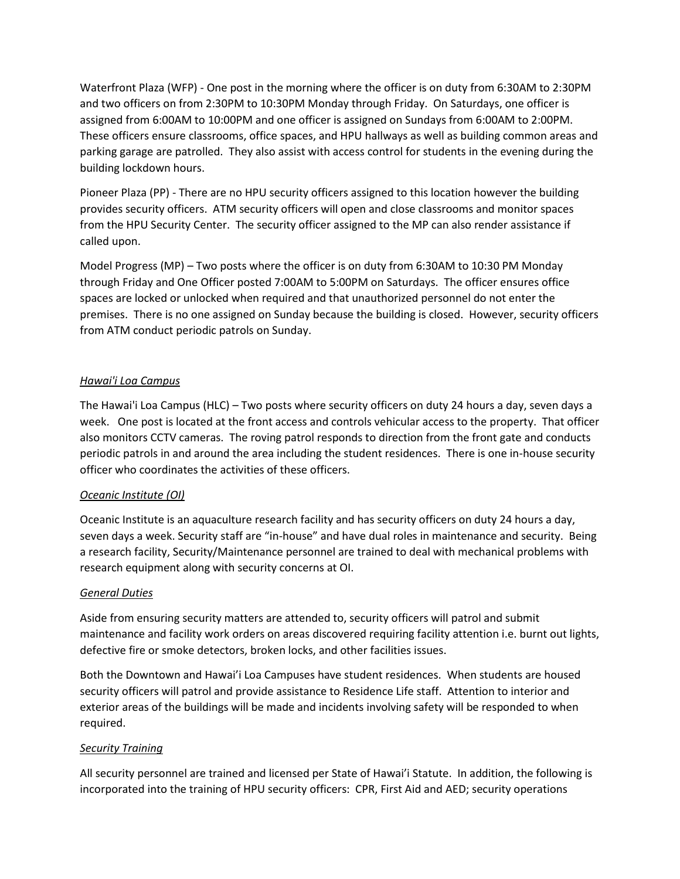Waterfront Plaza (WFP) - One post in the morning where the officer is on duty from 6:30AM to 2:30PM and two officers on from 2:30PM to 10:30PM Monday through Friday. On Saturdays, one officer is assigned from 6:00AM to 10:00PM and one officer is assigned on Sundays from 6:00AM to 2:00PM. These officers ensure classrooms, office spaces, and HPU hallways as well as building common areas and parking garage are patrolled. They also assist with access control for students in the evening during the building lockdown hours.

Pioneer Plaza (PP) - There are no HPU security officers assigned to this location however the building provides security officers. ATM security officers will open and close classrooms and monitor spaces from the HPU Security Center. The security officer assigned to the MP can also render assistance if called upon.

Model Progress (MP) – Two posts where the officer is on duty from 6:30AM to 10:30 PM Monday through Friday and One Officer posted 7:00AM to 5:00PM on Saturdays. The officer ensures office spaces are locked or unlocked when required and that unauthorized personnel do not enter the premises. There is no one assigned on Sunday because the building is closed. However, security officers from ATM conduct periodic patrols on Sunday.

*Hawai'i Loa Campus*

The Hawai'i Loa Campus (HLC) – Two posts where security officers on duty 24 hours a day, seven days a week. One post is located at the front access and controls vehicular access to the property. That officer also monitors CCTV cameras. The roving patrol responds to direction from the front gate and conducts periodic patrols in and around the area including the student residences. There is one in-house security officer who coordinates the activities of these officers.

*Oceanic Institute (OI)*

Oceanic Institute is an aquaculture research facility and has security officers on duty 24 hours a day, seven days a week. Security staff are "in-house" and have dual roles in maintenance and security. Being a research facility, Security/Maintenance personnel are trained to deal with mechanical problems with research equipment along with security concerns at OI.

*General Duties*

Aside from ensuring security matters are attended to, security officers will patrol and submit maintenance and facility work orders on areas discovered requiring facility attention i.e. burnt out lights, defective fire or smoke detectors, broken locks, and other facilities issues.

Both the Downtown and Hawai'i Loa Campuses have student residences. When students are housed security officers will patrol and provide assistance to Residence Life staff. Attention to interior and exterior areas of the buildings will be made and incidents involving safety will be responded to when required.

*Security Training*

All security personnel are trained and licensed per State of Hawai'i Statute. In addition, the following is incorporated into the training of HPU security officers: CPR, First Aid and AED; security operations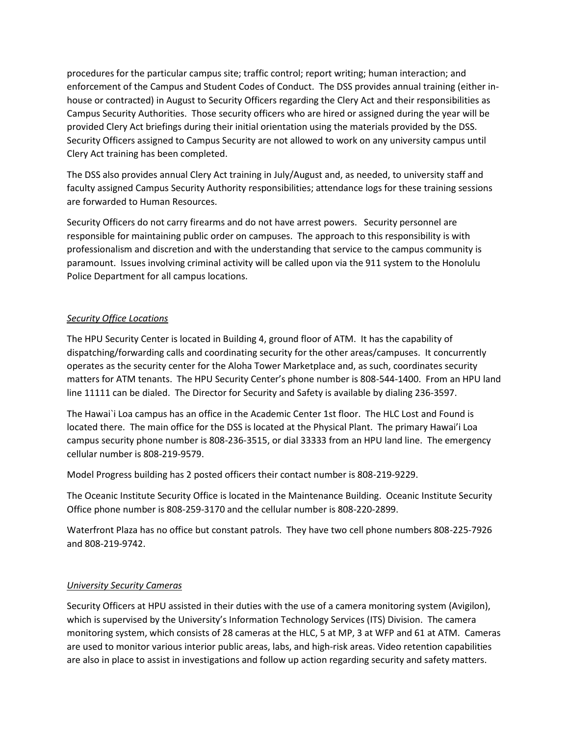procedures for the particular campus site; traffic control; report writing; human interaction; and enforcement of the Campus and Student Codes of Conduct. The DSS provides annual training (either in-house or contracted) in August to Security Officers regarding the Clery Act and their responsibilities as Campus Security Authorities. Those security officers who are hired or assigned during the year will be provided Clery Act briefings during their initial orientation using the materials provided by the DSS. Security Officers assigned to Campus Security are not allowed to work on any university campus until Clery Act training has been completed.

The DSS also provides annual Clery Act training in July/August and, as needed, to university staff and faculty assigned Campus Security Authority responsibilities; attendance logs for these training sessions are forwarded to Human Resources.

Security Officers do not carry firearms and do not have arrest powers. Security personnel are responsible for maintaining public order on campuses. The approach to this responsibility is with professionalism and discretion and with the understanding that service to the campus community is paramount. Issues involving criminal activity will be called upon via the 911 system to the Honolulu Police Department for all campus locations.

*Security Office Locations*

The HPU Security Center is located in Building 4, ground floor of ATM. It has the capability of dispatching/forwarding calls and coordinating security for the other areas/campuses. It concurrently operates as the security center for the Aloha Tower Marketplace and, as such, coordinates security matters for ATM tenants. The HPU Security Center's phone number is 808-544-1400. From an HPU land line 11111 can be dialed. The Director for Security and Safety is available by dialing 236-3597.

The Hawai`i Loa campus has an office in the Academic Center 1st floor. The HLC Lost and Found is located there. The main office for the DSS is located at the Physical Plant. The primary Hawai'i Loa campus security phone number is 808-236-3515, or dial 33333 from an HPU land line. The emergency cellular number is 808-219-9579.

Model Progress building has 2 posted officers their contact number is 808-219-9229.

The Oceanic Institute Security Office is located in the Maintenance Building. Oceanic Institute Security Office phone number is 808-259-3170 and the cellular number is 808-220-2899.

Waterfront Plaza has no office but constant patrols. They have two cell phone numbers 808-225-7926 and 808-219-9742.

*University Security Cameras*

Security Officers at HPU assisted in their duties with the use of a camera monitoring system (Avigilon), which is supervised by the University's Information Technology Services (ITS) Division. The camera monitoring system, which consists of 28 cameras at the HLC, 5 at MP, 3 at WFP and 61 at ATM. Cameras are used to monitor various interior public areas, labs, and high-risk areas. Video retention capabilities are also in place to assist in investigations and follow up action regarding security and safety matters.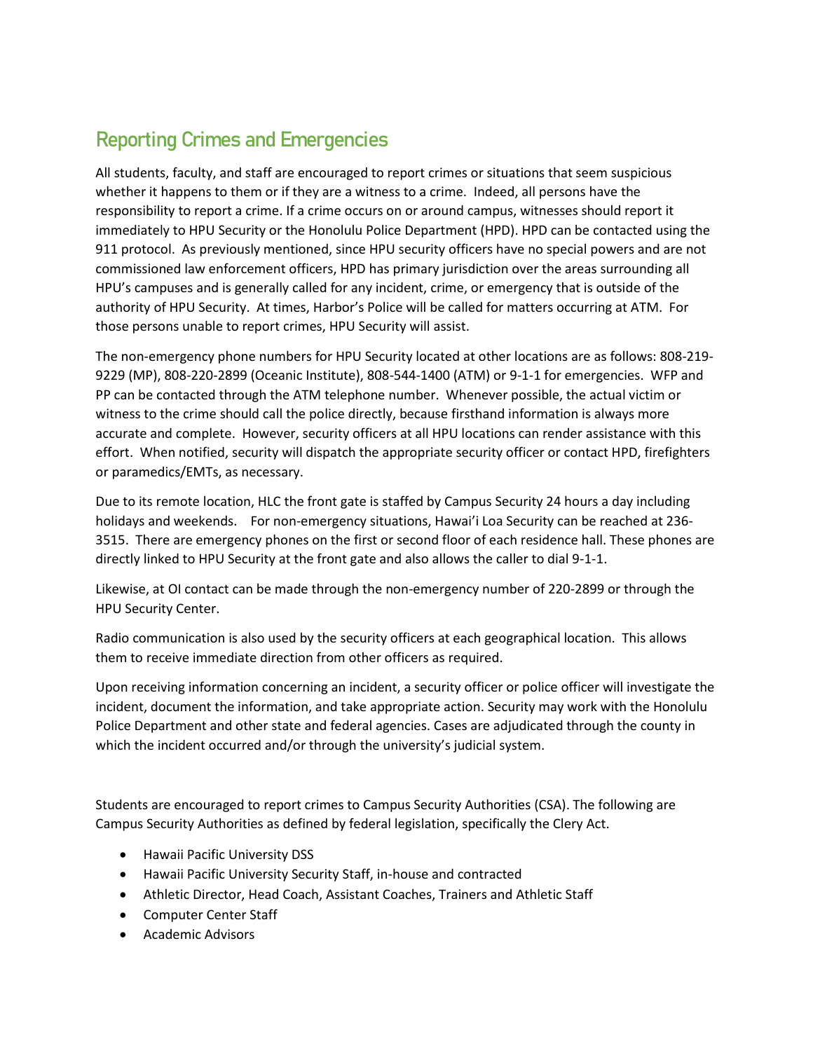## Reporting Crimes and Emergencies

All students, faculty, and staff are encouraged to report crimes or situations that seem suspicious whether it happens to them or if they are a witness to a crime. Indeed, all persons have the responsibility to report a crime. If a crime occurs on or around campus, witnesses should report it immediately to HPU Security or the Honolulu Police Department (HPD). HPD can be contacted using the 911 protocol. As previously mentioned, since HPU security officers have no special powers and are not commissioned law enforcement officers, HPD has primary jurisdiction over the areas surrounding all HPU's campuses and is generally called for any incident, crime, or emergency that is outside of the authority of HPU Security. At times, Harbor's Police will be called for matters occurring at ATM. For those persons unable to report crimes, HPU Security will assist.

The non-emergency phone numbers for HPU Security located at other locations are as follows: 808-219-9229 (MP), 808-220-2899 (Oceanic Institute), 808-544-1400 (ATM) or 9-1-1 for emergencies. WFP and PP can be contacted through the ATM telephone number. Whenever possible, the actual victim or witness to the crime should call the police directly, because firsthand information is always more accurate and complete. However, security officers at all HPU locations can render assistance with this effort. When notified, security will dispatch the appropriate security officer or contact HPD, firefighters or paramedics/EMTs, as necessary.

Due to its remote location, HLC the front gate is staffed by Campus Security 24 hours a day including holidays and weekends. For non-emergency situations, Hawai'i Loa Security can be reached at 236-3515. There are emergency phones on the first or second floor of each residence hall. These phones are directly linked to HPU Security at the front gate and also allows the caller to dial 9-1-1.

Likewise, at OI contact can be made through the non-emergency number of 220-2899 or through the HPU Security Center.

Radio communication is also used by the security officers at each geographical location. This allows them to receive immediate direction from other officers as required.

Upon receiving information concerning an incident, a security officer or police officer will investigate the incident, document the information, and take appropriate action. Security may work with the Honolulu Police Department and other state and federal agencies. Cases are adjudicated through the county in which the incident occurred and/or through the university's judicial system.

Students are encouraged to report crimes to Campus Security Authorities (CSA). The following are Campus Security Authorities as defined by federal legislation, specifically the Clery Act.

- Hawaii Pacific University DSS
- Hawaii Pacific University Security Staff, in-house and contracted
- Athletic Director, Head Coach, Assistant Coaches, Trainers and Athletic Staff
- Computer Center Staff
- Academic Advisors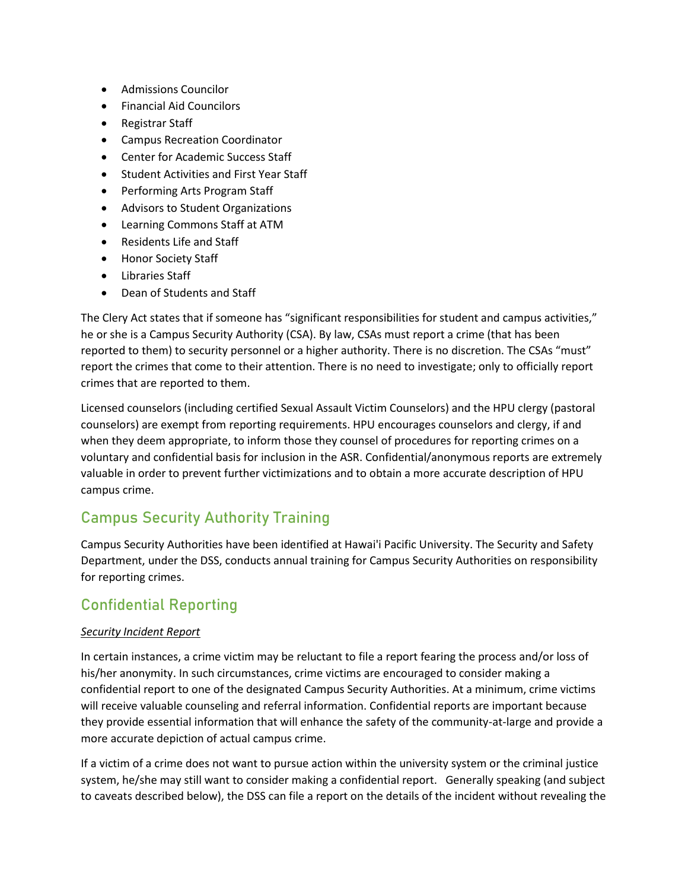- Admissions Councilor
- Financial Aid Councilors
- Registrar Staff
- Campus Recreation Coordinator
- Center for Academic Success Staff
- Student Activities and First Year Staff
- Performing Arts Program Staff
- Advisors to Student Organizations
- Learning Commons Staff at ATM
- Residents Life and Staff
- Honor Society Staff
- Libraries Staff
- Dean of Students and Staff

The Clery Act states that if someone has "significant responsibilities for student and campus activities," he or she is a Campus Security Authority (CSA). By law, CSAs must report a crime (that has been reported to them) to security personnel or a higher authority. There is no discretion. The CSAs "must" report the crimes that come to their attention. There is no need to investigate; only to officially report crimes that are reported to them.

Licensed counselors (including certified Sexual Assault Victim Counselors) and the HPU clergy (pastoral counselors) are exempt from reporting requirements. HPU encourages counselors and clergy, if and when they deem appropriate, to inform those they counsel of procedures for reporting crimes on a voluntary and confidential basis for inclusion in the ASR. Confidential/anonymous reports are extremely valuable in order to prevent further victimizations and to obtain a more accurate description of HPU campus crime.

## Campus Security Authority Training

Campus Security Authorities have been identified at Hawai'i Pacific University. The Security and Safety Department, under the DSS, conducts annual training for Campus Security Authorities on responsibility for reporting crimes.

## Confidential Reporting

*Security Incident Report*

In certain instances, a crime victim may be reluctant to file a report fearing the process and/or loss of his/her anonymity. In such circumstances, crime victims are encouraged to consider making a confidential report to one of the designated Campus Security Authorities. At a minimum, crime victims will receive valuable counseling and referral information. Confidential reports are important because they provide essential information that will enhance the safety of the community-at-large and provide a more accurate depiction of actual campus crime.

If a victim of a crime does not want to pursue action within the university system or the criminal justice system, he/she may still want to consider making a confidential report. Generally speaking (and subject to caveats described below), the DSS can file a report on the details of the incident without revealing the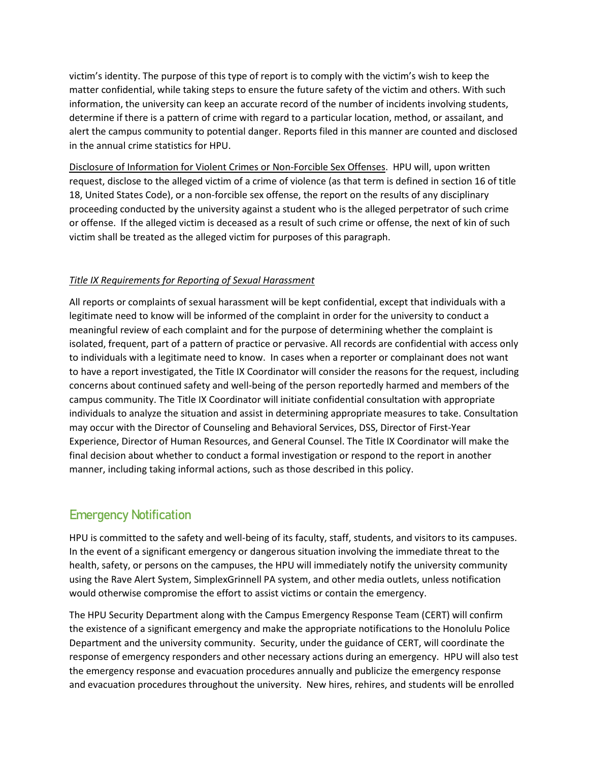victim's identity. The purpose of this type of report is to comply with the victim's wish to keep the matter confidential, while taking steps to ensure the future safety of the victim and others. With such information, the university can keep an accurate record of the number of incidents involving students, determine if there is a pattern of crime with regard to a particular location, method, or assailant, and alert the campus community to potential danger. Reports filed in this manner are counted and disclosed in the annual crime statistics for HPU.

<u>Disclosure of Information for Violent Crimes or Non-Forcible Sex Offenses</u>. HPU will, upon written request, disclose to the alleged victim of a crime of violence (as that term is defined in section 16 of title 18, United States Code), or a non-forcible sex offense, the report on the results of any disciplinary proceeding conducted by the university against a student who is the alleged perpetrator of such crime or offense. If the alleged victim is deceased as a result of such crime or offense, the next of kin of such victim shall be treated as the alleged victim for purposes of this paragraph.

*<u>Title IX Requirements for Reporting of Sexual Harassment</u>*

All reports or complaints of sexual harassment will be kept confidential, except that individuals with a legitimate need to know will be informed of the complaint in order for the university to conduct a meaningful review of each complaint and for the purpose of determining whether the complaint is isolated, frequent, part of a pattern of practice or pervasive. All records are confidential with access only to individuals with a legitimate need to know. In cases when a reporter or complainant does not want to have a report investigated, the Title IX Coordinator will consider the reasons for the request, including concerns about continued safety and well-being of the person reportedly harmed and members of the campus community. The Title IX Coordinator will initiate confidential consultation with appropriate individuals to analyze the situation and assist in determining appropriate measures to take. Consultation may occur with the Director of Counseling and Behavioral Services, DSS, Director of First-Year Experience, Director of Human Resources, and General Counsel. The Title IX Coordinator will make the final decision about whether to conduct a formal investigation or respond to the report in another manner, including taking informal actions, such as those described in this policy.

## Emergency Notification

HPU is committed to the safety and well-being of its faculty, staff, students, and visitors to its campuses. In the event of a significant emergency or dangerous situation involving the immediate threat to the health, safety, or persons on the campuses, the HPU will immediately notify the university community using the Rave Alert System, SimplexGrinnell PA system, and other media outlets, unless notification would otherwise compromise the effort to assist victims or contain the emergency.

The HPU Security Department along with the Campus Emergency Response Team (CERT) will confirm the existence of a significant emergency and make the appropriate notifications to the Honolulu Police Department and the university community. Security, under the guidance of CERT, will coordinate the response of emergency responders and other necessary actions during an emergency. HPU will also test the emergency response and evacuation procedures annually and publicize the emergency response and evacuation procedures throughout the university. New hires, rehires, and students will be enrolled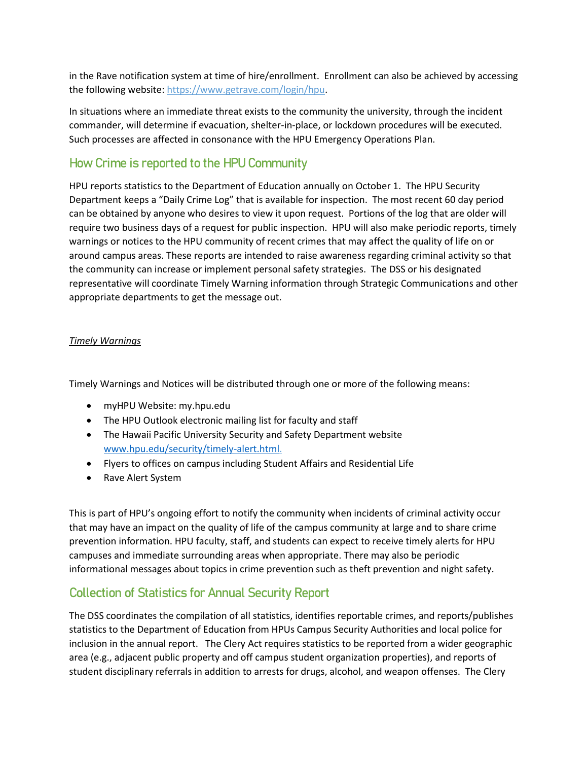in the Rave notification system at time of hire/enrollment. Enrollment can also be achieved by accessing the following website: https://www.getrave.com/login/hpu.

In situations where an immediate threat exists to the community the university, through the incident commander, will determine if evacuation, shelter-in-place, or lockdown procedures will be executed. Such processes are affected in consonance with the HPU Emergency Operations Plan.

## How Crime is reported to the HPU Community

HPU reports statistics to the Department of Education annually on October 1. The HPU Security Department keeps a "Daily Crime Log" that is available for inspection. The most recent 60 day period can be obtained by anyone who desires to view it upon request. Portions of the log that are older will require two business days of a request for public inspection. HPU will also make periodic reports, timely warnings or notices to the HPU community of recent crimes that may affect the quality of life on or around campus areas. These reports are intended to raise awareness regarding criminal activity so that the community can increase or implement personal safety strategies. The DSS or his designated representative will coordinate Timely Warning information through Strategic Communications and other appropriate departments to get the message out.

*Timely Warnings*

Timely Warnings and Notices will be distributed through one or more of the following means:

- myHPU Website: my.hpu.edu
- The HPU Outlook electronic mailing list for faculty and staff
- The Hawaii Pacific University Security and Safety Department website www.hpu.edu/security/timely-alert.html.
- Flyers to offices on campus including Student Affairs and Residential Life
- Rave Alert System

This is part of HPU's ongoing effort to notify the community when incidents of criminal activity occur that may have an impact on the quality of life of the campus community at large and to share crime prevention information. HPU faculty, staff, and students can expect to receive timely alerts for HPU campuses and immediate surrounding areas when appropriate. There may also be periodic informational messages about topics in crime prevention such as theft prevention and night safety.

## Collection of Statistics for Annual Security Report

The DSS coordinates the compilation of all statistics, identifies reportable crimes, and reports/publishes statistics to the Department of Education from HPUs Campus Security Authorities and local police for inclusion in the annual report. The Clery Act requires statistics to be reported from a wider geographic area (e.g., adjacent public property and off campus student organization properties), and reports of student disciplinary referrals in addition to arrests for drugs, alcohol, and weapon offenses. The Clery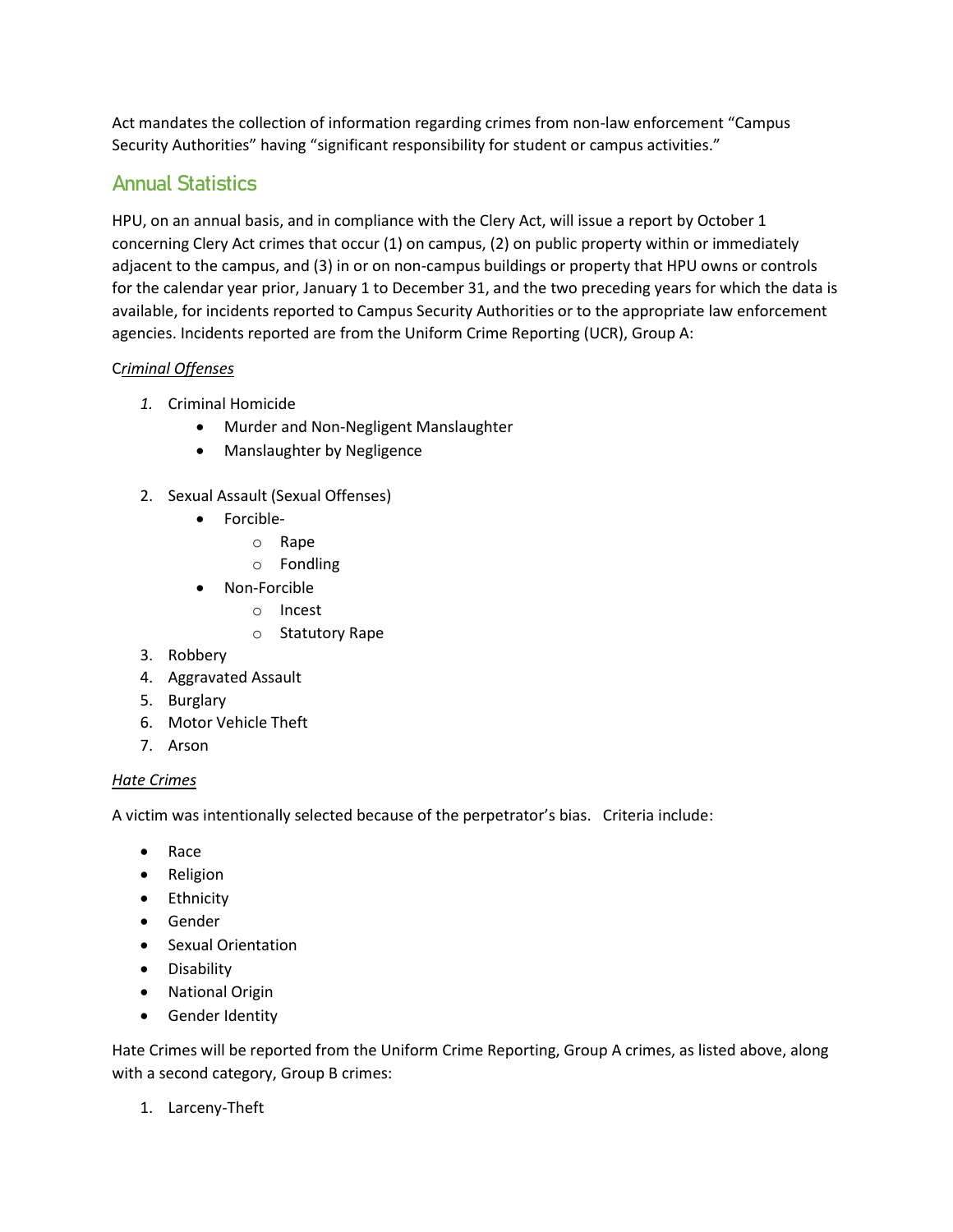Act mandates the collection of information regarding crimes from non-law enforcement "Campus Security Authorities" having "significant responsibility for student or campus activities."

## Annual Statistics

HPU, on an annual basis, and in compliance with the Clery Act, will issue a report by October 1 concerning Clery Act crimes that occur (1) on campus, (2) on public property within or immediately adjacent to the campus, and (3) in or on non-campus buildings or property that HPU owns or controls for the calendar year prior, January 1 to December 31, and the two preceding years for which the data is available, for incidents reported to Campus Security Authorities or to the appropriate law enforcement agencies. Incidents reported are from the Uniform Crime Reporting (UCR), Group A:

C*riminal Offenses*

1. Criminal Homicide
   - Murder and Non-Negligent Manslaughter
   - Manslaughter by Negligence
2. Sexual Assault (Sexual Offenses)
   - Forcible-
     - Rape
     - Fondling
   - Non-Forcible
     - Incest
     - Statutory Rape
3. Robbery
4. Aggravated Assault
5. Burglary
6. Motor Vehicle Theft
7. Arson

*Hate Crimes*

A victim was intentionally selected because of the perpetrator's bias. Criteria include:

- Race
- Religion
- Ethnicity
- Gender
- Sexual Orientation
- Disability
- National Origin
- Gender Identity

Hate Crimes will be reported from the Uniform Crime Reporting, Group A crimes, as listed above, along with a second category, Group B crimes:

1. Larceny-Theft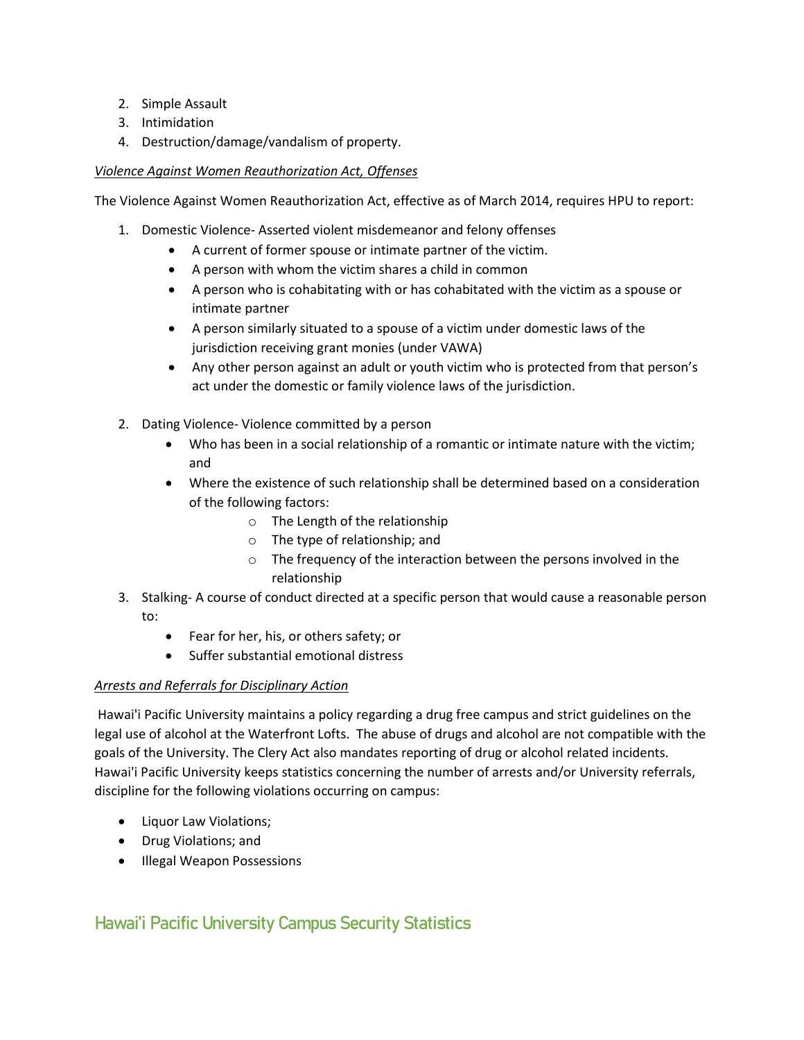2. Simple Assault
3. Intimidation
4. Destruction/damage/vandalism of property.

*Violence Against Women Reauthorization Act, Offenses*

The Violence Against Women Reauthorization Act, effective as of March 2014, requires HPU to report:

1. Domestic Violence- Asserted violent misdemeanor and felony offenses
   - A current of former spouse or intimate partner of the victim.
   - A person with whom the victim shares a child in common
   - A person who is cohabitating with or has cohabitated with the victim as a spouse or intimate partner
   - A person similarly situated to a spouse of a victim under domestic laws of the jurisdiction receiving grant monies (under VAWA)
   - Any other person against an adult or youth victim who is protected from that person's act under the domestic or family violence laws of the jurisdiction.
2. Dating Violence- Violence committed by a person
   - Who has been in a social relationship of a romantic or intimate nature with the victim; and
   - Where the existence of such relationship shall be determined based on a consideration of the following factors:
     - The Length of the relationship
     - The type of relationship; and
     - The frequency of the interaction between the persons involved in the relationship
3. Stalking- A course of conduct directed at a specific person that would cause a reasonable person to:
   - Fear for her, his, or others safety; or
   - Suffer substantial emotional distress

*Arrests and Referrals for Disciplinary Action*

Hawai'i Pacific University maintains a policy regarding a drug free campus and strict guidelines on the legal use of alcohol at the Waterfront Lofts. The abuse of drugs and alcohol are not compatible with the goals of the University. The Clery Act also mandates reporting of drug or alcohol related incidents. Hawai'i Pacific University keeps statistics concerning the number of arrests and/or University referrals, discipline for the following violations occurring on campus:

- Liquor Law Violations;
- Drug Violations; and
- Illegal Weapon Possessions

## Hawai'i Pacific University Campus Security Statistics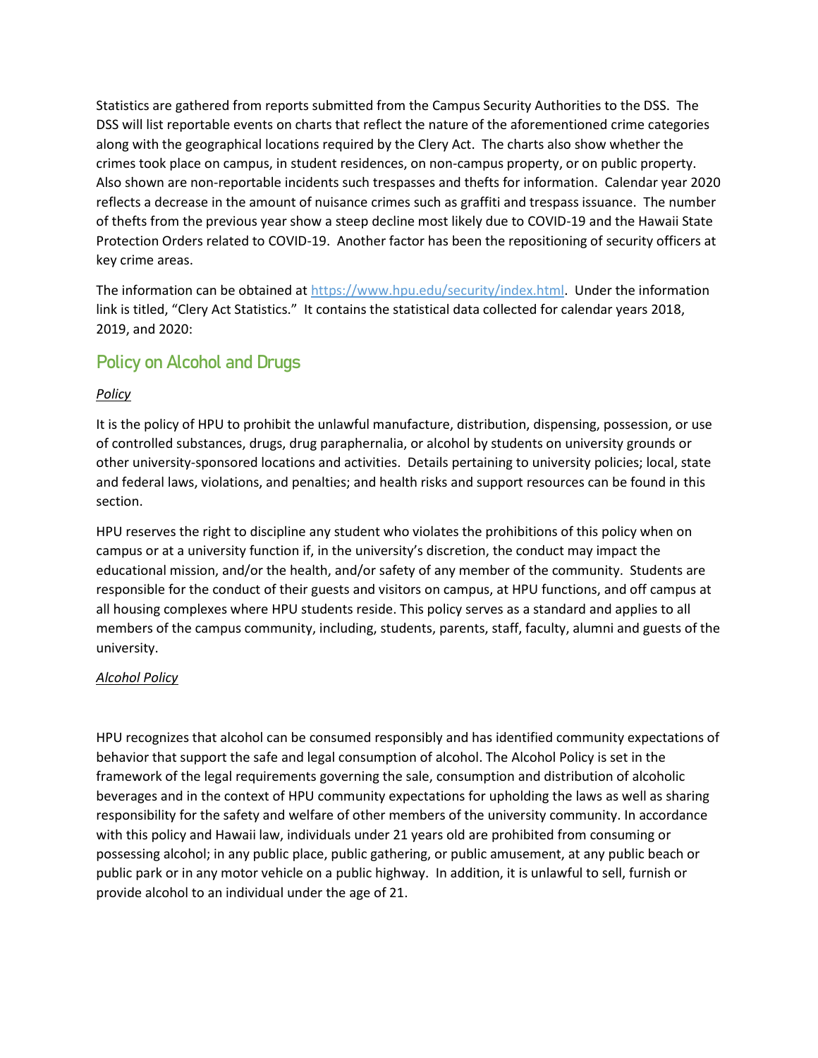Statistics are gathered from reports submitted from the Campus Security Authorities to the DSS. The DSS will list reportable events on charts that reflect the nature of the aforementioned crime categories along with the geographical locations required by the Clery Act. The charts also show whether the crimes took place on campus, in student residences, on non-campus property, or on public property. Also shown are non-reportable incidents such trespasses and thefts for information. Calendar year 2020 reflects a decrease in the amount of nuisance crimes such as graffiti and trespass issuance. The number of thefts from the previous year show a steep decline most likely due to COVID-19 and the Hawaii State Protection Orders related to COVID-19. Another factor has been the repositioning of security officers at key crime areas.

The information can be obtained at [https://www.hpu.edu/security/index.html](https://www.hpu.edu/security/index.html). Under the information link is titled, "Clery Act Statistics." It contains the statistical data collected for calendar years 2018, 2019, and 2020:

## Policy on Alcohol and Drugs

*Policy*

It is the policy of HPU to prohibit the unlawful manufacture, distribution, dispensing, possession, or use of controlled substances, drugs, drug paraphernalia, or alcohol by students on university grounds or other university-sponsored locations and activities. Details pertaining to university policies; local, state and federal laws, violations, and penalties; and health risks and support resources can be found in this section.

HPU reserves the right to discipline any student who violates the prohibitions of this policy when on campus or at a university function if, in the university's discretion, the conduct may impact the educational mission, and/or the health, and/or safety of any member of the community. Students are responsible for the conduct of their guests and visitors on campus, at HPU functions, and off campus at all housing complexes where HPU students reside. This policy serves as a standard and applies to all members of the campus community, including, students, parents, staff, faculty, alumni and guests of the university.

*Alcohol Policy*

HPU recognizes that alcohol can be consumed responsibly and has identified community expectations of behavior that support the safe and legal consumption of alcohol. The Alcohol Policy is set in the framework of the legal requirements governing the sale, consumption and distribution of alcoholic beverages and in the context of HPU community expectations for upholding the laws as well as sharing responsibility for the safety and welfare of other members of the university community. In accordance with this policy and Hawaii law, individuals under 21 years old are prohibited from consuming or possessing alcohol; in any public place, public gathering, or public amusement, at any public beach or public park or in any motor vehicle on a public highway. In addition, it is unlawful to sell, furnish or provide alcohol to an individual under the age of 21.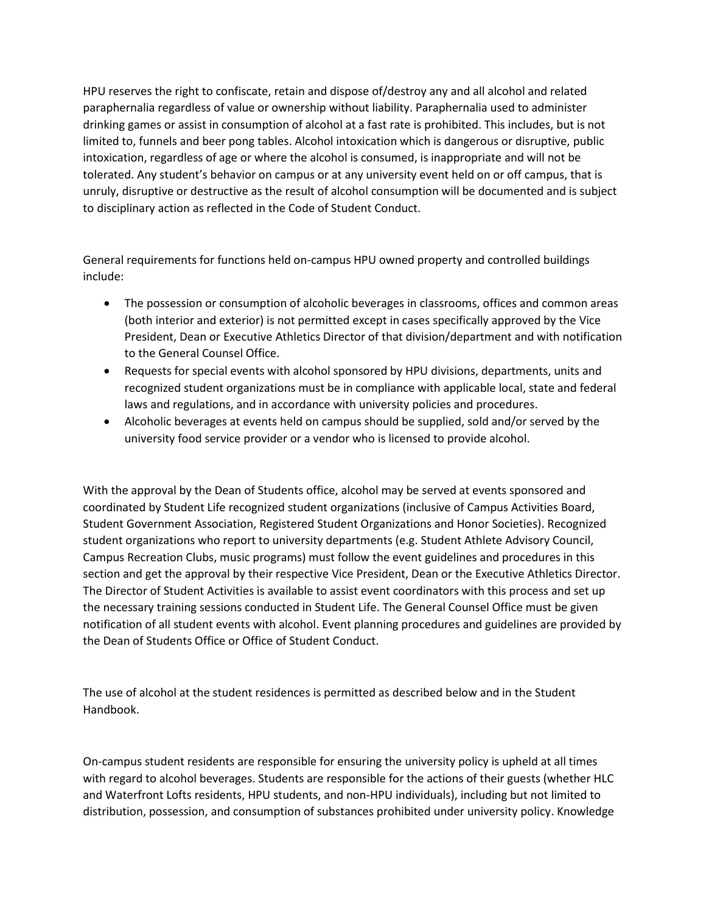HPU reserves the right to confiscate, retain and dispose of/destroy any and all alcohol and related paraphernalia regardless of value or ownership without liability. Paraphernalia used to administer drinking games or assist in consumption of alcohol at a fast rate is prohibited. This includes, but is not limited to, funnels and beer pong tables. Alcohol intoxication which is dangerous or disruptive, public intoxication, regardless of age or where the alcohol is consumed, is inappropriate and will not be tolerated. Any student's behavior on campus or at any university event held on or off campus, that is unruly, disruptive or destructive as the result of alcohol consumption will be documented and is subject to disciplinary action as reflected in the Code of Student Conduct.

General requirements for functions held on-campus HPU owned property and controlled buildings include:

- The possession or consumption of alcoholic beverages in classrooms, offices and common areas (both interior and exterior) is not permitted except in cases specifically approved by the Vice President, Dean or Executive Athletics Director of that division/department and with notification to the General Counsel Office.
- Requests for special events with alcohol sponsored by HPU divisions, departments, units and recognized student organizations must be in compliance with applicable local, state and federal laws and regulations, and in accordance with university policies and procedures.
- Alcoholic beverages at events held on campus should be supplied, sold and/or served by the university food service provider or a vendor who is licensed to provide alcohol.

With the approval by the Dean of Students office, alcohol may be served at events sponsored and coordinated by Student Life recognized student organizations (inclusive of Campus Activities Board, Student Government Association, Registered Student Organizations and Honor Societies). Recognized student organizations who report to university departments (e.g. Student Athlete Advisory Council, Campus Recreation Clubs, music programs) must follow the event guidelines and procedures in this section and get the approval by their respective Vice President, Dean or the Executive Athletics Director. The Director of Student Activities is available to assist event coordinators with this process and set up the necessary training sessions conducted in Student Life. The General Counsel Office must be given notification of all student events with alcohol. Event planning procedures and guidelines are provided by the Dean of Students Office or Office of Student Conduct.

The use of alcohol at the student residences is permitted as described below and in the Student Handbook.

On-campus student residents are responsible for ensuring the university policy is upheld at all times with regard to alcohol beverages. Students are responsible for the actions of their guests (whether HLC and Waterfront Lofts residents, HPU students, and non-HPU individuals), including but not limited to distribution, possession, and consumption of substances prohibited under university policy. Knowledge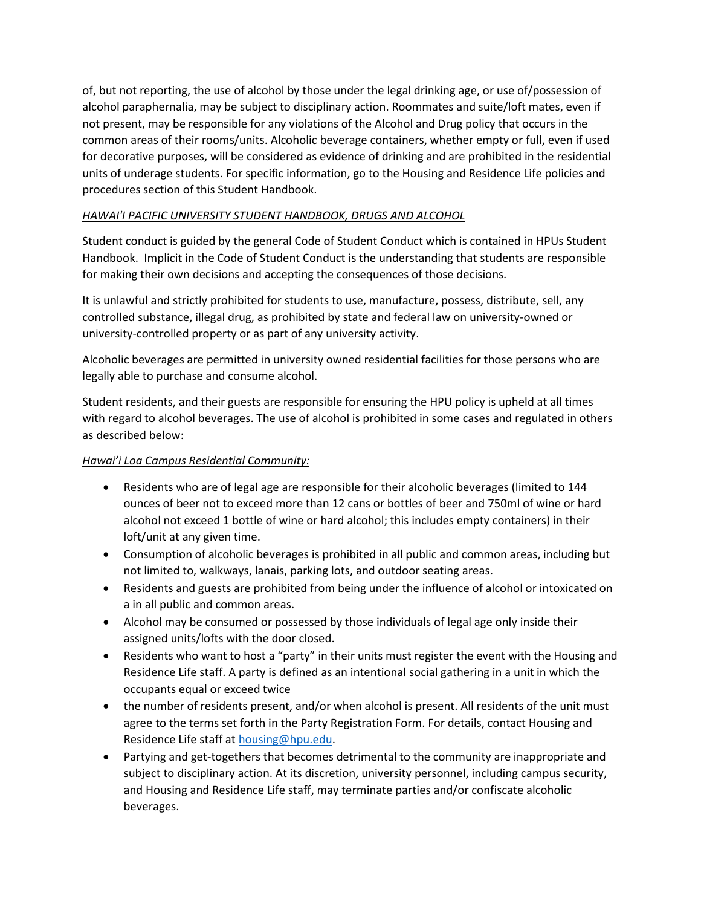of, but not reporting, the use of alcohol by those under the legal drinking age, or use of/possession of alcohol paraphernalia, may be subject to disciplinary action. Roommates and suite/loft mates, even if not present, may be responsible for any violations of the Alcohol and Drug policy that occurs in the common areas of their rooms/units. Alcoholic beverage containers, whether empty or full, even if used for decorative purposes, will be considered as evidence of drinking and are prohibited in the residential units of underage students. For specific information, go to the Housing and Residence Life policies and procedures section of this Student Handbook.

*HAWAI'I PACIFIC UNIVERSITY STUDENT HANDBOOK, DRUGS AND ALCOHOL*

Student conduct is guided by the general Code of Student Conduct which is contained in HPUs Student Handbook. Implicit in the Code of Student Conduct is the understanding that students are responsible for making their own decisions and accepting the consequences of those decisions.

It is unlawful and strictly prohibited for students to use, manufacture, possess, distribute, sell, any controlled substance, illegal drug, as prohibited by state and federal law on university-owned or university-controlled property or as part of any university activity.

Alcoholic beverages are permitted in university owned residential facilities for those persons who are legally able to purchase and consume alcohol.

Student residents, and their guests are responsible for ensuring the HPU policy is upheld at all times with regard to alcohol beverages. The use of alcohol is prohibited in some cases and regulated in others as described below:

*Hawai'i Loa Campus Residential Community:*

- Residents who are of legal age are responsible for their alcoholic beverages (limited to 144 ounces of beer not to exceed more than 12 cans or bottles of beer and 750ml of wine or hard alcohol not exceed 1 bottle of wine or hard alcohol; this includes empty containers) in their loft/unit at any given time.
- Consumption of alcoholic beverages is prohibited in all public and common areas, including but not limited to, walkways, lanais, parking lots, and outdoor seating areas.
- Residents and guests are prohibited from being under the influence of alcohol or intoxicated on a in all public and common areas.
- Alcohol may be consumed or possessed by those individuals of legal age only inside their assigned units/lofts with the door closed.
- Residents who want to host a "party" in their units must register the event with the Housing and Residence Life staff. A party is defined as an intentional social gathering in a unit in which the occupants equal or exceed twice
- the number of residents present, and/or when alcohol is present. All residents of the unit must agree to the terms set forth in the Party Registration Form. For details, contact Housing and Residence Life staff at housing@hpu.edu.
- Partying and get-togethers that becomes detrimental to the community are inappropriate and subject to disciplinary action. At its discretion, university personnel, including campus security, and Housing and Residence Life staff, may terminate parties and/or confiscate alcoholic beverages.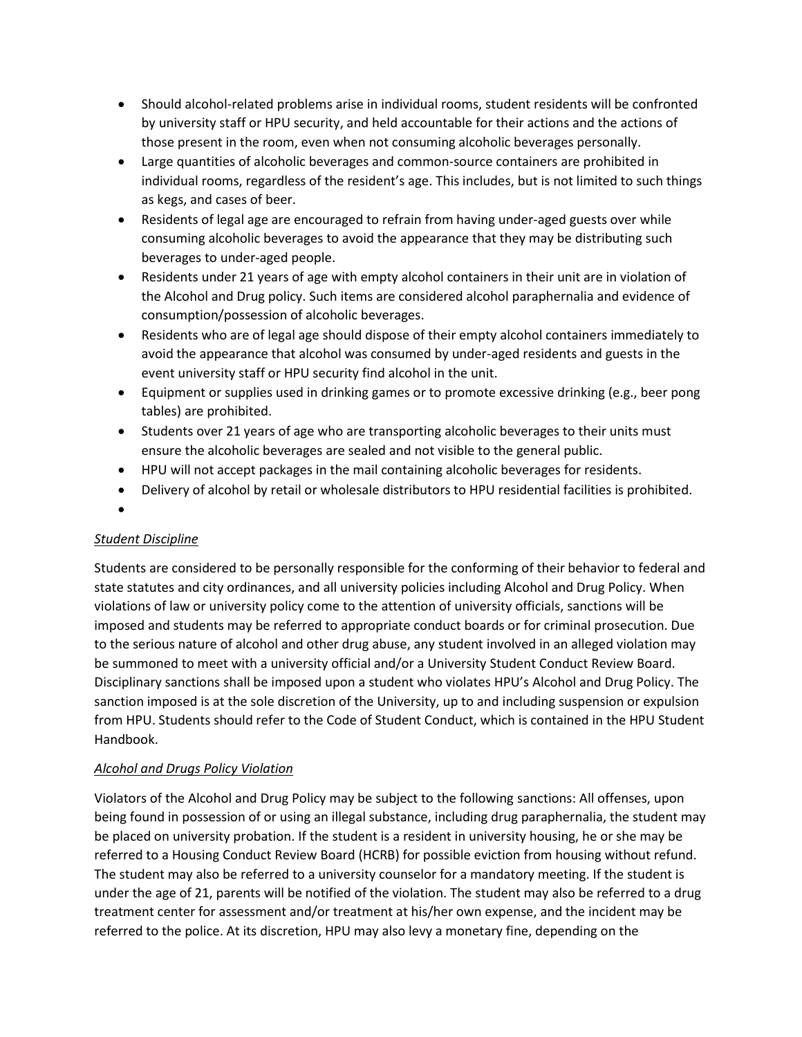- Should alcohol-related problems arise in individual rooms, student residents will be confronted by university staff or HPU security, and held accountable for their actions and the actions of those present in the room, even when not consuming alcoholic beverages personally.
- Large quantities of alcoholic beverages and common-source containers are prohibited in individual rooms, regardless of the resident's age. This includes, but is not limited to such things as kegs, and cases of beer.
- Residents of legal age are encouraged to refrain from having under-aged guests over while consuming alcoholic beverages to avoid the appearance that they may be distributing such beverages to under-aged people.
- Residents under 21 years of age with empty alcohol containers in their unit are in violation of the Alcohol and Drug policy. Such items are considered alcohol paraphernalia and evidence of consumption/possession of alcoholic beverages.
- Residents who are of legal age should dispose of their empty alcohol containers immediately to avoid the appearance that alcohol was consumed by under-aged residents and guests in the event university staff or HPU security find alcohol in the unit.
- Equipment or supplies used in drinking games or to promote excessive drinking (e.g., beer pong tables) are prohibited.
- Students over 21 years of age who are transporting alcoholic beverages to their units must ensure the alcoholic beverages are sealed and not visible to the general public.
- HPU will not accept packages in the mail containing alcoholic beverages for residents.
- Delivery of alcohol by retail or wholesale distributors to HPU residential facilities is prohibited.

*Student Discipline*

Students are considered to be personally responsible for the conforming of their behavior to federal and state statutes and city ordinances, and all university policies including Alcohol and Drug Policy. When violations of law or university policy come to the attention of university officials, sanctions will be imposed and students may be referred to appropriate conduct boards or for criminal prosecution. Due to the serious nature of alcohol and other drug abuse, any student involved in an alleged violation may be summoned to meet with a university official and/or a University Student Conduct Review Board. Disciplinary sanctions shall be imposed upon a student who violates HPU's Alcohol and Drug Policy. The sanction imposed is at the sole discretion of the University, up to and including suspension or expulsion from HPU. Students should refer to the Code of Student Conduct, which is contained in the HPU Student Handbook.

*Alcohol and Drugs Policy Violation*

Violators of the Alcohol and Drug Policy may be subject to the following sanctions: All offenses, upon being found in possession of or using an illegal substance, including drug paraphernalia, the student may be placed on university probation. If the student is a resident in university housing, he or she may be referred to a Housing Conduct Review Board (HCRB) for possible eviction from housing without refund. The student may also be referred to a university counselor for a mandatory meeting. If the student is under the age of 21, parents will be notified of the violation. The student may also be referred to a drug treatment center for assessment and/or treatment at his/her own expense, and the incident may be referred to the police. At its discretion, HPU may also levy a monetary fine, depending on the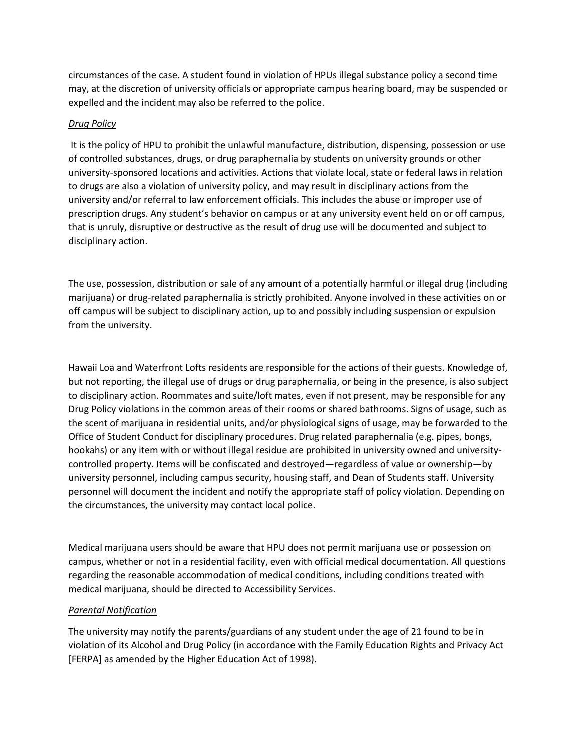circumstances of the case. A student found in violation of HPUs illegal substance policy a second time may, at the discretion of university officials or appropriate campus hearing board, may be suspended or expelled and the incident may also be referred to the police.

*Drug Policy*

It is the policy of HPU to prohibit the unlawful manufacture, distribution, dispensing, possession or use of controlled substances, drugs, or drug paraphernalia by students on university grounds or other university-sponsored locations and activities. Actions that violate local, state or federal laws in relation to drugs are also a violation of university policy, and may result in disciplinary actions from the university and/or referral to law enforcement officials. This includes the abuse or improper use of prescription drugs. Any student's behavior on campus or at any university event held on or off campus, that is unruly, disruptive or destructive as the result of drug use will be documented and subject to disciplinary action.

The use, possession, distribution or sale of any amount of a potentially harmful or illegal drug (including marijuana) or drug-related paraphernalia is strictly prohibited. Anyone involved in these activities on or off campus will be subject to disciplinary action, up to and possibly including suspension or expulsion from the university.

Hawaii Loa and Waterfront Lofts residents are responsible for the actions of their guests. Knowledge of, but not reporting, the illegal use of drugs or drug paraphernalia, or being in the presence, is also subject to disciplinary action. Roommates and suite/loft mates, even if not present, may be responsible for any Drug Policy violations in the common areas of their rooms or shared bathrooms. Signs of usage, such as the scent of marijuana in residential units, and/or physiological signs of usage, may be forwarded to the Office of Student Conduct for disciplinary procedures. Drug related paraphernalia (e.g. pipes, bongs, hookahs) or any item with or without illegal residue are prohibited in university owned and university-controlled property. Items will be confiscated and destroyed—regardless of value or ownership—by university personnel, including campus security, housing staff, and Dean of Students staff. University personnel will document the incident and notify the appropriate staff of policy violation. Depending on the circumstances, the university may contact local police.

Medical marijuana users should be aware that HPU does not permit marijuana use or possession on campus, whether or not in a residential facility, even with official medical documentation. All questions regarding the reasonable accommodation of medical conditions, including conditions treated with medical marijuana, should be directed to Accessibility Services.

*Parental Notification*

The university may notify the parents/guardians of any student under the age of 21 found to be in violation of its Alcohol and Drug Policy (in accordance with the Family Education Rights and Privacy Act [FERPA] as amended by the Higher Education Act of 1998).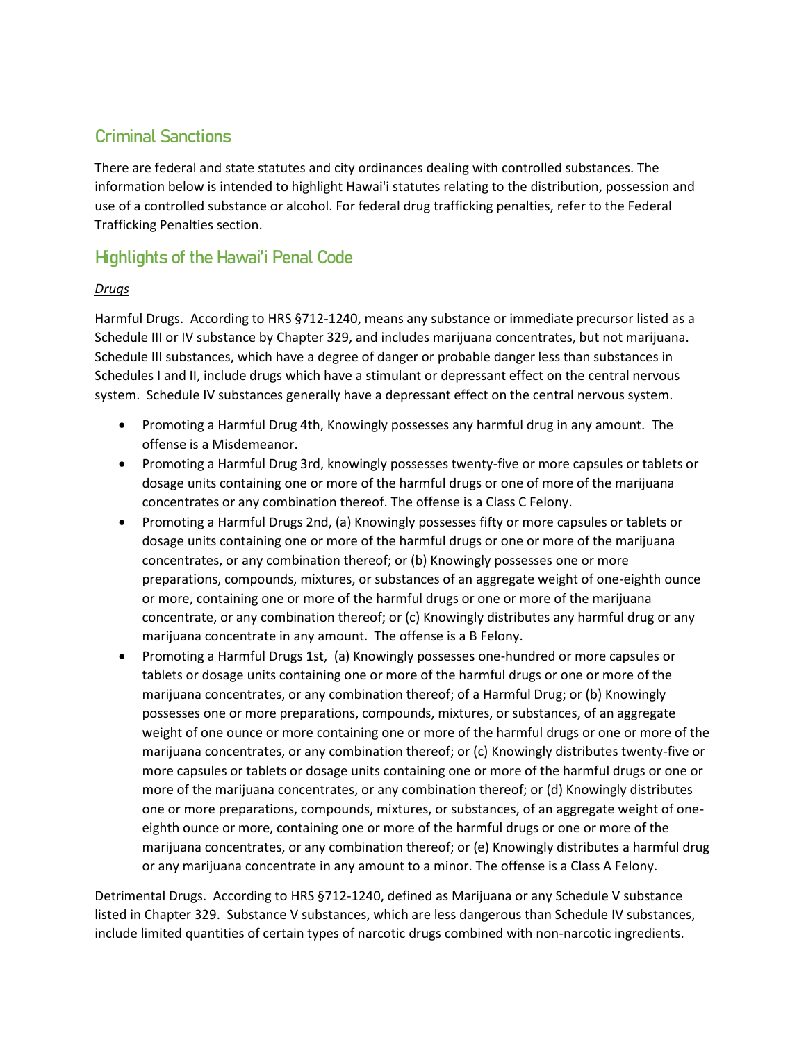## Criminal Sanctions

There are federal and state statutes and city ordinances dealing with controlled substances. The information below is intended to highlight Hawai'i statutes relating to the distribution, possession and use of a controlled substance or alcohol. For federal drug trafficking penalties, refer to the Federal Trafficking Penalties section.

## Highlights of the Hawai'i Penal Code

*Drugs*

Harmful Drugs. According to HRS §712-1240, means any substance or immediate precursor listed as a Schedule III or IV substance by Chapter 329, and includes marijuana concentrates, but not marijuana. Schedule III substances, which have a degree of danger or probable danger less than substances in Schedules I and II, include drugs which have a stimulant or depressant effect on the central nervous system. Schedule IV substances generally have a depressant effect on the central nervous system.

- Promoting a Harmful Drug 4th, Knowingly possesses any harmful drug in any amount. The offense is a Misdemeanor.
- Promoting a Harmful Drug 3rd, knowingly possesses twenty-five or more capsules or tablets or dosage units containing one or more of the harmful drugs or one of more of the marijuana concentrates or any combination thereof. The offense is a Class C Felony.
- Promoting a Harmful Drugs 2nd, (a) Knowingly possesses fifty or more capsules or tablets or dosage units containing one or more of the harmful drugs or one or more of the marijuana concentrates, or any combination thereof; or (b) Knowingly possesses one or more preparations, compounds, mixtures, or substances of an aggregate weight of one-eighth ounce or more, containing one or more of the harmful drugs or one or more of the marijuana concentrate, or any combination thereof; or (c) Knowingly distributes any harmful drug or any marijuana concentrate in any amount. The offense is a B Felony.
- Promoting a Harmful Drugs 1st, (a) Knowingly possesses one-hundred or more capsules or tablets or dosage units containing one or more of the harmful drugs or one or more of the marijuana concentrates, or any combination thereof; of a Harmful Drug; or (b) Knowingly possesses one or more preparations, compounds, mixtures, or substances, of an aggregate weight of one ounce or more containing one or more of the harmful drugs or one or more of the marijuana concentrates, or any combination thereof; or (c) Knowingly distributes twenty-five or more capsules or tablets or dosage units containing one or more of the harmful drugs or one or more of the marijuana concentrates, or any combination thereof; or (d) Knowingly distributes one or more preparations, compounds, mixtures, or substances, of an aggregate weight of one-eighth ounce or more, containing one or more of the harmful drugs or one or more of the marijuana concentrates, or any combination thereof; or (e) Knowingly distributes a harmful drug or any marijuana concentrate in any amount to a minor. The offense is a Class A Felony.

Detrimental Drugs. According to HRS §712-1240, defined as Marijuana or any Schedule V substance listed in Chapter 329. Substance V substances, which are less dangerous than Schedule IV substances, include limited quantities of certain types of narcotic drugs combined with non-narcotic ingredients.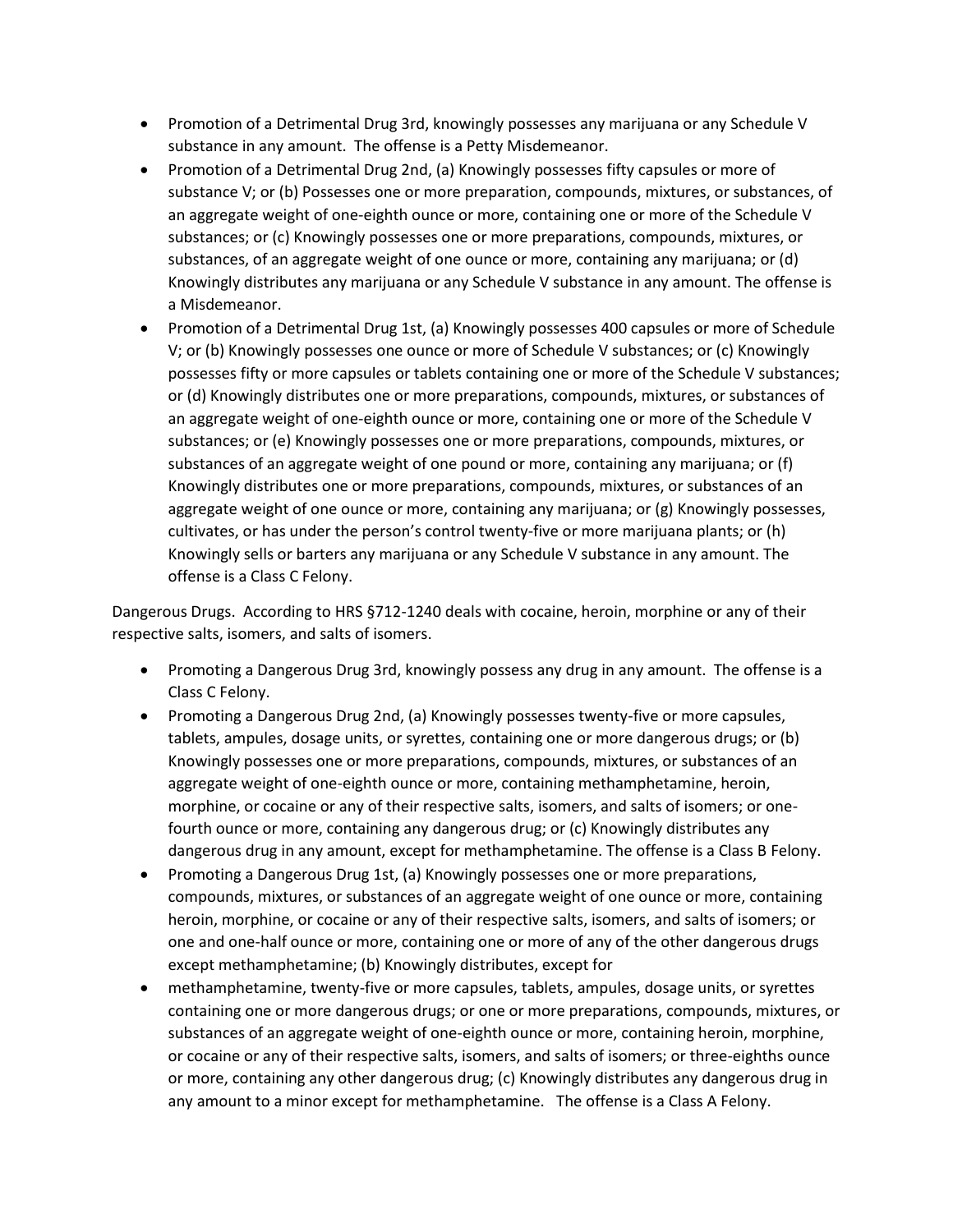- Promotion of a Detrimental Drug 3rd, knowingly possesses any marijuana or any Schedule V substance in any amount. The offense is a Petty Misdemeanor.
- Promotion of a Detrimental Drug 2nd, (a) Knowingly possesses fifty capsules or more of substance V; or (b) Possesses one or more preparation, compounds, mixtures, or substances, of an aggregate weight of one-eighth ounce or more, containing one or more of the Schedule V substances; or (c) Knowingly possesses one or more preparations, compounds, mixtures, or substances, of an aggregate weight of one ounce or more, containing any marijuana; or (d) Knowingly distributes any marijuana or any Schedule V substance in any amount. The offense is a Misdemeanor.
- Promotion of a Detrimental Drug 1st, (a) Knowingly possesses 400 capsules or more of Schedule V; or (b) Knowingly possesses one ounce or more of Schedule V substances; or (c) Knowingly possesses fifty or more capsules or tablets containing one or more of the Schedule V substances; or (d) Knowingly distributes one or more preparations, compounds, mixtures, or substances of an aggregate weight of one-eighth ounce or more, containing one or more of the Schedule V substances; or (e) Knowingly possesses one or more preparations, compounds, mixtures, or substances of an aggregate weight of one pound or more, containing any marijuana; or (f) Knowingly distributes one or more preparations, compounds, mixtures, or substances of an aggregate weight of one ounce or more, containing any marijuana; or (g) Knowingly possesses, cultivates, or has under the person's control twenty-five or more marijuana plants; or (h) Knowingly sells or barters any marijuana or any Schedule V substance in any amount. The offense is a Class C Felony.

Dangerous Drugs. According to HRS §712-1240 deals with cocaine, heroin, morphine or any of their respective salts, isomers, and salts of isomers.

- Promoting a Dangerous Drug 3rd, knowingly possess any drug in any amount. The offense is a Class C Felony.
- Promoting a Dangerous Drug 2nd, (a) Knowingly possesses twenty-five or more capsules, tablets, ampules, dosage units, or syrettes, containing one or more dangerous drugs; or (b) Knowingly possesses one or more preparations, compounds, mixtures, or substances of an aggregate weight of one-eighth ounce or more, containing methamphetamine, heroin, morphine, or cocaine or any of their respective salts, isomers, and salts of isomers; or one-fourth ounce or more, containing any dangerous drug; or (c) Knowingly distributes any dangerous drug in any amount, except for methamphetamine. The offense is a Class B Felony.
- Promoting a Dangerous Drug 1st, (a) Knowingly possesses one or more preparations, compounds, mixtures, or substances of an aggregate weight of one ounce or more, containing heroin, morphine, or cocaine or any of their respective salts, isomers, and salts of isomers; or one and one-half ounce or more, containing one or more of any of the other dangerous drugs except methamphetamine; (b) Knowingly distributes, except for
- methamphetamine, twenty-five or more capsules, tablets, ampules, dosage units, or syrettes containing one or more dangerous drugs; or one or more preparations, compounds, mixtures, or substances of an aggregate weight of one-eighth ounce or more, containing heroin, morphine, or cocaine or any of their respective salts, isomers, and salts of isomers; or three-eighths ounce or more, containing any other dangerous drug; (c) Knowingly distributes any dangerous drug in any amount to a minor except for methamphetamine. The offense is a Class A Felony.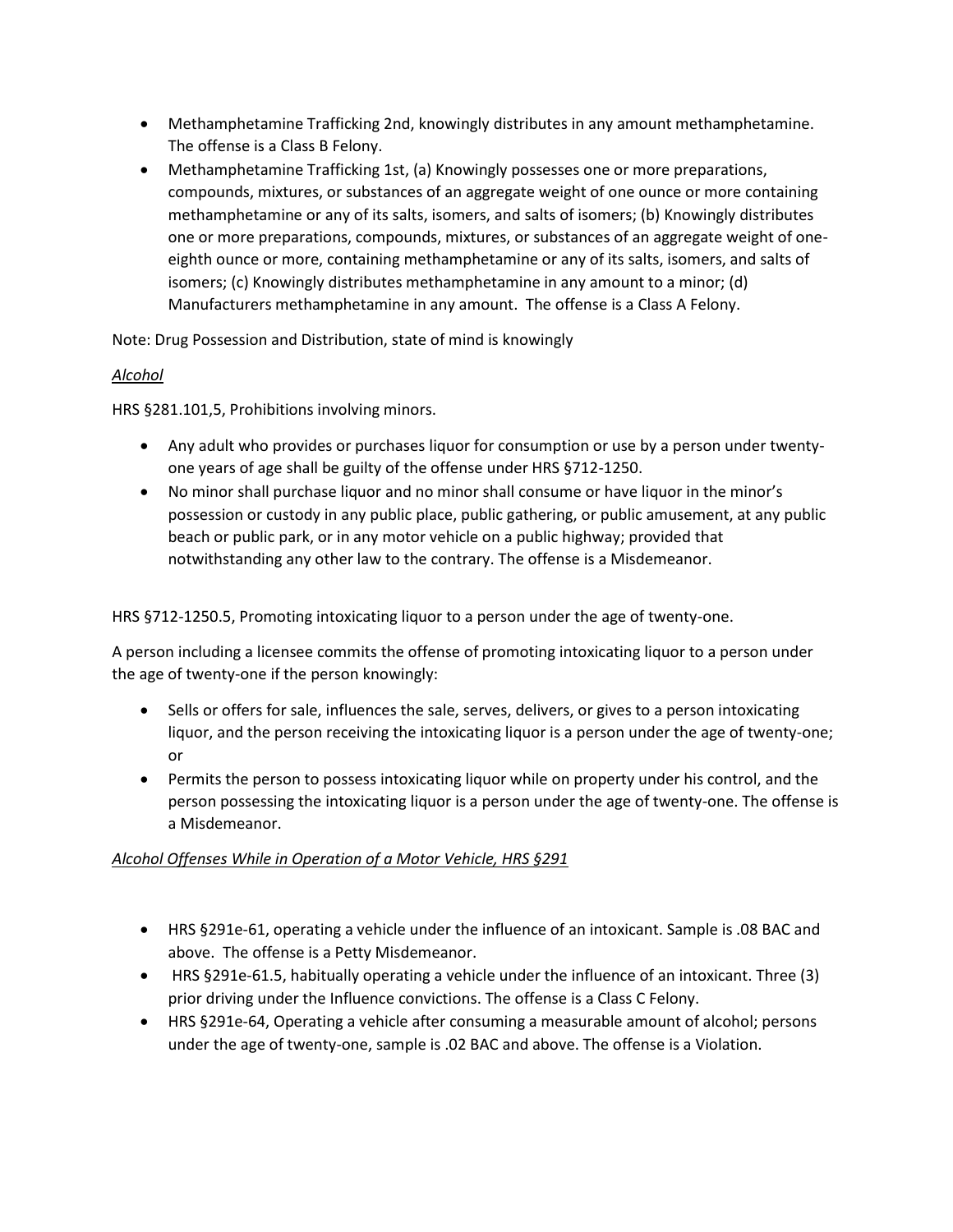- Methamphetamine Trafficking 2nd, knowingly distributes in any amount methamphetamine. The offense is a Class B Felony.
- Methamphetamine Trafficking 1st, (a) Knowingly possesses one or more preparations, compounds, mixtures, or substances of an aggregate weight of one ounce or more containing methamphetamine or any of its salts, isomers, and salts of isomers; (b) Knowingly distributes one or more preparations, compounds, mixtures, or substances of an aggregate weight of one-eighth ounce or more, containing methamphetamine or any of its salts, isomers, and salts of isomers; (c) Knowingly distributes methamphetamine in any amount to a minor; (d) Manufacturers methamphetamine in any amount. The offense is a Class A Felony.

Note: Drug Possession and Distribution, state of mind is knowingly

*Alcohol*

HRS §281.101,5, Prohibitions involving minors.

- Any adult who provides or purchases liquor for consumption or use by a person under twenty-one years of age shall be guilty of the offense under HRS §712-1250.
- No minor shall purchase liquor and no minor shall consume or have liquor in the minor's possession or custody in any public place, public gathering, or public amusement, at any public beach or public park, or in any motor vehicle on a public highway; provided that notwithstanding any other law to the contrary. The offense is a Misdemeanor.

HRS §712-1250.5, Promoting intoxicating liquor to a person under the age of twenty-one.

A person including a licensee commits the offense of promoting intoxicating liquor to a person under the age of twenty-one if the person knowingly:

- Sells or offers for sale, influences the sale, serves, delivers, or gives to a person intoxicating liquor, and the person receiving the intoxicating liquor is a person under the age of twenty-one; or
- Permits the person to possess intoxicating liquor while on property under his control, and the person possessing the intoxicating liquor is a person under the age of twenty-one. The offense is a Misdemeanor.

*Alcohol Offenses While in Operation of a Motor Vehicle, HRS §291*

- HRS §291e-61, operating a vehicle under the influence of an intoxicant. Sample is .08 BAC and above. The offense is a Petty Misdemeanor.
- HRS §291e-61.5, habitually operating a vehicle under the influence of an intoxicant. Three (3) prior driving under the Influence convictions. The offense is a Class C Felony.
- HRS §291e-64, Operating a vehicle after consuming a measurable amount of alcohol; persons under the age of twenty-one, sample is .02 BAC and above. The offense is a Violation.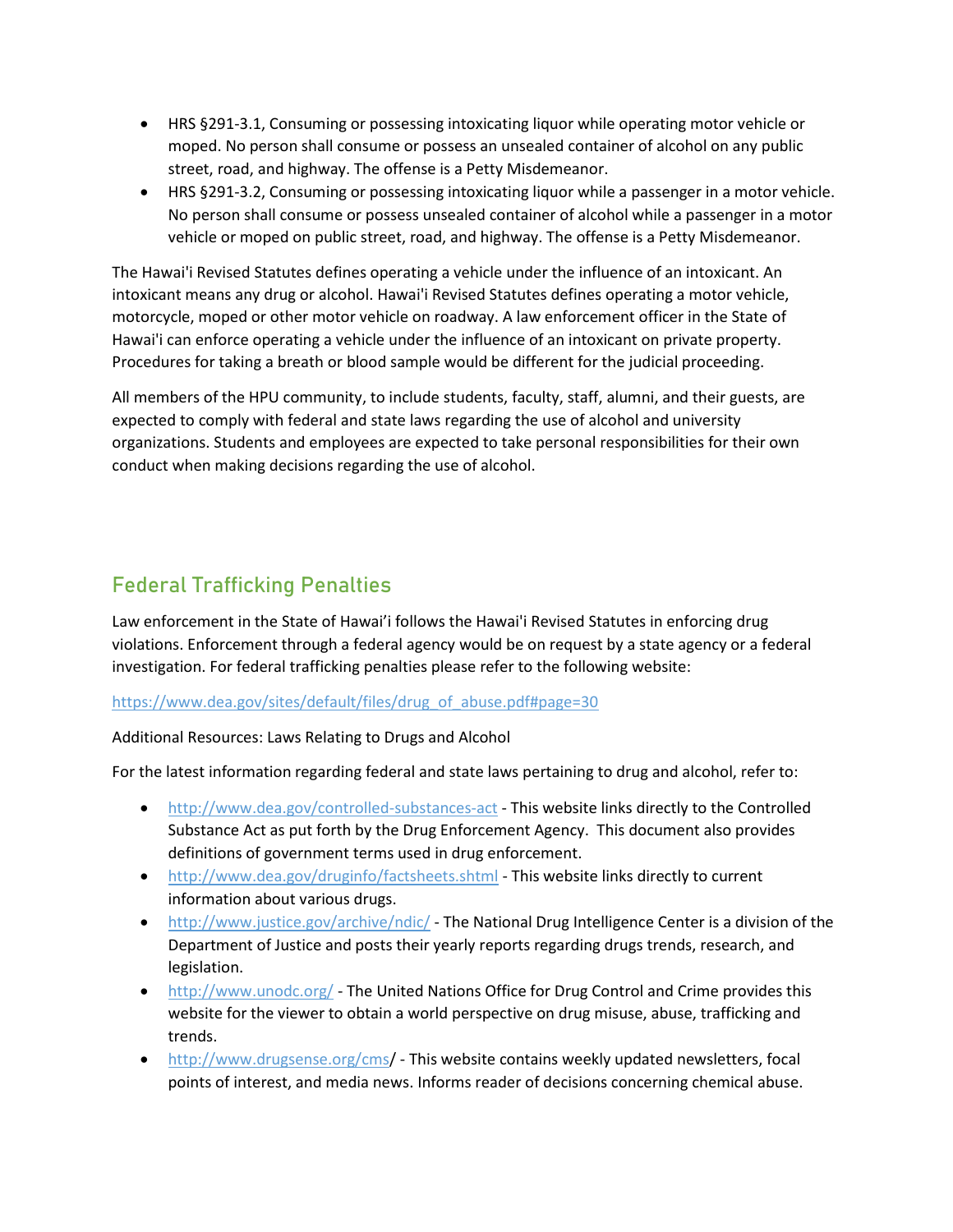- HRS §291-3.1, Consuming or possessing intoxicating liquor while operating motor vehicle or moped. No person shall consume or possess an unsealed container of alcohol on any public street, road, and highway. The offense is a Petty Misdemeanor.
- HRS §291-3.2, Consuming or possessing intoxicating liquor while a passenger in a motor vehicle. No person shall consume or possess unsealed container of alcohol while a passenger in a motor vehicle or moped on public street, road, and highway. The offense is a Petty Misdemeanor.

The Hawai'i Revised Statutes defines operating a vehicle under the influence of an intoxicant. An intoxicant means any drug or alcohol. Hawai'i Revised Statutes defines operating a motor vehicle, motorcycle, moped or other motor vehicle on roadway. A law enforcement officer in the State of Hawai'i can enforce operating a vehicle under the influence of an intoxicant on private property. Procedures for taking a breath or blood sample would be different for the judicial proceeding.

All members of the HPU community, to include students, faculty, staff, alumni, and their guests, are expected to comply with federal and state laws regarding the use of alcohol and university organizations. Students and employees are expected to take personal responsibilities for their own conduct when making decisions regarding the use of alcohol.

## Federal Trafficking Penalties

Law enforcement in the State of Hawai'i follows the Hawai'i Revised Statutes in enforcing drug violations. Enforcement through a federal agency would be on request by a state agency or a federal investigation. For federal trafficking penalties please refer to the following website:

https://www.dea.gov/sites/default/files/drug_of_abuse.pdf#page=30

Additional Resources: Laws Relating to Drugs and Alcohol

For the latest information regarding federal and state laws pertaining to drug and alcohol, refer to:

- http://www.dea.gov/controlled-substances-act - This website links directly to the Controlled Substance Act as put forth by the Drug Enforcement Agency. This document also provides definitions of government terms used in drug enforcement.
- http://www.dea.gov/druginfo/factsheets.shtml - This website links directly to current information about various drugs.
- http://www.justice.gov/archive/ndic/ - The National Drug Intelligence Center is a division of the Department of Justice and posts their yearly reports regarding drugs trends, research, and legislation.
- http://www.unodc.org/ - The United Nations Office for Drug Control and Crime provides this website for the viewer to obtain a world perspective on drug misuse, abuse, trafficking and trends.
- http://www.drugsense.org/cms/ - This website contains weekly updated newsletters, focal points of interest, and media news. Informs reader of decisions concerning chemical abuse.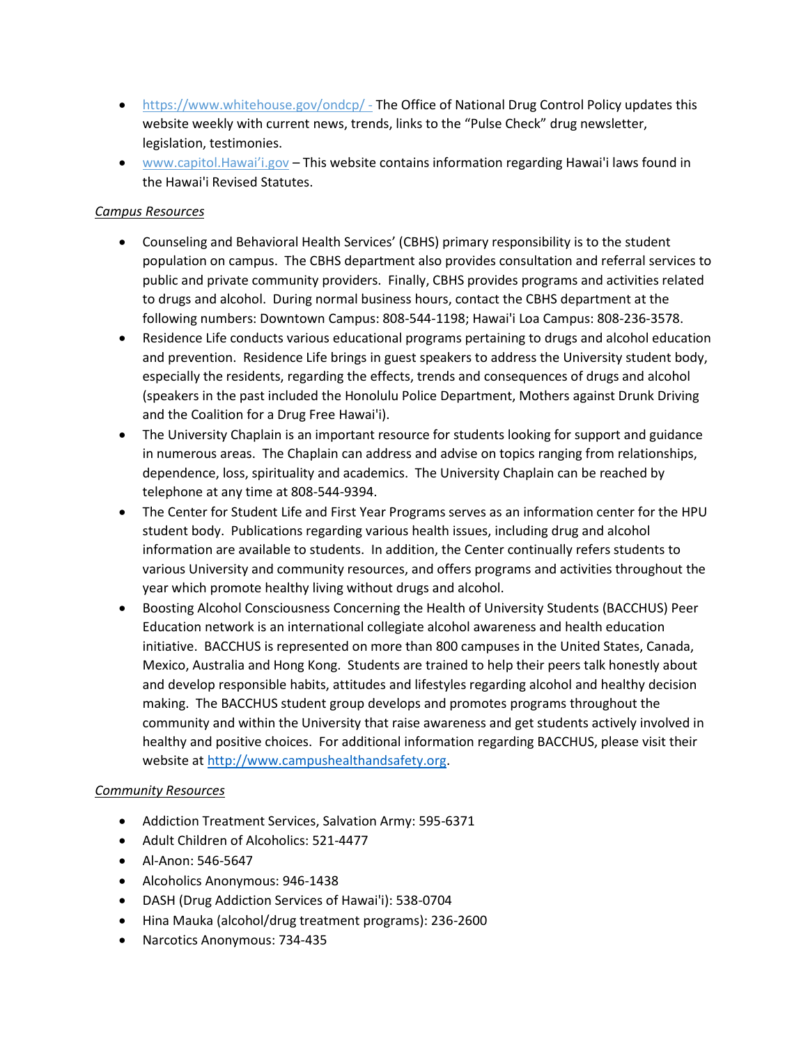- https://www.whitehouse.gov/ondcp/ - The Office of National Drug Control Policy updates this website weekly with current news, trends, links to the "Pulse Check" drug newsletter, legislation, testimonies.
- www.capitol.Hawai'i.gov – This website contains information regarding Hawai'i laws found in the Hawai'i Revised Statutes.

*Campus Resources*

- Counseling and Behavioral Health Services' (CBHS) primary responsibility is to the student population on campus. The CBHS department also provides consultation and referral services to public and private community providers. Finally, CBHS provides programs and activities related to drugs and alcohol. During normal business hours, contact the CBHS department at the following numbers: Downtown Campus: 808-544-1198; Hawai'i Loa Campus: 808-236-3578.
- Residence Life conducts various educational programs pertaining to drugs and alcohol education and prevention. Residence Life brings in guest speakers to address the University student body, especially the residents, regarding the effects, trends and consequences of drugs and alcohol (speakers in the past included the Honolulu Police Department, Mothers against Drunk Driving and the Coalition for a Drug Free Hawai'i).
- The University Chaplain is an important resource for students looking for support and guidance in numerous areas. The Chaplain can address and advise on topics ranging from relationships, dependence, loss, spirituality and academics. The University Chaplain can be reached by telephone at any time at 808-544-9394.
- The Center for Student Life and First Year Programs serves as an information center for the HPU student body. Publications regarding various health issues, including drug and alcohol information are available to students. In addition, the Center continually refers students to various University and community resources, and offers programs and activities throughout the year which promote healthy living without drugs and alcohol.
- Boosting Alcohol Consciousness Concerning the Health of University Students (BACCHUS) Peer Education network is an international collegiate alcohol awareness and health education initiative. BACCHUS is represented on more than 800 campuses in the United States, Canada, Mexico, Australia and Hong Kong. Students are trained to help their peers talk honestly about and develop responsible habits, attitudes and lifestyles regarding alcohol and healthy decision making. The BACCHUS student group develops and promotes programs throughout the community and within the University that raise awareness and get students actively involved in healthy and positive choices. For additional information regarding BACCHUS, please visit their website at http://www.campushealthandsafety.org.

*Community Resources*

- Addiction Treatment Services, Salvation Army: 595-6371
- Adult Children of Alcoholics: 521-4477
- Al-Anon: 546-5647
- Alcoholics Anonymous: 946-1438
- DASH (Drug Addiction Services of Hawai'i): 538-0704
- Hina Mauka (alcohol/drug treatment programs): 236-2600
- Narcotics Anonymous: 734-435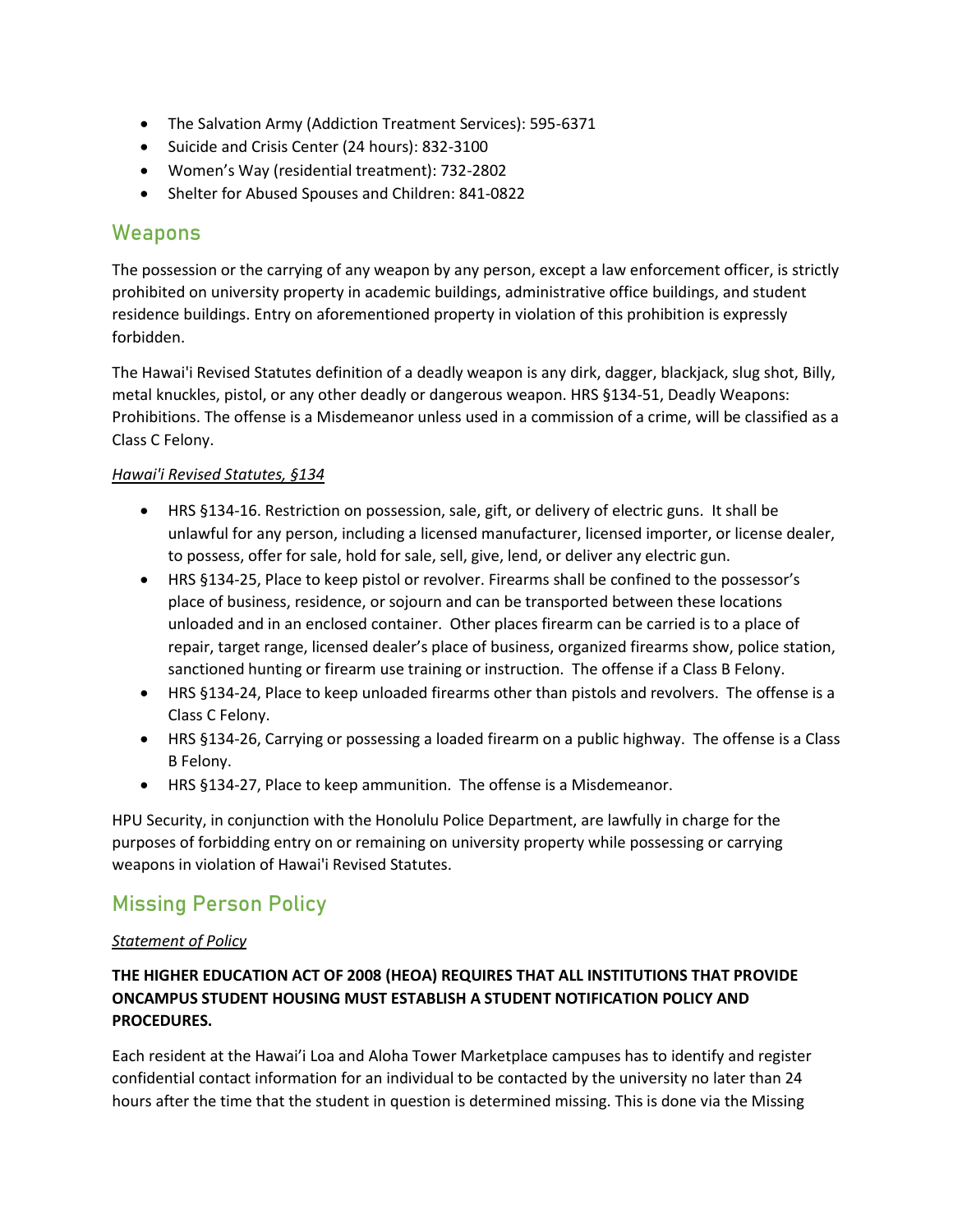- The Salvation Army (Addiction Treatment Services): 595-6371
- Suicide and Crisis Center (24 hours): 832-3100
- Women's Way (residential treatment): 732-2802
- Shelter for Abused Spouses and Children: 841-0822

## Weapons

The possession or the carrying of any weapon by any person, except a law enforcement officer, is strictly prohibited on university property in academic buildings, administrative office buildings, and student residence buildings. Entry on aforementioned property in violation of this prohibition is expressly forbidden.

The Hawai'i Revised Statutes definition of a deadly weapon is any dirk, dagger, blackjack, slug shot, Billy, metal knuckles, pistol, or any other deadly or dangerous weapon. HRS §134-51, Deadly Weapons: Prohibitions. The offense is a Misdemeanor unless used in a commission of a crime, will be classified as a Class C Felony.

*Hawai'i Revised Statutes, §134*

- HRS §134-16. Restriction on possession, sale, gift, or delivery of electric guns. It shall be unlawful for any person, including a licensed manufacturer, licensed importer, or license dealer, to possess, offer for sale, hold for sale, sell, give, lend, or deliver any electric gun.
- HRS §134-25, Place to keep pistol or revolver. Firearms shall be confined to the possessor's place of business, residence, or sojourn and can be transported between these locations unloaded and in an enclosed container. Other places firearm can be carried is to a place of repair, target range, licensed dealer's place of business, organized firearms show, police station, sanctioned hunting or firearm use training or instruction. The offense if a Class B Felony.
- HRS §134-24, Place to keep unloaded firearms other than pistols and revolvers. The offense is a Class C Felony.
- HRS §134-26, Carrying or possessing a loaded firearm on a public highway. The offense is a Class B Felony.
- HRS §134-27, Place to keep ammunition. The offense is a Misdemeanor.

HPU Security, in conjunction with the Honolulu Police Department, are lawfully in charge for the purposes of forbidding entry on or remaining on university property while possessing or carrying weapons in violation of Hawai'i Revised Statutes.

## Missing Person Policy

*Statement of Policy*

**THE HIGHER EDUCATION ACT OF 2008 (HEOA) REQUIRES THAT ALL INSTITUTIONS THAT PROVIDE ONCAMPUS STUDENT HOUSING MUST ESTABLISH A STUDENT NOTIFICATION POLICY AND PROCEDURES.**

Each resident at the Hawai'i Loa and Aloha Tower Marketplace campuses has to identify and register confidential contact information for an individual to be contacted by the university no later than 24 hours after the time that the student in question is determined missing. This is done via the Missing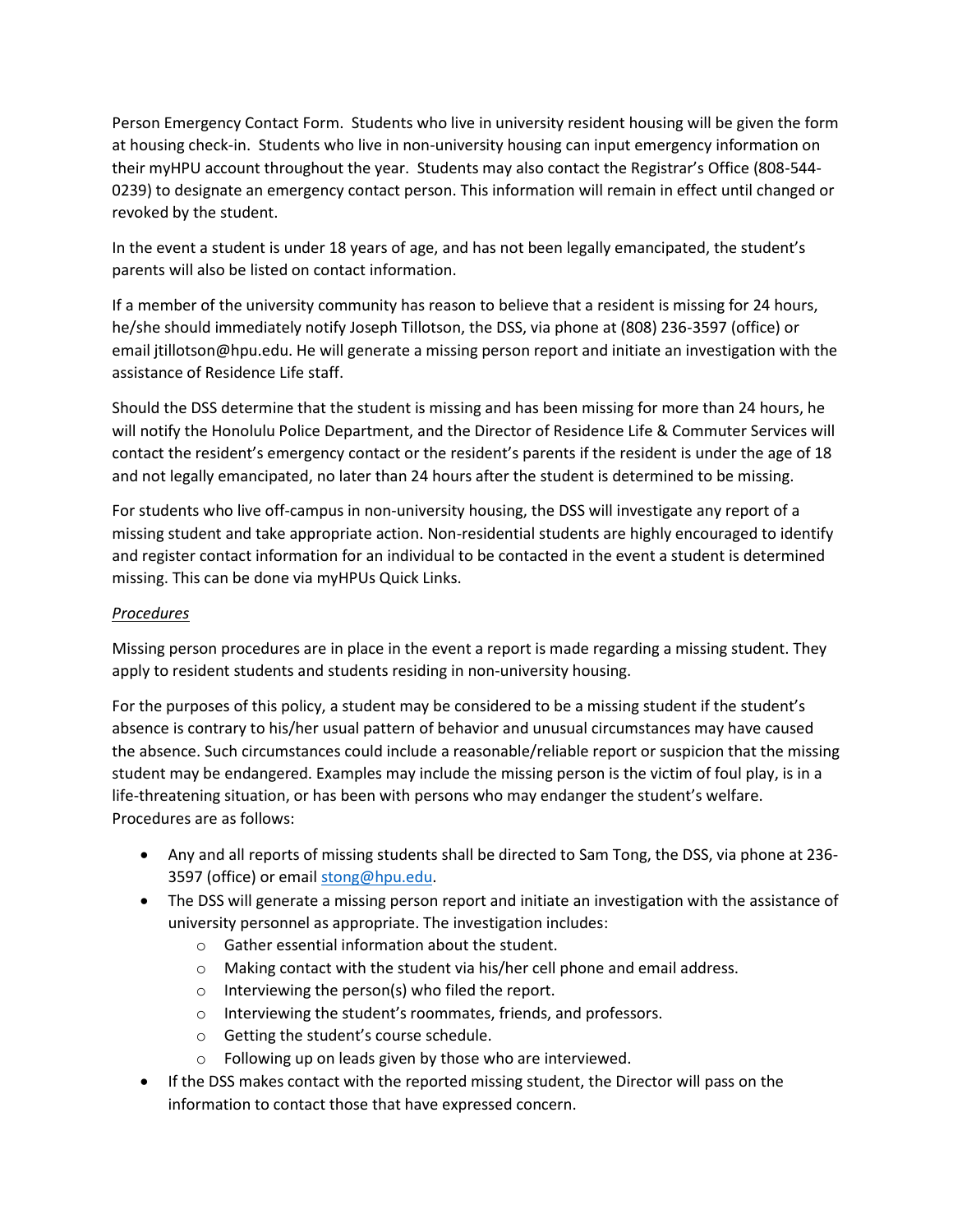Person Emergency Contact Form. Students who live in university resident housing will be given the form at housing check-in. Students who live in non-university housing can input emergency information on their myHPU account throughout the year. Students may also contact the Registrar's Office (808-544-0239) to designate an emergency contact person. This information will remain in effect until changed or revoked by the student.

In the event a student is under 18 years of age, and has not been legally emancipated, the student's parents will also be listed on contact information.

If a member of the university community has reason to believe that a resident is missing for 24 hours, he/she should immediately notify Joseph Tillotson, the DSS, via phone at (808) 236-3597 (office) or email jtillotson@hpu.edu. He will generate a missing person report and initiate an investigation with the assistance of Residence Life staff.

Should the DSS determine that the student is missing and has been missing for more than 24 hours, he will notify the Honolulu Police Department, and the Director of Residence Life & Commuter Services will contact the resident's emergency contact or the resident's parents if the resident is under the age of 18 and not legally emancipated, no later than 24 hours after the student is determined to be missing.

For students who live off-campus in non-university housing, the DSS will investigate any report of a missing student and take appropriate action. Non-residential students are highly encouraged to identify and register contact information for an individual to be contacted in the event a student is determined missing. This can be done via myHPUs Quick Links.

*Procedures*

Missing person procedures are in place in the event a report is made regarding a missing student. They apply to resident students and students residing in non-university housing.

For the purposes of this policy, a student may be considered to be a missing student if the student's absence is contrary to his/her usual pattern of behavior and unusual circumstances may have caused the absence. Such circumstances could include a reasonable/reliable report or suspicion that the missing student may be endangered. Examples may include the missing person is the victim of foul play, is in a life-threatening situation, or has been with persons who may endanger the student's welfare. Procedures are as follows:

- Any and all reports of missing students shall be directed to Sam Tong, the DSS, via phone at 236-3597 (office) or email stong@hpu.edu.
- The DSS will generate a missing person report and initiate an investigation with the assistance of university personnel as appropriate. The investigation includes:
    - Gather essential information about the student.
    - Making contact with the student via his/her cell phone and email address.
    - Interviewing the person(s) who filed the report.
    - Interviewing the student's roommates, friends, and professors.
    - Getting the student's course schedule.
    - Following up on leads given by those who are interviewed.
- If the DSS makes contact with the reported missing student, the Director will pass on the information to contact those that have expressed concern.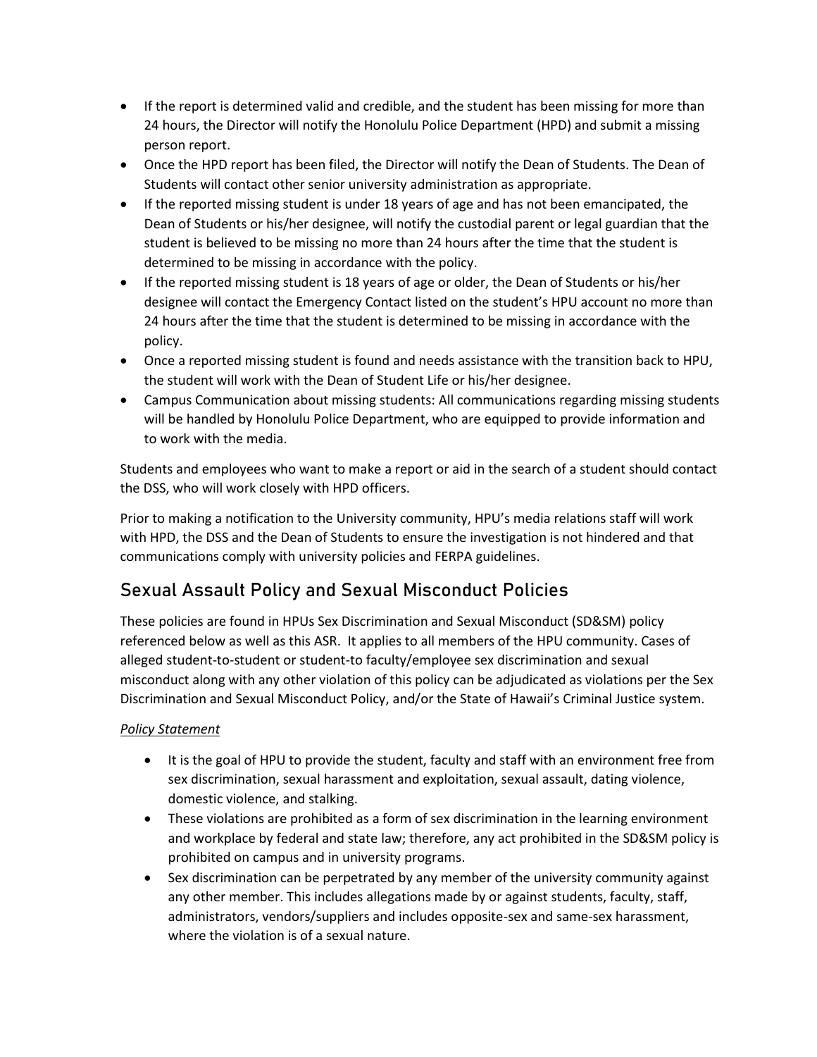- If the report is determined valid and credible, and the student has been missing for more than 24 hours, the Director will notify the Honolulu Police Department (HPD) and submit a missing person report.
- Once the HPD report has been filed, the Director will notify the Dean of Students. The Dean of Students will contact other senior university administration as appropriate.
- If the reported missing student is under 18 years of age and has not been emancipated, the Dean of Students or his/her designee, will notify the custodial parent or legal guardian that the student is believed to be missing no more than 24 hours after the time that the student is determined to be missing in accordance with the policy.
- If the reported missing student is 18 years of age or older, the Dean of Students or his/her designee will contact the Emergency Contact listed on the student's HPU account no more than 24 hours after the time that the student is determined to be missing in accordance with the policy.
- Once a reported missing student is found and needs assistance with the transition back to HPU, the student will work with the Dean of Student Life or his/her designee.
- Campus Communication about missing students: All communications regarding missing students will be handled by Honolulu Police Department, who are equipped to provide information and to work with the media.

Students and employees who want to make a report or aid in the search of a student should contact the DSS, who will work closely with HPD officers.

Prior to making a notification to the University community, HPU's media relations staff will work with HPD, the DSS and the Dean of Students to ensure the investigation is not hindered and that communications comply with university policies and FERPA guidelines.

## Sexual Assault Policy and Sexual Misconduct Policies

These policies are found in HPUs Sex Discrimination and Sexual Misconduct (SD&SM) policy referenced below as well as this ASR. It applies to all members of the HPU community. Cases of alleged student-to-student or student-to faculty/employee sex discrimination and sexual misconduct along with any other violation of this policy can be adjudicated as violations per the Sex Discrimination and Sexual Misconduct Policy, and/or the State of Hawaii's Criminal Justice system.

*Policy Statement*

- It is the goal of HPU to provide the student, faculty and staff with an environment free from sex discrimination, sexual harassment and exploitation, sexual assault, dating violence, domestic violence, and stalking.
- These violations are prohibited as a form of sex discrimination in the learning environment and workplace by federal and state law; therefore, any act prohibited in the SD&SM policy is prohibited on campus and in university programs.
- Sex discrimination can be perpetrated by any member of the university community against any other member. This includes allegations made by or against students, faculty, staff, administrators, vendors/suppliers and includes opposite-sex and same-sex harassment, where the violation is of a sexual nature.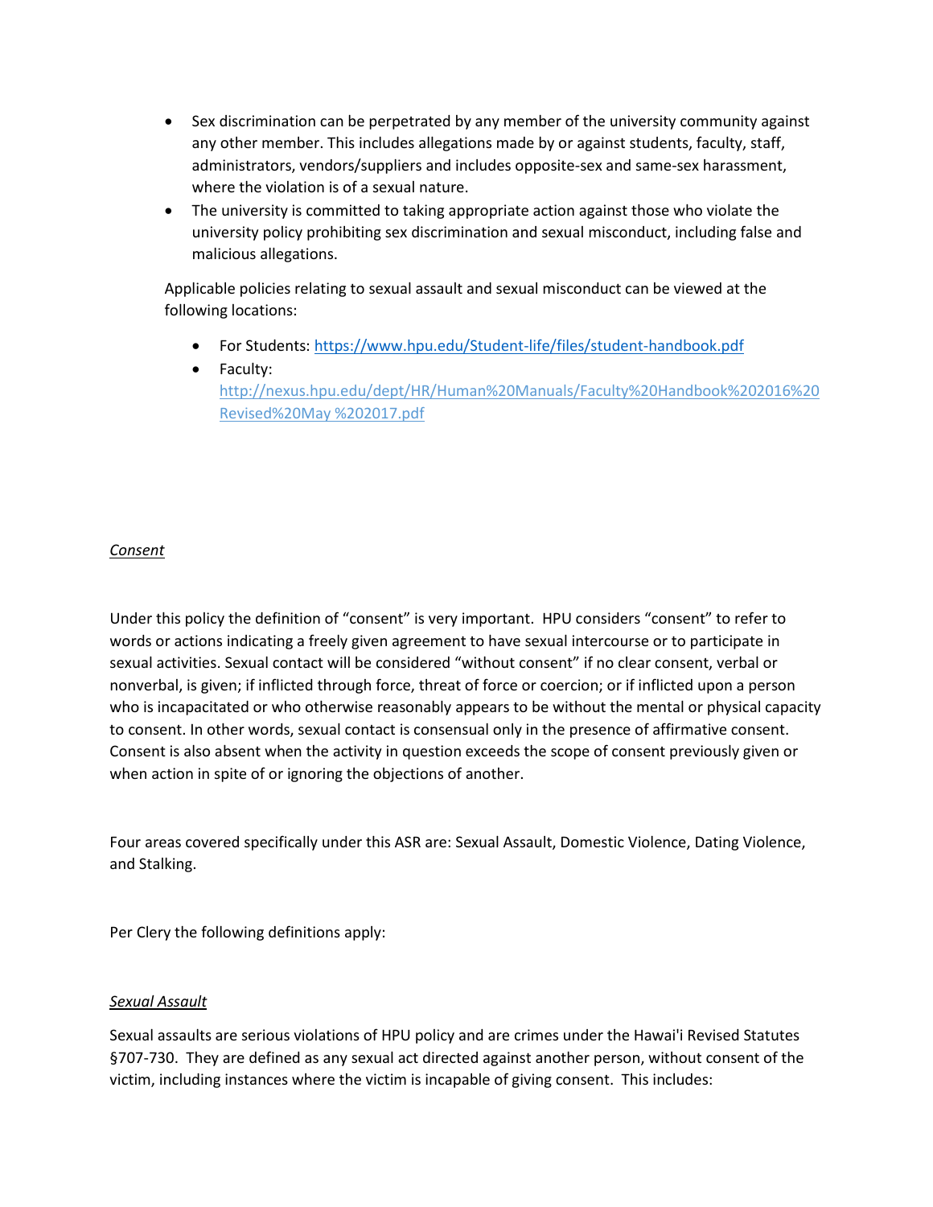- Sex discrimination can be perpetrated by any member of the university community against any other member. This includes allegations made by or against students, faculty, staff, administrators, vendors/suppliers and includes opposite-sex and same-sex harassment, where the violation is of a sexual nature.
- The university is committed to taking appropriate action against those who violate the university policy prohibiting sex discrimination and sexual misconduct, including false and malicious allegations.

Applicable policies relating to sexual assault and sexual misconduct can be viewed at the following locations:

- For Students: https://www.hpu.edu/Student-life/files/student-handbook.pdf
- Faculty: http://nexus.hpu.edu/dept/HR/Human%20Manuals/Faculty%20Handbook%202016%20Revised%20May %202017.pdf

*Consent*

Under this policy the definition of "consent" is very important. HPU considers "consent" to refer to words or actions indicating a freely given agreement to have sexual intercourse or to participate in sexual activities. Sexual contact will be considered "without consent" if no clear consent, verbal or nonverbal, is given; if inflicted through force, threat of force or coercion; or if inflicted upon a person who is incapacitated or who otherwise reasonably appears to be without the mental or physical capacity to consent. In other words, sexual contact is consensual only in the presence of affirmative consent. Consent is also absent when the activity in question exceeds the scope of consent previously given or when action in spite of or ignoring the objections of another.

Four areas covered specifically under this ASR are: Sexual Assault, Domestic Violence, Dating Violence, and Stalking.

Per Clery the following definitions apply:

*Sexual Assault*

Sexual assaults are serious violations of HPU policy and are crimes under the Hawai'i Revised Statutes §707-730. They are defined as any sexual act directed against another person, without consent of the victim, including instances where the victim is incapable of giving consent. This includes: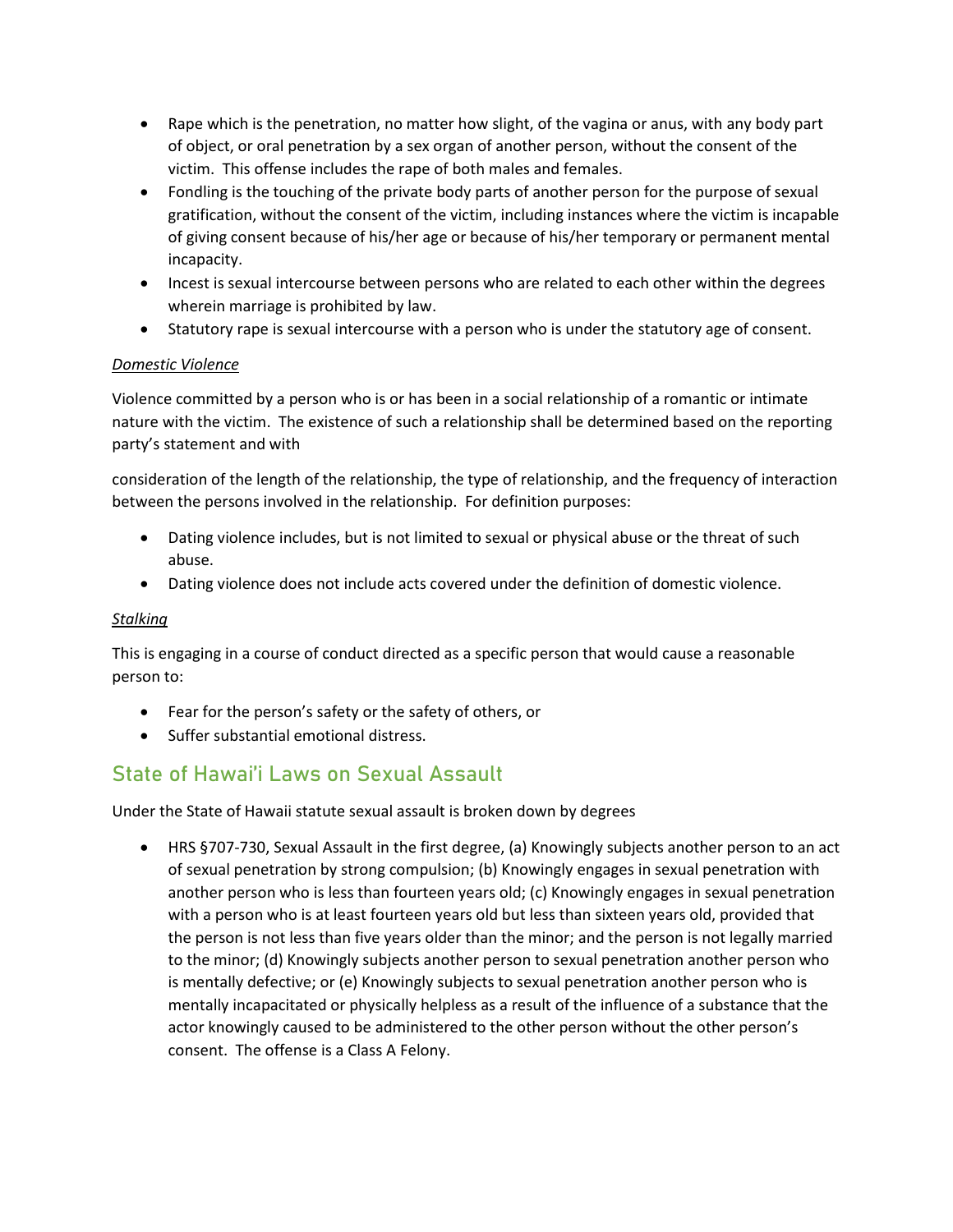- Rape which is the penetration, no matter how slight, of the vagina or anus, with any body part of object, or oral penetration by a sex organ of another person, without the consent of the victim. This offense includes the rape of both males and females.
- Fondling is the touching of the private body parts of another person for the purpose of sexual gratification, without the consent of the victim, including instances where the victim is incapable of giving consent because of his/her age or because of his/her temporary or permanent mental incapacity.
- Incest is sexual intercourse between persons who are related to each other within the degrees wherein marriage is prohibited by law.
- Statutory rape is sexual intercourse with a person who is under the statutory age of consent.

*Domestic Violence*

Violence committed by a person who is or has been in a social relationship of a romantic or intimate nature with the victim. The existence of such a relationship shall be determined based on the reporting party's statement and with

consideration of the length of the relationship, the type of relationship, and the frequency of interaction between the persons involved in the relationship. For definition purposes:

- Dating violence includes, but is not limited to sexual or physical abuse or the threat of such abuse.
- Dating violence does not include acts covered under the definition of domestic violence.

*Stalking*

This is engaging in a course of conduct directed as a specific person that would cause a reasonable person to:

- Fear for the person's safety or the safety of others, or
- Suffer substantial emotional distress.

## State of Hawai'i Laws on Sexual Assault

Under the State of Hawaii statute sexual assault is broken down by degrees

- HRS §707-730, Sexual Assault in the first degree, (a) Knowingly subjects another person to an act of sexual penetration by strong compulsion; (b) Knowingly engages in sexual penetration with another person who is less than fourteen years old; (c) Knowingly engages in sexual penetration with a person who is at least fourteen years old but less than sixteen years old, provided that the person is not less than five years older than the minor; and the person is not legally married to the minor; (d) Knowingly subjects another person to sexual penetration another person who is mentally defective; or (e) Knowingly subjects to sexual penetration another person who is mentally incapacitated or physically helpless as a result of the influence of a substance that the actor knowingly caused to be administered to the other person without the other person's consent. The offense is a Class A Felony.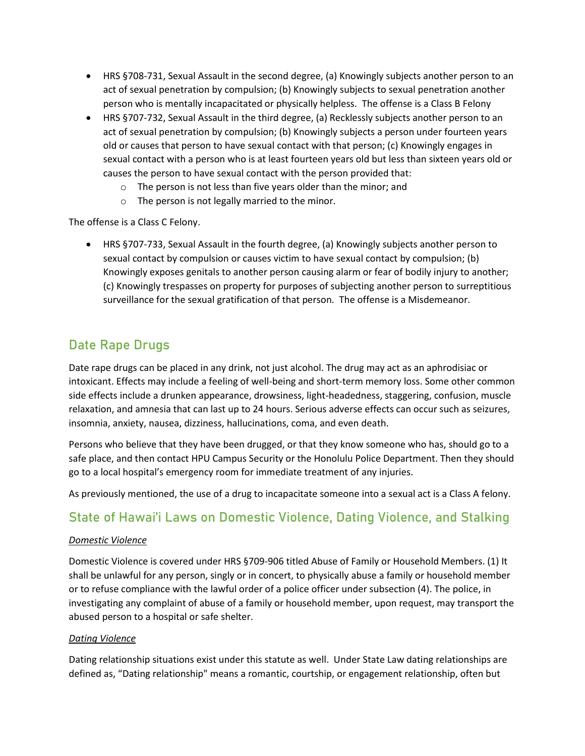- HRS §708-731, Sexual Assault in the second degree, (a) Knowingly subjects another person to an act of sexual penetration by compulsion; (b) Knowingly subjects to sexual penetration another person who is mentally incapacitated or physically helpless. The offense is a Class B Felony
- HRS §707-732, Sexual Assault in the third degree, (a) Recklessly subjects another person to an act of sexual penetration by compulsion; (b) Knowingly subjects a person under fourteen years old or causes that person to have sexual contact with that person; (c) Knowingly engages in sexual contact with a person who is at least fourteen years old but less than sixteen years old or causes the person to have sexual contact with the person provided that:
  - The person is not less than five years older than the minor; and
  - The person is not legally married to the minor.

The offense is a Class C Felony.

- HRS §707-733, Sexual Assault in the fourth degree, (a) Knowingly subjects another person to sexual contact by compulsion or causes victim to have sexual contact by compulsion; (b) Knowingly exposes genitals to another person causing alarm or fear of bodily injury to another; (c) Knowingly trespasses on property for purposes of subjecting another person to surreptitious surveillance for the sexual gratification of that person. The offense is a Misdemeanor.

## Date Rape Drugs

Date rape drugs can be placed in any drink, not just alcohol. The drug may act as an aphrodisiac or intoxicant. Effects may include a feeling of well-being and short-term memory loss. Some other common side effects include a drunken appearance, drowsiness, light-headedness, staggering, confusion, muscle relaxation, and amnesia that can last up to 24 hours. Serious adverse effects can occur such as seizures, insomnia, anxiety, nausea, dizziness, hallucinations, coma, and even death.

Persons who believe that they have been drugged, or that they know someone who has, should go to a safe place, and then contact HPU Campus Security or the Honolulu Police Department. Then they should go to a local hospital's emergency room for immediate treatment of any injuries.

As previously mentioned, the use of a drug to incapacitate someone into a sexual act is a Class A felony.

## State of Hawai'i Laws on Domestic Violence, Dating Violence, and Stalking

*Domestic Violence*

Domestic Violence is covered under HRS §709-906 titled Abuse of Family or Household Members. (1) It shall be unlawful for any person, singly or in concert, to physically abuse a family or household member or to refuse compliance with the lawful order of a police officer under subsection (4). The police, in investigating any complaint of abuse of a family or household member, upon request, may transport the abused person to a hospital or safe shelter.

*Dating Violence*

Dating relationship situations exist under this statute as well. Under State Law dating relationships are defined as, "Dating relationship" means a romantic, courtship, or engagement relationship, often but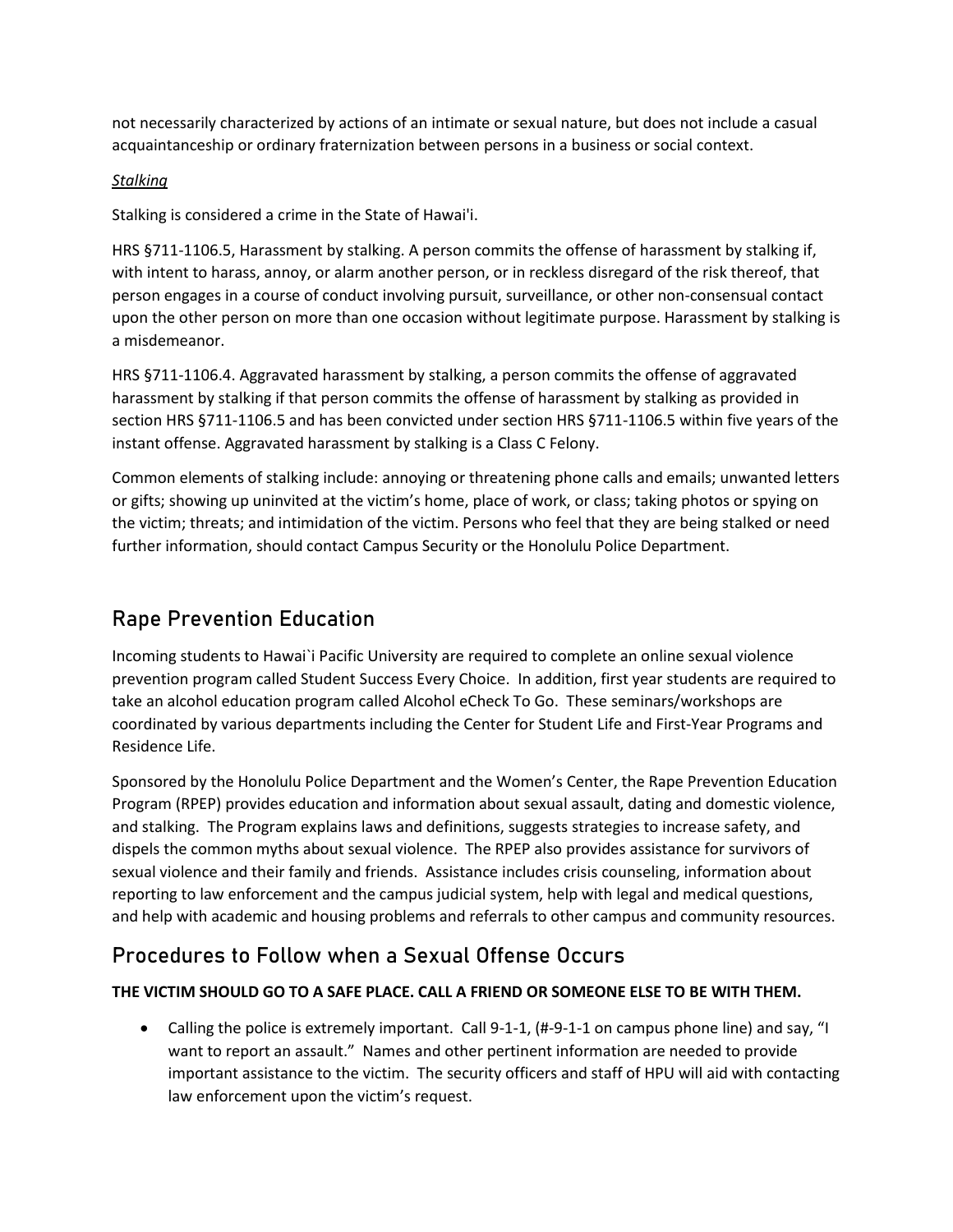not necessarily characterized by actions of an intimate or sexual nature, but does not include a casual acquaintanceship or ordinary fraternization between persons in a business or social context.

*Stalking*

Stalking is considered a crime in the State of Hawai'i.

HRS §711-1106.5, Harassment by stalking. A person commits the offense of harassment by stalking if, with intent to harass, annoy, or alarm another person, or in reckless disregard of the risk thereof, that person engages in a course of conduct involving pursuit, surveillance, or other non-consensual contact upon the other person on more than one occasion without legitimate purpose. Harassment by stalking is a misdemeanor.

HRS §711-1106.4. Aggravated harassment by stalking, a person commits the offense of aggravated harassment by stalking if that person commits the offense of harassment by stalking as provided in section HRS §711-1106.5 and has been convicted under section HRS §711-1106.5 within five years of the instant offense. Aggravated harassment by stalking is a Class C Felony.

Common elements of stalking include: annoying or threatening phone calls and emails; unwanted letters or gifts; showing up uninvited at the victim's home, place of work, or class; taking photos or spying on the victim; threats; and intimidation of the victim. Persons who feel that they are being stalked or need further information, should contact Campus Security or the Honolulu Police Department.

## Rape Prevention Education

Incoming students to Hawai`i Pacific University are required to complete an online sexual violence prevention program called Student Success Every Choice. In addition, first year students are required to take an alcohol education program called Alcohol eCheck To Go. These seminars/workshops are coordinated by various departments including the Center for Student Life and First-Year Programs and Residence Life.

Sponsored by the Honolulu Police Department and the Women's Center, the Rape Prevention Education Program (RPEP) provides education and information about sexual assault, dating and domestic violence, and stalking. The Program explains laws and definitions, suggests strategies to increase safety, and dispels the common myths about sexual violence. The RPEP also provides assistance for survivors of sexual violence and their family and friends. Assistance includes crisis counseling, information about reporting to law enforcement and the campus judicial system, help with legal and medical questions, and help with academic and housing problems and referrals to other campus and community resources.

## Procedures to Follow when a Sexual Offense Occurs

**THE VICTIM SHOULD GO TO A SAFE PLACE. CALL A FRIEND OR SOMEONE ELSE TO BE WITH THEM.**

- Calling the police is extremely important. Call 9-1-1, (#-9-1-1 on campus phone line) and say, "I want to report an assault." Names and other pertinent information are needed to provide important assistance to the victim. The security officers and staff of HPU will aid with contacting law enforcement upon the victim's request.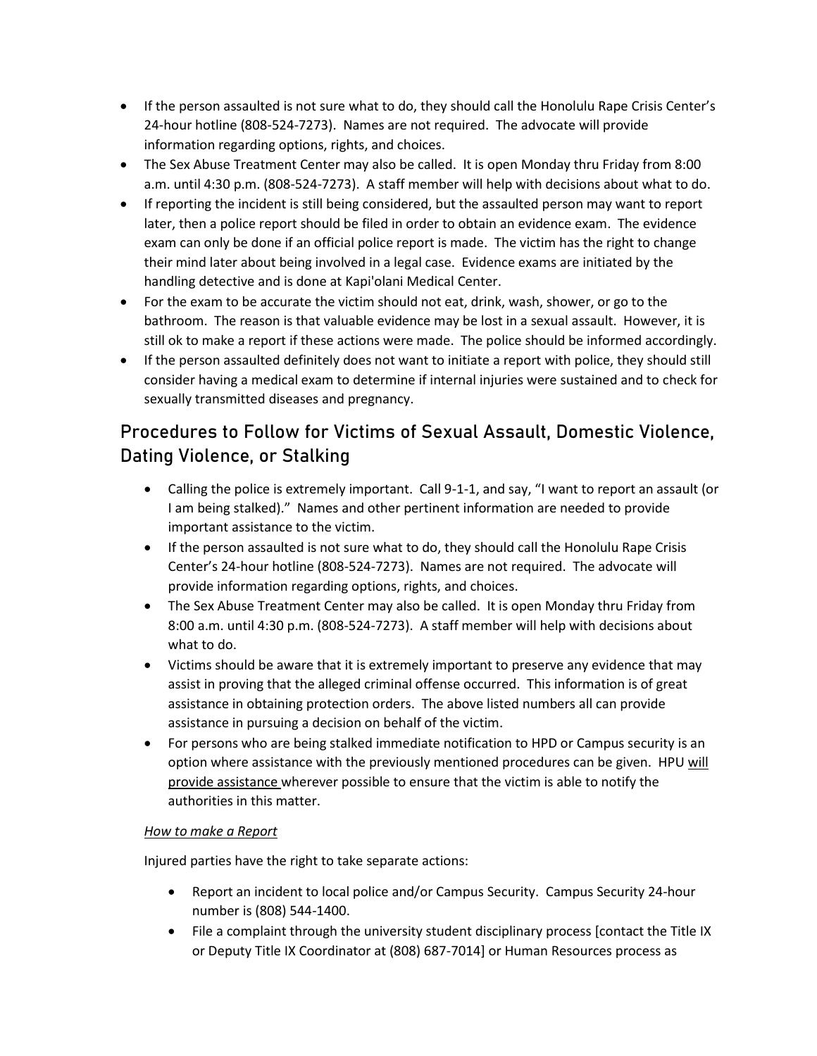- If the person assaulted is not sure what to do, they should call the Honolulu Rape Crisis Center's 24-hour hotline (808-524-7273). Names are not required. The advocate will provide information regarding options, rights, and choices.
- The Sex Abuse Treatment Center may also be called. It is open Monday thru Friday from 8:00 a.m. until 4:30 p.m. (808-524-7273). A staff member will help with decisions about what to do.
- If reporting the incident is still being considered, but the assaulted person may want to report later, then a police report should be filed in order to obtain an evidence exam. The evidence exam can only be done if an official police report is made. The victim has the right to change their mind later about being involved in a legal case. Evidence exams are initiated by the handling detective and is done at Kapi'olani Medical Center.
- For the exam to be accurate the victim should not eat, drink, wash, shower, or go to the bathroom. The reason is that valuable evidence may be lost in a sexual assault. However, it is still ok to make a report if these actions were made. The police should be informed accordingly.
- If the person assaulted definitely does not want to initiate a report with police, they should still consider having a medical exam to determine if internal injuries were sustained and to check for sexually transmitted diseases and pregnancy.

## Procedures to Follow for Victims of Sexual Assault, Domestic Violence, Dating Violence, or Stalking

- Calling the police is extremely important. Call 9-1-1, and say, "I want to report an assault (or I am being stalked)." Names and other pertinent information are needed to provide important assistance to the victim.
- If the person assaulted is not sure what to do, they should call the Honolulu Rape Crisis Center's 24-hour hotline (808-524-7273). Names are not required. The advocate will provide information regarding options, rights, and choices.
- The Sex Abuse Treatment Center may also be called. It is open Monday thru Friday from 8:00 a.m. until 4:30 p.m. (808-524-7273). A staff member will help with decisions about what to do.
- Victims should be aware that it is extremely important to preserve any evidence that may assist in proving that the alleged criminal offense occurred. This information is of great assistance in obtaining protection orders. The above listed numbers all can provide assistance in pursuing a decision on behalf of the victim.
- For persons who are being stalked immediate notification to HPD or Campus security is an option where assistance with the previously mentioned procedures can be given. HPU <u>will provide assistance</u> wherever possible to ensure that the victim is able to notify the authorities in this matter.

*<u>How to make a Report</u>*

Injured parties have the right to take separate actions:

- Report an incident to local police and/or Campus Security. Campus Security 24-hour number is (808) 544-1400.
- File a complaint through the university student disciplinary process [contact the Title IX or Deputy Title IX Coordinator at (808) 687-7014] or Human Resources process as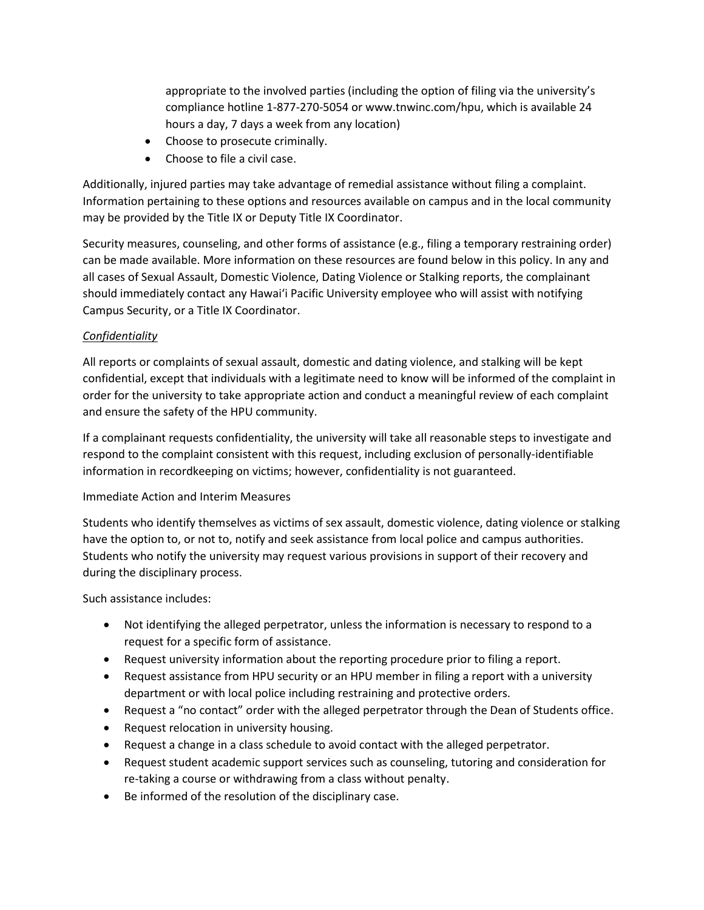appropriate to the involved parties (including the option of filing via the university's compliance hotline 1-877-270-5054 or www.tnwinc.com/hpu, which is available 24 hours a day, 7 days a week from any location)

- Choose to prosecute criminally.
- Choose to file a civil case.

Additionally, injured parties may take advantage of remedial assistance without filing a complaint. Information pertaining to these options and resources available on campus and in the local community may be provided by the Title IX or Deputy Title IX Coordinator.

Security measures, counseling, and other forms of assistance (e.g., filing a temporary restraining order) can be made available. More information on these resources are found below in this policy. In any and all cases of Sexual Assault, Domestic Violence, Dating Violence or Stalking reports, the complainant should immediately contact any Hawai'i Pacific University employee who will assist with notifying Campus Security, or a Title IX Coordinator.

*Confidentiality*

All reports or complaints of sexual assault, domestic and dating violence, and stalking will be kept confidential, except that individuals with a legitimate need to know will be informed of the complaint in order for the university to take appropriate action and conduct a meaningful review of each complaint and ensure the safety of the HPU community.

If a complainant requests confidentiality, the university will take all reasonable steps to investigate and respond to the complaint consistent with this request, including exclusion of personally-identifiable information in recordkeeping on victims; however, confidentiality is not guaranteed.

Immediate Action and Interim Measures

Students who identify themselves as victims of sex assault, domestic violence, dating violence or stalking have the option to, or not to, notify and seek assistance from local police and campus authorities. Students who notify the university may request various provisions in support of their recovery and during the disciplinary process.

Such assistance includes:

- Not identifying the alleged perpetrator, unless the information is necessary to respond to a request for a specific form of assistance.
- Request university information about the reporting procedure prior to filing a report.
- Request assistance from HPU security or an HPU member in filing a report with a university department or with local police including restraining and protective orders.
- Request a "no contact" order with the alleged perpetrator through the Dean of Students office.
- Request relocation in university housing.
- Request a change in a class schedule to avoid contact with the alleged perpetrator.
- Request student academic support services such as counseling, tutoring and consideration for re-taking a course or withdrawing from a class without penalty.
- Be informed of the resolution of the disciplinary case.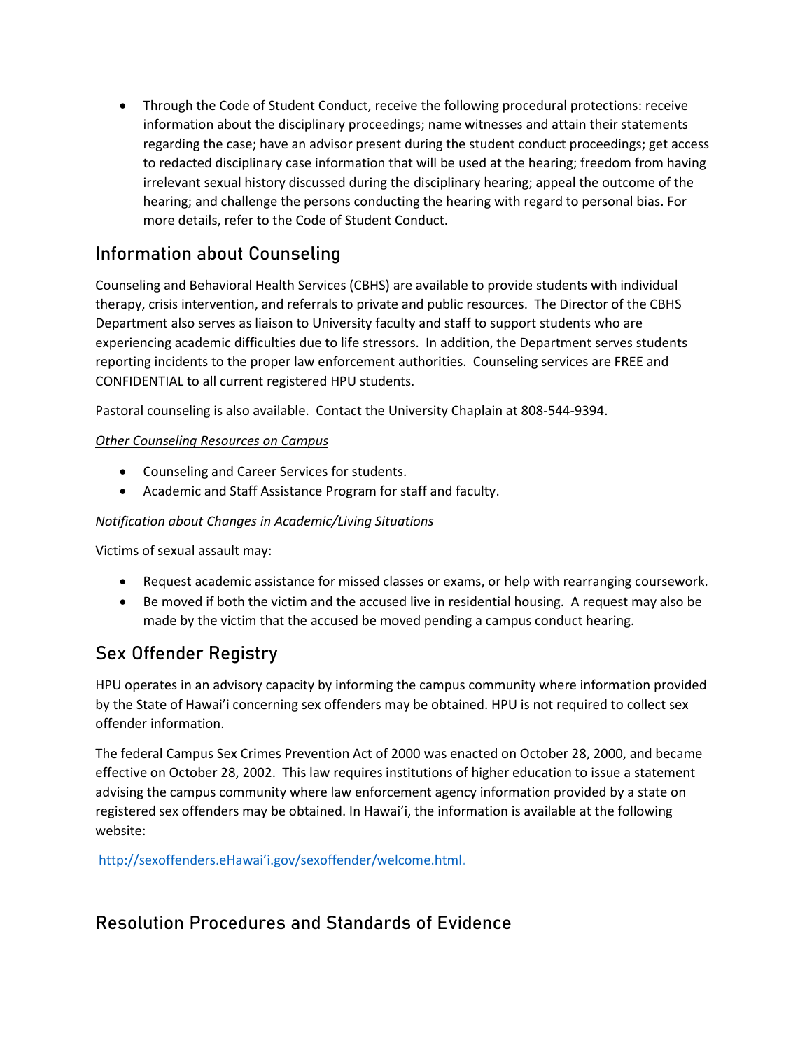- Through the Code of Student Conduct, receive the following procedural protections: receive information about the disciplinary proceedings; name witnesses and attain their statements regarding the case; have an advisor present during the student conduct proceedings; get access to redacted disciplinary case information that will be used at the hearing; freedom from having irrelevant sexual history discussed during the disciplinary hearing; appeal the outcome of the hearing; and challenge the persons conducting the hearing with regard to personal bias. For more details, refer to the Code of Student Conduct.

## Information about Counseling

Counseling and Behavioral Health Services (CBHS) are available to provide students with individual therapy, crisis intervention, and referrals to private and public resources. The Director of the CBHS Department also serves as liaison to University faculty and staff to support students who are experiencing academic difficulties due to life stressors. In addition, the Department serves students reporting incidents to the proper law enforcement authorities. Counseling services are FREE and CONFIDENTIAL to all current registered HPU students.

Pastoral counseling is also available. Contact the University Chaplain at 808-544-9394.

*Other Counseling Resources on Campus*

- Counseling and Career Services for students.
- Academic and Staff Assistance Program for staff and faculty.

*Notification about Changes in Academic/Living Situations*

Victims of sexual assault may:

- Request academic assistance for missed classes or exams, or help with rearranging coursework.
- Be moved if both the victim and the accused live in residential housing. A request may also be made by the victim that the accused be moved pending a campus conduct hearing.

## Sex Offender Registry

HPU operates in an advisory capacity by informing the campus community where information provided by the State of Hawai'i concerning sex offenders may be obtained. HPU is not required to collect sex offender information.

The federal Campus Sex Crimes Prevention Act of 2000 was enacted on October 28, 2000, and became effective on October 28, 2002. This law requires institutions of higher education to issue a statement advising the campus community where law enforcement agency information provided by a state on registered sex offenders may be obtained. In Hawai'i, the information is available at the following website:

http://sexoffenders.eHawai'i.gov/sexoffender/welcome.html.

## Resolution Procedures and Standards of Evidence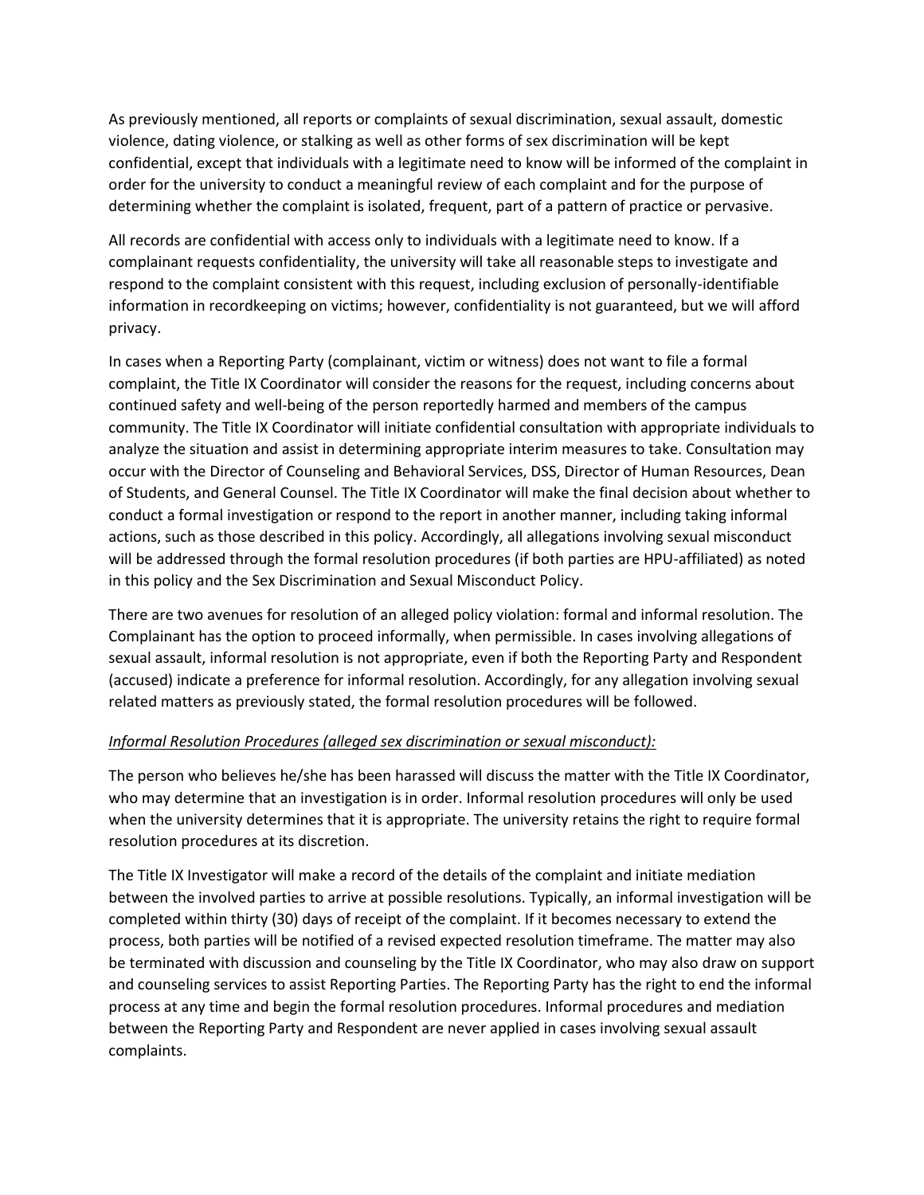As previously mentioned, all reports or complaints of sexual discrimination, sexual assault, domestic violence, dating violence, or stalking as well as other forms of sex discrimination will be kept confidential, except that individuals with a legitimate need to know will be informed of the complaint in order for the university to conduct a meaningful review of each complaint and for the purpose of determining whether the complaint is isolated, frequent, part of a pattern of practice or pervasive.

All records are confidential with access only to individuals with a legitimate need to know. If a complainant requests confidentiality, the university will take all reasonable steps to investigate and respond to the complaint consistent with this request, including exclusion of personally-identifiable information in recordkeeping on victims; however, confidentiality is not guaranteed, but we will afford privacy.

In cases when a Reporting Party (complainant, victim or witness) does not want to file a formal complaint, the Title IX Coordinator will consider the reasons for the request, including concerns about continued safety and well-being of the person reportedly harmed and members of the campus community. The Title IX Coordinator will initiate confidential consultation with appropriate individuals to analyze the situation and assist in determining appropriate interim measures to take. Consultation may occur with the Director of Counseling and Behavioral Services, DSS, Director of Human Resources, Dean of Students, and General Counsel. The Title IX Coordinator will make the final decision about whether to conduct a formal investigation or respond to the report in another manner, including taking informal actions, such as those described in this policy. Accordingly, all allegations involving sexual misconduct will be addressed through the formal resolution procedures (if both parties are HPU-affiliated) as noted in this policy and the Sex Discrimination and Sexual Misconduct Policy.

There are two avenues for resolution of an alleged policy violation: formal and informal resolution. The Complainant has the option to proceed informally, when permissible. In cases involving allegations of sexual assault, informal resolution is not appropriate, even if both the Reporting Party and Respondent (accused) indicate a preference for informal resolution. Accordingly, for any allegation involving sexual related matters as previously stated, the formal resolution procedures will be followed.

*Informal Resolution Procedures (alleged sex discrimination or sexual misconduct):*

The person who believes he/she has been harassed will discuss the matter with the Title IX Coordinator, who may determine that an investigation is in order. Informal resolution procedures will only be used when the university determines that it is appropriate. The university retains the right to require formal resolution procedures at its discretion.

The Title IX Investigator will make a record of the details of the complaint and initiate mediation between the involved parties to arrive at possible resolutions. Typically, an informal investigation will be completed within thirty (30) days of receipt of the complaint. If it becomes necessary to extend the process, both parties will be notified of a revised expected resolution timeframe. The matter may also be terminated with discussion and counseling by the Title IX Coordinator, who may also draw on support and counseling services to assist Reporting Parties. The Reporting Party has the right to end the informal process at any time and begin the formal resolution procedures. Informal procedures and mediation between the Reporting Party and Respondent are never applied in cases involving sexual assault complaints.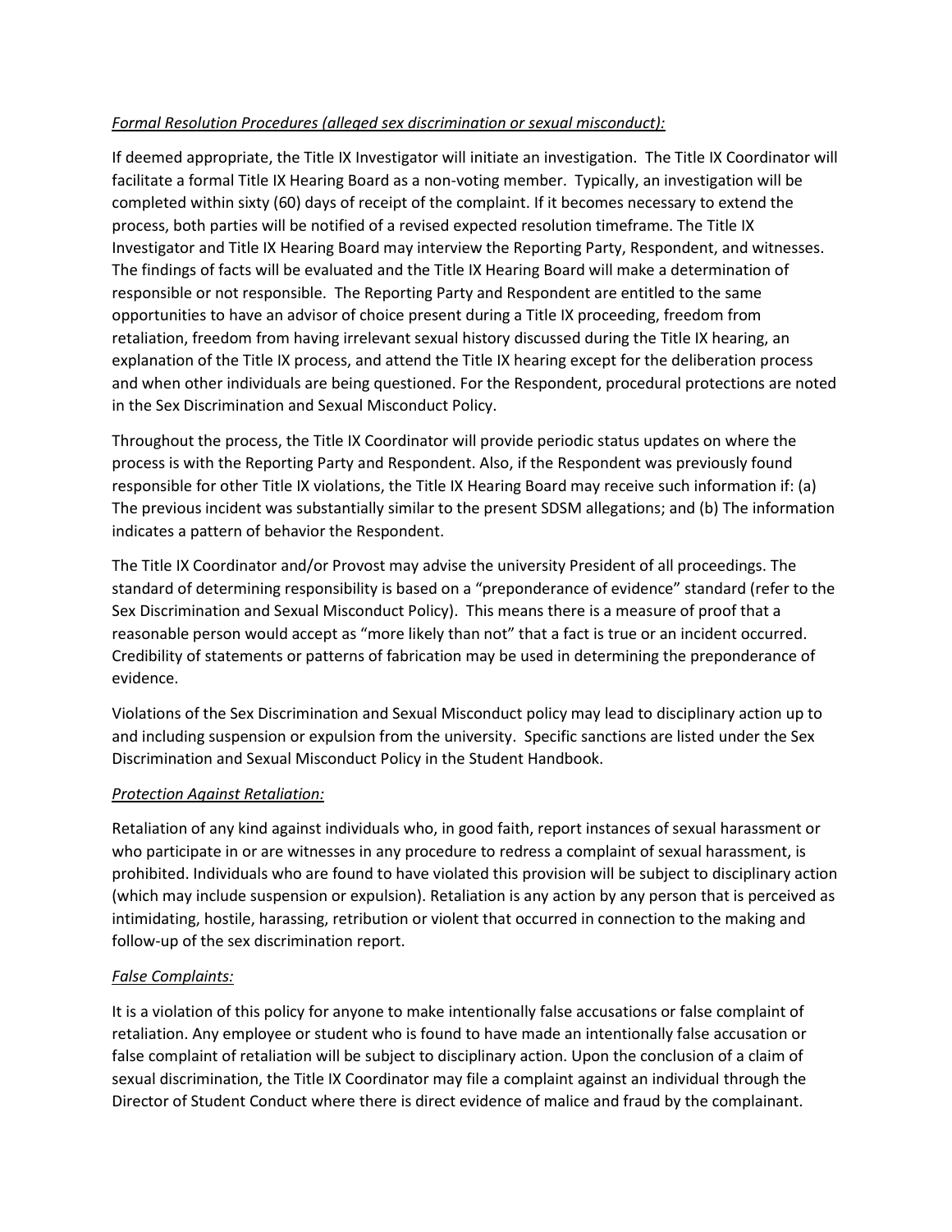*Formal Resolution Procedures (alleged sex discrimination or sexual misconduct):*

If deemed appropriate, the Title IX Investigator will initiate an investigation. The Title IX Coordinator will facilitate a formal Title IX Hearing Board as a non-voting member. Typically, an investigation will be completed within sixty (60) days of receipt of the complaint. If it becomes necessary to extend the process, both parties will be notified of a revised expected resolution timeframe. The Title IX Investigator and Title IX Hearing Board may interview the Reporting Party, Respondent, and witnesses. The findings of facts will be evaluated and the Title IX Hearing Board will make a determination of responsible or not responsible. The Reporting Party and Respondent are entitled to the same opportunities to have an advisor of choice present during a Title IX proceeding, freedom from retaliation, freedom from having irrelevant sexual history discussed during the Title IX hearing, an explanation of the Title IX process, and attend the Title IX hearing except for the deliberation process and when other individuals are being questioned. For the Respondent, procedural protections are noted in the Sex Discrimination and Sexual Misconduct Policy.

Throughout the process, the Title IX Coordinator will provide periodic status updates on where the process is with the Reporting Party and Respondent. Also, if the Respondent was previously found responsible for other Title IX violations, the Title IX Hearing Board may receive such information if: (a) The previous incident was substantially similar to the present SDSM allegations; and (b) The information indicates a pattern of behavior the Respondent.

The Title IX Coordinator and/or Provost may advise the university President of all proceedings. The standard of determining responsibility is based on a "preponderance of evidence" standard (refer to the Sex Discrimination and Sexual Misconduct Policy). This means there is a measure of proof that a reasonable person would accept as "more likely than not" that a fact is true or an incident occurred. Credibility of statements or patterns of fabrication may be used in determining the preponderance of evidence.

Violations of the Sex Discrimination and Sexual Misconduct policy may lead to disciplinary action up to and including suspension or expulsion from the university. Specific sanctions are listed under the Sex Discrimination and Sexual Misconduct Policy in the Student Handbook.

*Protection Against Retaliation:*

Retaliation of any kind against individuals who, in good faith, report instances of sexual harassment or who participate in or are witnesses in any procedure to redress a complaint of sexual harassment, is prohibited. Individuals who are found to have violated this provision will be subject to disciplinary action (which may include suspension or expulsion). Retaliation is any action by any person that is perceived as intimidating, hostile, harassing, retribution or violent that occurred in connection to the making and follow-up of the sex discrimination report.

*False Complaints:*

It is a violation of this policy for anyone to make intentionally false accusations or false complaint of retaliation. Any employee or student who is found to have made an intentionally false accusation or false complaint of retaliation will be subject to disciplinary action. Upon the conclusion of a claim of sexual discrimination, the Title IX Coordinator may file a complaint against an individual through the Director of Student Conduct where there is direct evidence of malice and fraud by the complainant.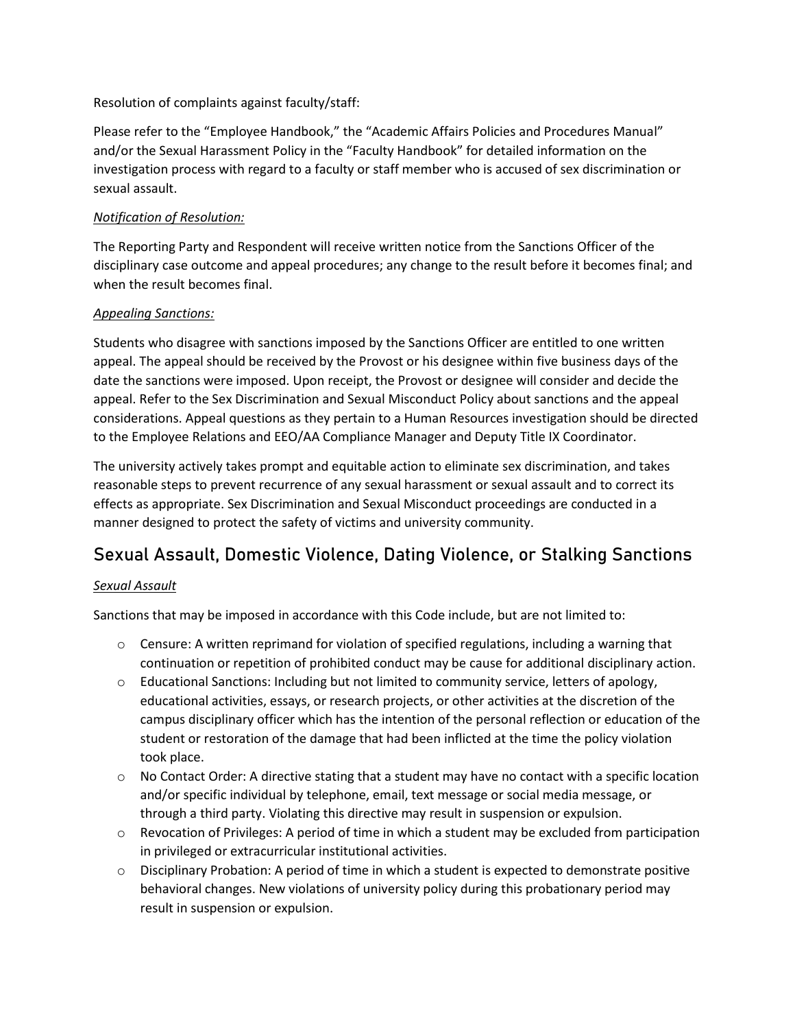Resolution of complaints against faculty/staff:

Please refer to the "Employee Handbook," the "Academic Affairs Policies and Procedures Manual" and/or the Sexual Harassment Policy in the "Faculty Handbook" for detailed information on the investigation process with regard to a faculty or staff member who is accused of sex discrimination or sexual assault.

*Notification of Resolution:*

The Reporting Party and Respondent will receive written notice from the Sanctions Officer of the disciplinary case outcome and appeal procedures; any change to the result before it becomes final; and when the result becomes final.

*Appealing Sanctions:*

Students who disagree with sanctions imposed by the Sanctions Officer are entitled to one written appeal. The appeal should be received by the Provost or his designee within five business days of the date the sanctions were imposed. Upon receipt, the Provost or designee will consider and decide the appeal. Refer to the Sex Discrimination and Sexual Misconduct Policy about sanctions and the appeal considerations. Appeal questions as they pertain to a Human Resources investigation should be directed to the Employee Relations and EEO/AA Compliance Manager and Deputy Title IX Coordinator.

The university actively takes prompt and equitable action to eliminate sex discrimination, and takes reasonable steps to prevent recurrence of any sexual harassment or sexual assault and to correct its effects as appropriate. Sex Discrimination and Sexual Misconduct proceedings are conducted in a manner designed to protect the safety of victims and university community.

## Sexual Assault, Domestic Violence, Dating Violence, or Stalking Sanctions

*Sexual Assault*

Sanctions that may be imposed in accordance with this Code include, but are not limited to:

- Censure: A written reprimand for violation of specified regulations, including a warning that continuation or repetition of prohibited conduct may be cause for additional disciplinary action.
- Educational Sanctions: Including but not limited to community service, letters of apology, educational activities, essays, or research projects, or other activities at the discretion of the campus disciplinary officer which has the intention of the personal reflection or education of the student or restoration of the damage that had been inflicted at the time the policy violation took place.
- No Contact Order: A directive stating that a student may have no contact with a specific location and/or specific individual by telephone, email, text message or social media message, or through a third party. Violating this directive may result in suspension or expulsion.
- Revocation of Privileges: A period of time in which a student may be excluded from participation in privileged or extracurricular institutional activities.
- Disciplinary Probation: A period of time in which a student is expected to demonstrate positive behavioral changes. New violations of university policy during this probationary period may result in suspension or expulsion.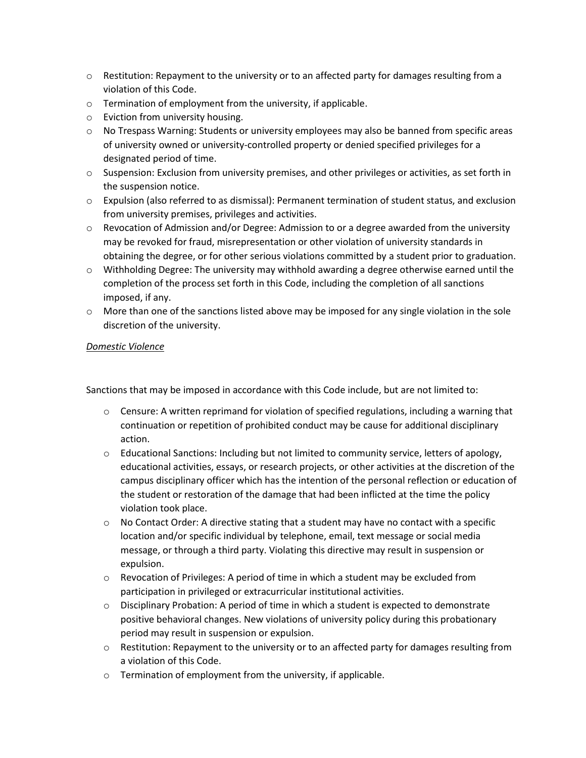- Restitution: Repayment to the university or to an affected party for damages resulting from a violation of this Code.
- Termination of employment from the university, if applicable.
- Eviction from university housing.
- No Trespass Warning: Students or university employees may also be banned from specific areas of university owned or university-controlled property or denied specified privileges for a designated period of time.
- Suspension: Exclusion from university premises, and other privileges or activities, as set forth in the suspension notice.
- Expulsion (also referred to as dismissal): Permanent termination of student status, and exclusion from university premises, privileges and activities.
- Revocation of Admission and/or Degree: Admission to or a degree awarded from the university may be revoked for fraud, misrepresentation or other violation of university standards in obtaining the degree, or for other serious violations committed by a student prior to graduation.
- Withholding Degree: The university may withhold awarding a degree otherwise earned until the completion of the process set forth in this Code, including the completion of all sanctions imposed, if any.
- More than one of the sanctions listed above may be imposed for any single violation in the sole discretion of the university.

*Domestic Violence*

Sanctions that may be imposed in accordance with this Code include, but are not limited to:

- Censure: A written reprimand for violation of specified regulations, including a warning that continuation or repetition of prohibited conduct may be cause for additional disciplinary action.
- Educational Sanctions: Including but not limited to community service, letters of apology, educational activities, essays, or research projects, or other activities at the discretion of the campus disciplinary officer which has the intention of the personal reflection or education of the student or restoration of the damage that had been inflicted at the time the policy violation took place.
- No Contact Order: A directive stating that a student may have no contact with a specific location and/or specific individual by telephone, email, text message or social media message, or through a third party. Violating this directive may result in suspension or expulsion.
- Revocation of Privileges: A period of time in which a student may be excluded from participation in privileged or extracurricular institutional activities.
- Disciplinary Probation: A period of time in which a student is expected to demonstrate positive behavioral changes. New violations of university policy during this probationary period may result in suspension or expulsion.
- Restitution: Repayment to the university or to an affected party for damages resulting from a violation of this Code.
- Termination of employment from the university, if applicable.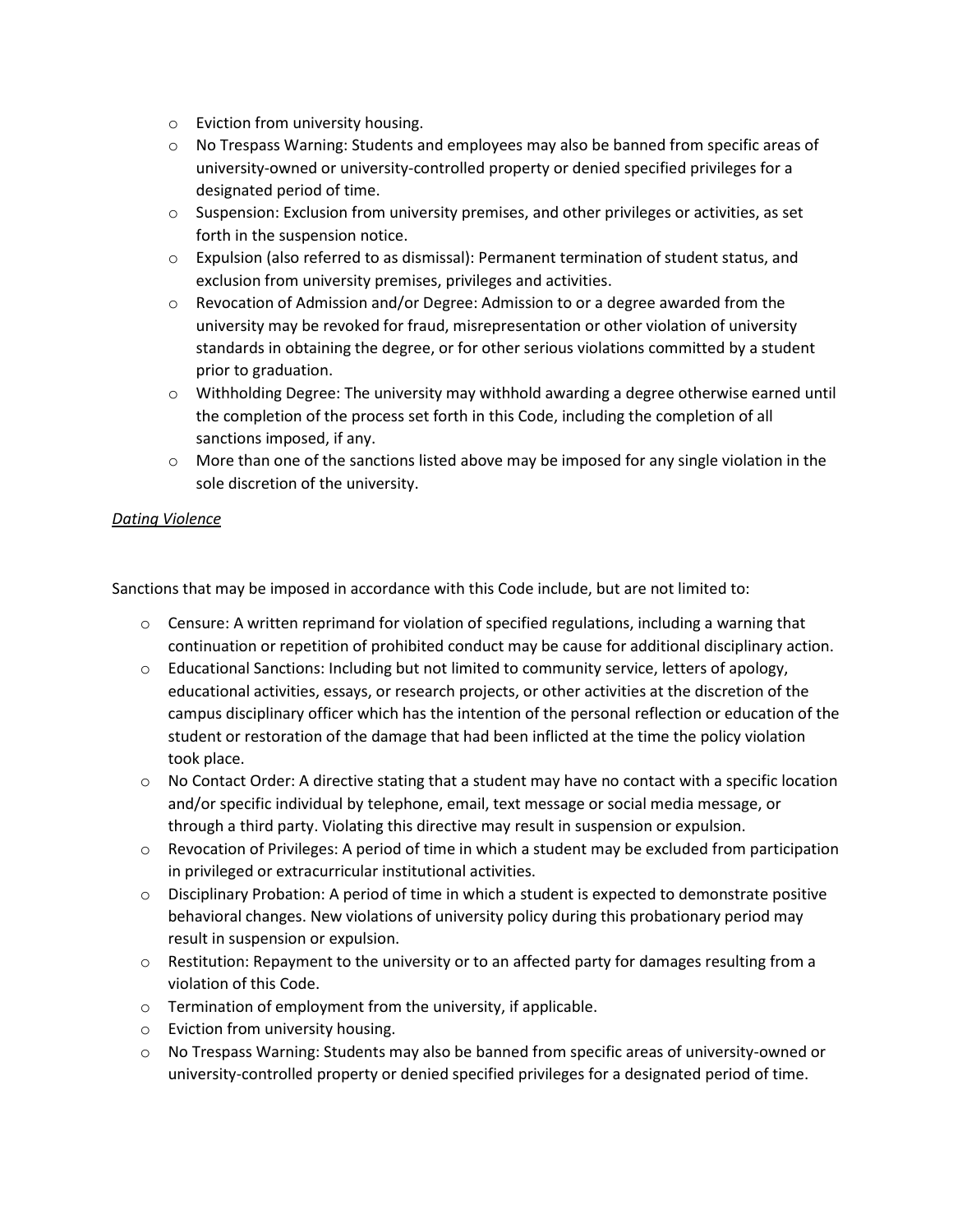- Eviction from university housing.
- No Trespass Warning: Students and employees may also be banned from specific areas of university-owned or university-controlled property or denied specified privileges for a designated period of time.
- Suspension: Exclusion from university premises, and other privileges or activities, as set forth in the suspension notice.
- Expulsion (also referred to as dismissal): Permanent termination of student status, and exclusion from university premises, privileges and activities.
- Revocation of Admission and/or Degree: Admission to or a degree awarded from the university may be revoked for fraud, misrepresentation or other violation of university standards in obtaining the degree, or for other serious violations committed by a student prior to graduation.
- Withholding Degree: The university may withhold awarding a degree otherwise earned until the completion of the process set forth in this Code, including the completion of all sanctions imposed, if any.
- More than one of the sanctions listed above may be imposed for any single violation in the sole discretion of the university.

*Dating Violence*

Sanctions that may be imposed in accordance with this Code include, but are not limited to:

- Censure: A written reprimand for violation of specified regulations, including a warning that continuation or repetition of prohibited conduct may be cause for additional disciplinary action.
- Educational Sanctions: Including but not limited to community service, letters of apology, educational activities, essays, or research projects, or other activities at the discretion of the campus disciplinary officer which has the intention of the personal reflection or education of the student or restoration of the damage that had been inflicted at the time the policy violation took place.
- No Contact Order: A directive stating that a student may have no contact with a specific location and/or specific individual by telephone, email, text message or social media message, or through a third party. Violating this directive may result in suspension or expulsion.
- Revocation of Privileges: A period of time in which a student may be excluded from participation in privileged or extracurricular institutional activities.
- Disciplinary Probation: A period of time in which a student is expected to demonstrate positive behavioral changes. New violations of university policy during this probationary period may result in suspension or expulsion.
- Restitution: Repayment to the university or to an affected party for damages resulting from a violation of this Code.
- Termination of employment from the university, if applicable.
- Eviction from university housing.
- No Trespass Warning: Students may also be banned from specific areas of university-owned or university-controlled property or denied specified privileges for a designated period of time.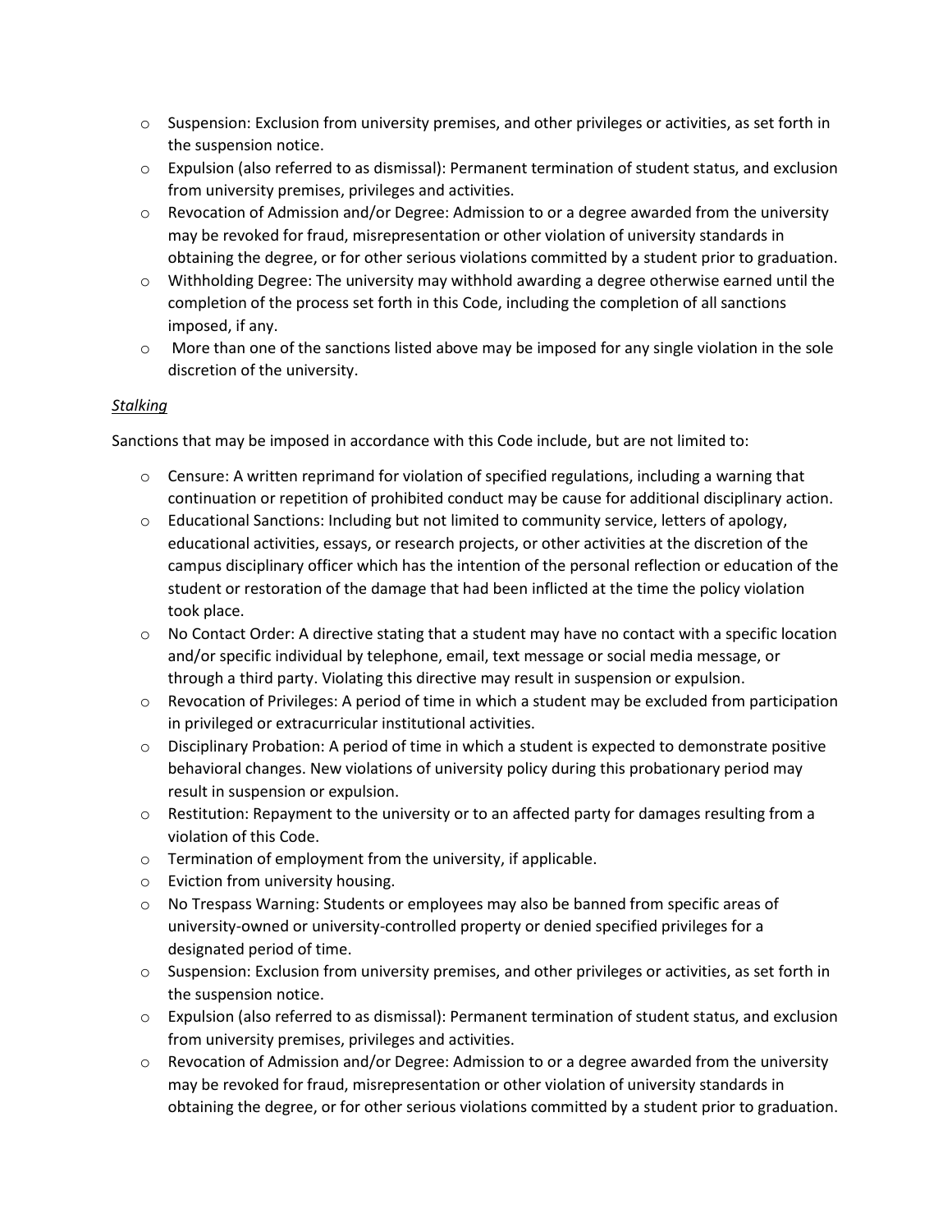- Suspension: Exclusion from university premises, and other privileges or activities, as set forth in the suspension notice.
- Expulsion (also referred to as dismissal): Permanent termination of student status, and exclusion from university premises, privileges and activities.
- Revocation of Admission and/or Degree: Admission to or a degree awarded from the university may be revoked for fraud, misrepresentation or other violation of university standards in obtaining the degree, or for other serious violations committed by a student prior to graduation.
- Withholding Degree: The university may withhold awarding a degree otherwise earned until the completion of the process set forth in this Code, including the completion of all sanctions imposed, if any.
- More than one of the sanctions listed above may be imposed for any single violation in the sole discretion of the university.

*Stalking*

Sanctions that may be imposed in accordance with this Code include, but are not limited to:

- Censure: A written reprimand for violation of specified regulations, including a warning that continuation or repetition of prohibited conduct may be cause for additional disciplinary action.
- Educational Sanctions: Including but not limited to community service, letters of apology, educational activities, essays, or research projects, or other activities at the discretion of the campus disciplinary officer which has the intention of the personal reflection or education of the student or restoration of the damage that had been inflicted at the time the policy violation took place.
- No Contact Order: A directive stating that a student may have no contact with a specific location and/or specific individual by telephone, email, text message or social media message, or through a third party. Violating this directive may result in suspension or expulsion.
- Revocation of Privileges: A period of time in which a student may be excluded from participation in privileged or extracurricular institutional activities.
- Disciplinary Probation: A period of time in which a student is expected to demonstrate positive behavioral changes. New violations of university policy during this probationary period may result in suspension or expulsion.
- Restitution: Repayment to the university or to an affected party for damages resulting from a violation of this Code.
- Termination of employment from the university, if applicable.
- Eviction from university housing.
- No Trespass Warning: Students or employees may also be banned from specific areas of university-owned or university-controlled property or denied specified privileges for a designated period of time.
- Suspension: Exclusion from university premises, and other privileges or activities, as set forth in the suspension notice.
- Expulsion (also referred to as dismissal): Permanent termination of student status, and exclusion from university premises, privileges and activities.
- Revocation of Admission and/or Degree: Admission to or a degree awarded from the university may be revoked for fraud, misrepresentation or other violation of university standards in obtaining the degree, or for other serious violations committed by a student prior to graduation.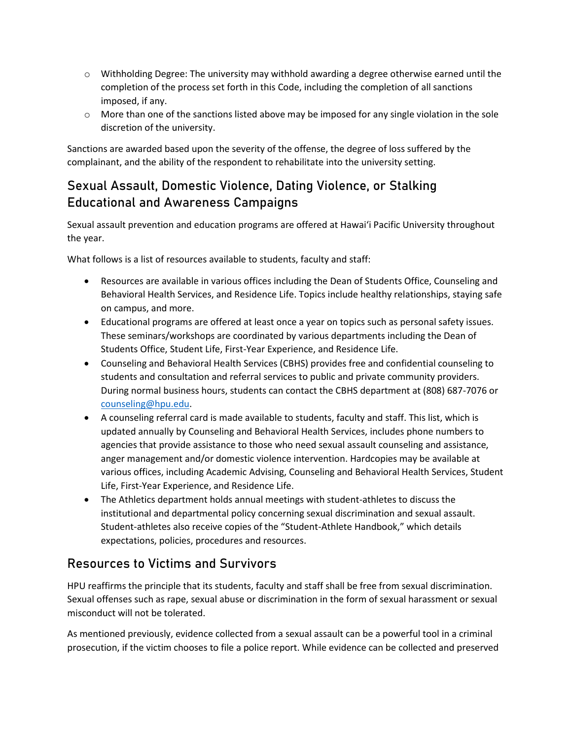- Withholding Degree: The university may withhold awarding a degree otherwise earned until the completion of the process set forth in this Code, including the completion of all sanctions imposed, if any.
- More than one of the sanctions listed above may be imposed for any single violation in the sole discretion of the university.

Sanctions are awarded based upon the severity of the offense, the degree of loss suffered by the complainant, and the ability of the respondent to rehabilitate into the university setting.

## Sexual Assault, Domestic Violence, Dating Violence, or Stalking Educational and Awareness Campaigns

Sexual assault prevention and education programs are offered at Hawaiʻi Pacific University throughout the year.

What follows is a list of resources available to students, faculty and staff:

- Resources are available in various offices including the Dean of Students Office, Counseling and Behavioral Health Services, and Residence Life. Topics include healthy relationships, staying safe on campus, and more.
- Educational programs are offered at least once a year on topics such as personal safety issues. These seminars/workshops are coordinated by various departments including the Dean of Students Office, Student Life, First-Year Experience, and Residence Life.
- Counseling and Behavioral Health Services (CBHS) provides free and confidential counseling to students and consultation and referral services to public and private community providers. During normal business hours, students can contact the CBHS department at (808) 687-7076 or counseling@hpu.edu.
- A counseling referral card is made available to students, faculty and staff. This list, which is updated annually by Counseling and Behavioral Health Services, includes phone numbers to agencies that provide assistance to those who need sexual assault counseling and assistance, anger management and/or domestic violence intervention. Hardcopies may be available at various offices, including Academic Advising, Counseling and Behavioral Health Services, Student Life, First-Year Experience, and Residence Life.
- The Athletics department holds annual meetings with student-athletes to discuss the institutional and departmental policy concerning sexual discrimination and sexual assault. Student-athletes also receive copies of the "Student-Athlete Handbook," which details expectations, policies, procedures and resources.

## Resources to Victims and Survivors

HPU reaffirms the principle that its students, faculty and staff shall be free from sexual discrimination. Sexual offenses such as rape, sexual abuse or discrimination in the form of sexual harassment or sexual misconduct will not be tolerated.

As mentioned previously, evidence collected from a sexual assault can be a powerful tool in a criminal prosecution, if the victim chooses to file a police report. While evidence can be collected and preserved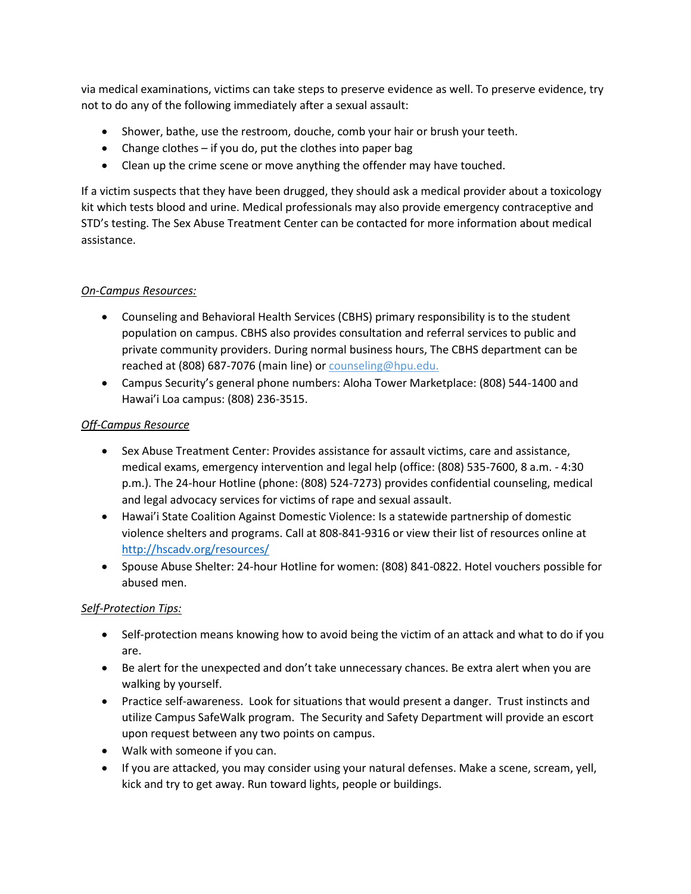via medical examinations, victims can take steps to preserve evidence as well. To preserve evidence, try not to do any of the following immediately after a sexual assault:

- Shower, bathe, use the restroom, douche, comb your hair or brush your teeth.
- Change clothes – if you do, put the clothes into paper bag
- Clean up the crime scene or move anything the offender may have touched.

If a victim suspects that they have been drugged, they should ask a medical provider about a toxicology kit which tests blood and urine. Medical professionals may also provide emergency contraceptive and STD's testing. The Sex Abuse Treatment Center can be contacted for more information about medical assistance.

*On-Campus Resources:*

- Counseling and Behavioral Health Services (CBHS) primary responsibility is to the student population on campus. CBHS also provides consultation and referral services to public and private community providers. During normal business hours, The CBHS department can be reached at (808) 687-7076 (main line) or counseling@hpu.edu.
- Campus Security's general phone numbers: Aloha Tower Marketplace: (808) 544-1400 and Hawai'i Loa campus: (808) 236-3515.

*Off-Campus Resource*

- Sex Abuse Treatment Center: Provides assistance for assault victims, care and assistance, medical exams, emergency intervention and legal help (office: (808) 535-7600, 8 a.m. - 4:30 p.m.). The 24-hour Hotline (phone: (808) 524-7273) provides confidential counseling, medical and legal advocacy services for victims of rape and sexual assault.
- Hawai'i State Coalition Against Domestic Violence: Is a statewide partnership of domestic violence shelters and programs. Call at 808-841-9316 or view their list of resources online at http://hscadv.org/resources/
- Spouse Abuse Shelter: 24-hour Hotline for women: (808) 841-0822. Hotel vouchers possible for abused men.

*Self-Protection Tips:*

- Self-protection means knowing how to avoid being the victim of an attack and what to do if you are.
- Be alert for the unexpected and don't take unnecessary chances. Be extra alert when you are walking by yourself.
- Practice self-awareness. Look for situations that would present a danger. Trust instincts and utilize Campus SafeWalk program. The Security and Safety Department will provide an escort upon request between any two points on campus.
- Walk with someone if you can.
- If you are attacked, you may consider using your natural defenses. Make a scene, scream, yell, kick and try to get away. Run toward lights, people or buildings.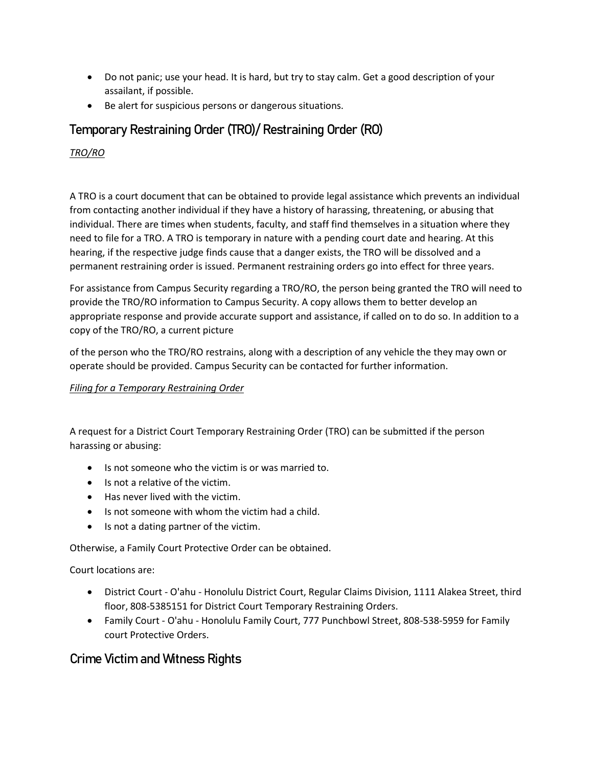- Do not panic; use your head. It is hard, but try to stay calm. Get a good description of your assailant, if possible.
- Be alert for suspicious persons or dangerous situations.

## Temporary Restraining Order (TRO)/ Restraining Order (RO)

*TRO/RO*

A TRO is a court document that can be obtained to provide legal assistance which prevents an individual from contacting another individual if they have a history of harassing, threatening, or abusing that individual. There are times when students, faculty, and staff find themselves in a situation where they need to file for a TRO. A TRO is temporary in nature with a pending court date and hearing. At this hearing, if the respective judge finds cause that a danger exists, the TRO will be dissolved and a permanent restraining order is issued. Permanent restraining orders go into effect for three years.

For assistance from Campus Security regarding a TRO/RO, the person being granted the TRO will need to provide the TRO/RO information to Campus Security. A copy allows them to better develop an appropriate response and provide accurate support and assistance, if called on to do so. In addition to a copy of the TRO/RO, a current picture

of the person who the TRO/RO restrains, along with a description of any vehicle the they may own or operate should be provided. Campus Security can be contacted for further information.

*Filing for a Temporary Restraining Order*

A request for a District Court Temporary Restraining Order (TRO) can be submitted if the person harassing or abusing:

- Is not someone who the victim is or was married to.
- Is not a relative of the victim.
- Has never lived with the victim.
- Is not someone with whom the victim had a child.
- Is not a dating partner of the victim.

Otherwise, a Family Court Protective Order can be obtained.

Court locations are:

- District Court - O'ahu - Honolulu District Court, Regular Claims Division, 1111 Alakea Street, third floor, 808-5385151 for District Court Temporary Restraining Orders.
- Family Court - O'ahu - Honolulu Family Court, 777 Punchbowl Street, 808-538-5959 for Family court Protective Orders.

## Crime Victim and Witness Rights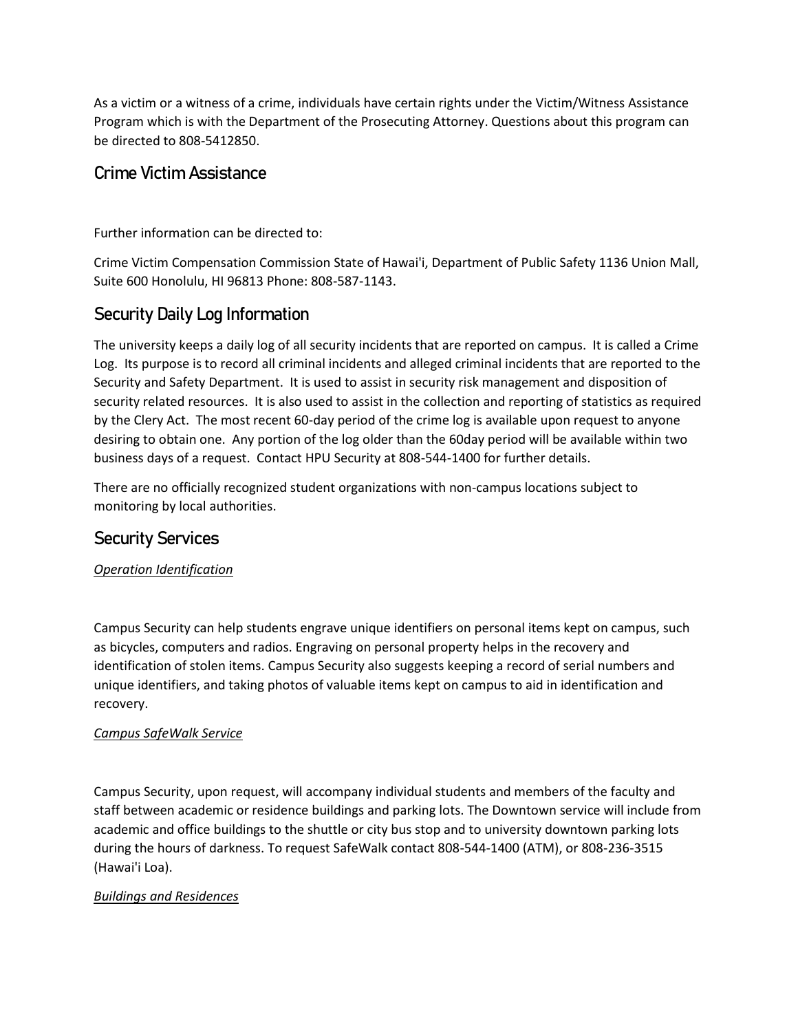As a victim or a witness of a crime, individuals have certain rights under the Victim/Witness Assistance Program which is with the Department of the Prosecuting Attorney. Questions about this program can be directed to 808-5412850.

## Crime Victim Assistance

Further information can be directed to:

Crime Victim Compensation Commission State of Hawai'i, Department of Public Safety 1136 Union Mall, Suite 600 Honolulu, HI 96813 Phone: 808-587-1143.

## Security Daily Log Information

The university keeps a daily log of all security incidents that are reported on campus. It is called a Crime Log. Its purpose is to record all criminal incidents and alleged criminal incidents that are reported to the Security and Safety Department. It is used to assist in security risk management and disposition of security related resources. It is also used to assist in the collection and reporting of statistics as required by the Clery Act. The most recent 60-day period of the crime log is available upon request to anyone desiring to obtain one. Any portion of the log older than the 60day period will be available within two business days of a request. Contact HPU Security at 808-544-1400 for further details.

There are no officially recognized student organizations with non-campus locations subject to monitoring by local authorities.

## Security Services

*Operation Identification*

Campus Security can help students engrave unique identifiers on personal items kept on campus, such as bicycles, computers and radios. Engraving on personal property helps in the recovery and identification of stolen items. Campus Security also suggests keeping a record of serial numbers and unique identifiers, and taking photos of valuable items kept on campus to aid in identification and recovery.

*Campus SafeWalk Service*

Campus Security, upon request, will accompany individual students and members of the faculty and staff between academic or residence buildings and parking lots. The Downtown service will include from academic and office buildings to the shuttle or city bus stop and to university downtown parking lots during the hours of darkness. To request SafeWalk contact 808-544-1400 (ATM), or 808-236-3515 (Hawai'i Loa).

*Buildings and Residences*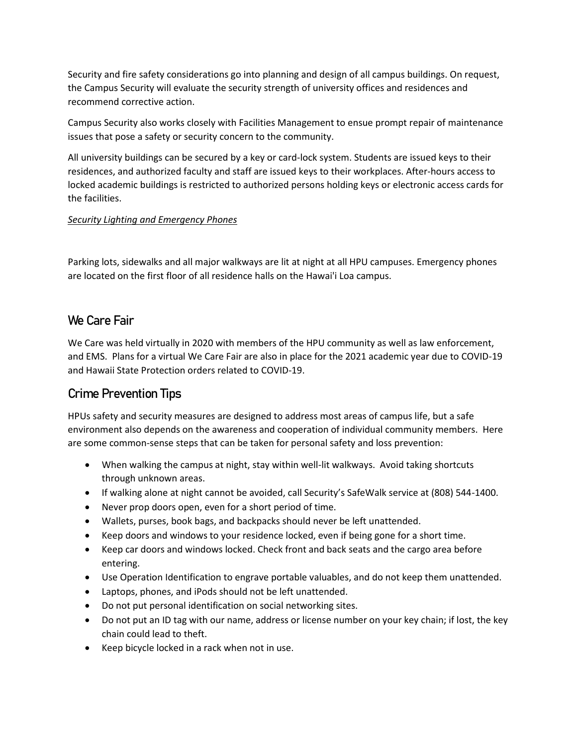Security and fire safety considerations go into planning and design of all campus buildings. On request, the Campus Security will evaluate the security strength of university offices and residences and recommend corrective action.

Campus Security also works closely with Facilities Management to ensue prompt repair of maintenance issues that pose a safety or security concern to the community.

All university buildings can be secured by a key or card-lock system. Students are issued keys to their residences, and authorized faculty and staff are issued keys to their workplaces. After-hours access to locked academic buildings is restricted to authorized persons holding keys or electronic access cards for the facilities.

*Security Lighting and Emergency Phones*

Parking lots, sidewalks and all major walkways are lit at night at all HPU campuses. Emergency phones are located on the first floor of all residence halls on the Hawai'i Loa campus.

## We Care Fair

We Care was held virtually in 2020 with members of the HPU community as well as law enforcement, and EMS. Plans for a virtual We Care Fair are also in place for the 2021 academic year due to COVID-19 and Hawaii State Protection orders related to COVID-19.

## Crime Prevention Tips

HPUs safety and security measures are designed to address most areas of campus life, but a safe environment also depends on the awareness and cooperation of individual community members. Here are some common-sense steps that can be taken for personal safety and loss prevention:

- When walking the campus at night, stay within well-lit walkways. Avoid taking shortcuts through unknown areas.
- If walking alone at night cannot be avoided, call Security's SafeWalk service at (808) 544-1400.
- Never prop doors open, even for a short period of time.
- Wallets, purses, book bags, and backpacks should never be left unattended.
- Keep doors and windows to your residence locked, even if being gone for a short time.
- Keep car doors and windows locked. Check front and back seats and the cargo area before entering.
- Use Operation Identification to engrave portable valuables, and do not keep them unattended.
- Laptops, phones, and iPods should not be left unattended.
- Do not put personal identification on social networking sites.
- Do not put an ID tag with our name, address or license number on your key chain; if lost, the key chain could lead to theft.
- Keep bicycle locked in a rack when not in use.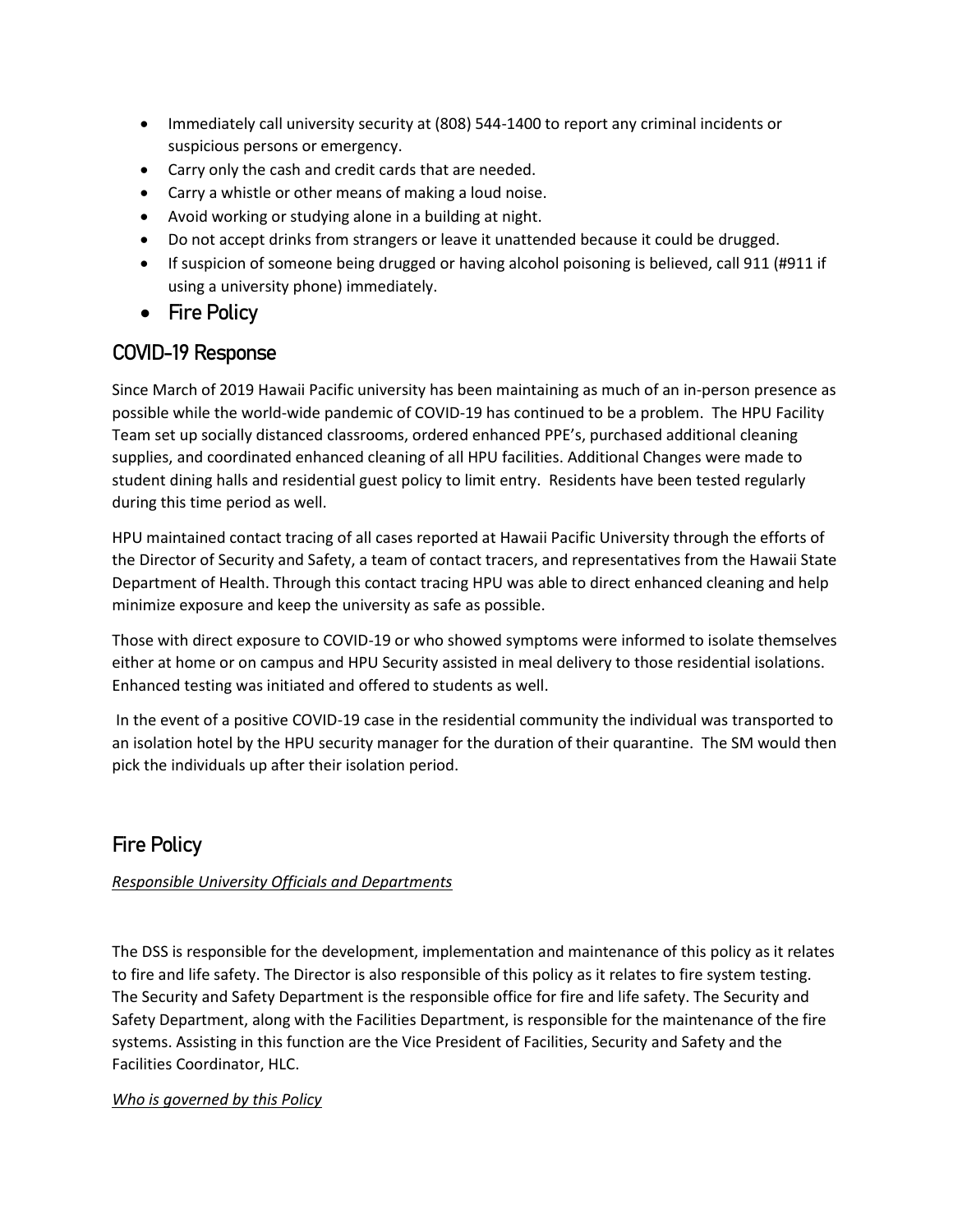- Immediately call university security at (808) 544-1400 to report any criminal incidents or suspicious persons or emergency.
- Carry only the cash and credit cards that are needed.
- Carry a whistle or other means of making a loud noise.
- Avoid working or studying alone in a building at night.
- Do not accept drinks from strangers or leave it unattended because it could be drugged.
- If suspicion of someone being drugged or having alcohol poisoning is believed, call 911 (#911 if using a university phone) immediately.
- Fire Policy

## COVID-19 Response

Since March of 2019 Hawaii Pacific university has been maintaining as much of an in-person presence as possible while the world-wide pandemic of COVID-19 has continued to be a problem. The HPU Facility Team set up socially distanced classrooms, ordered enhanced PPE's, purchased additional cleaning supplies, and coordinated enhanced cleaning of all HPU facilities. Additional Changes were made to student dining halls and residential guest policy to limit entry. Residents have been tested regularly during this time period as well.

HPU maintained contact tracing of all cases reported at Hawaii Pacific University through the efforts of the Director of Security and Safety, a team of contact tracers, and representatives from the Hawaii State Department of Health. Through this contact tracing HPU was able to direct enhanced cleaning and help minimize exposure and keep the university as safe as possible.

Those with direct exposure to COVID-19 or who showed symptoms were informed to isolate themselves either at home or on campus and HPU Security assisted in meal delivery to those residential isolations. Enhanced testing was initiated and offered to students as well.

In the event of a positive COVID-19 case in the residential community the individual was transported to an isolation hotel by the HPU security manager for the duration of their quarantine. The SM would then pick the individuals up after their isolation period.

## Fire Policy

*Responsible University Officials and Departments*

The DSS is responsible for the development, implementation and maintenance of this policy as it relates to fire and life safety. The Director is also responsible of this policy as it relates to fire system testing. The Security and Safety Department is the responsible office for fire and life safety. The Security and Safety Department, along with the Facilities Department, is responsible for the maintenance of the fire systems. Assisting in this function are the Vice President of Facilities, Security and Safety and the Facilities Coordinator, HLC.

*Who is governed by this Policy*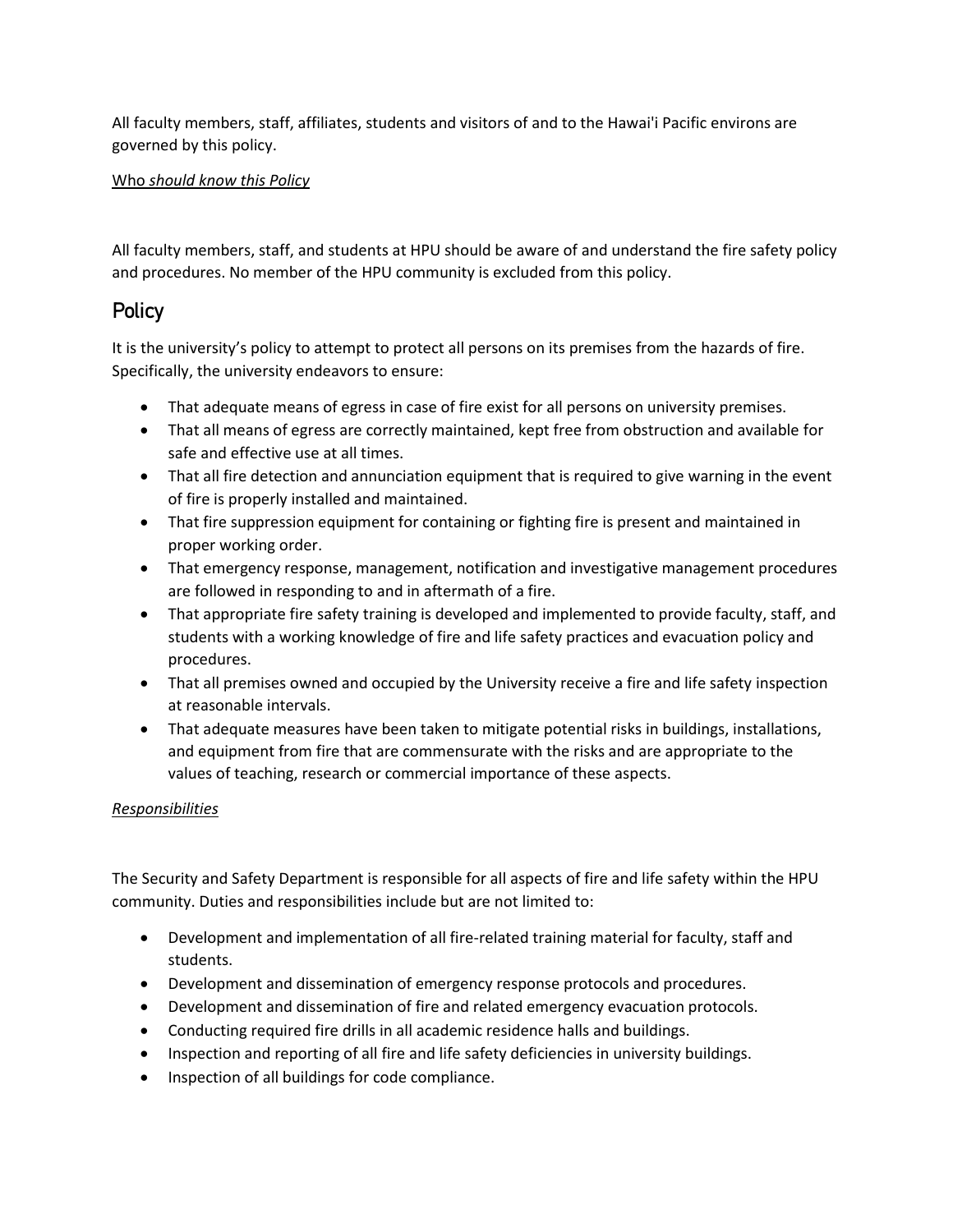All faculty members, staff, affiliates, students and visitors of and to the Hawai'i Pacific environs are governed by this policy.

Who *should know this Policy*

All faculty members, staff, and students at HPU should be aware of and understand the fire safety policy and procedures. No member of the HPU community is excluded from this policy.

## Policy

It is the university's policy to attempt to protect all persons on its premises from the hazards of fire. Specifically, the university endeavors to ensure:

- That adequate means of egress in case of fire exist for all persons on university premises.
- That all means of egress are correctly maintained, kept free from obstruction and available for safe and effective use at all times.
- That all fire detection and annunciation equipment that is required to give warning in the event of fire is properly installed and maintained.
- That fire suppression equipment for containing or fighting fire is present and maintained in proper working order.
- That emergency response, management, notification and investigative management procedures are followed in responding to and in aftermath of a fire.
- That appropriate fire safety training is developed and implemented to provide faculty, staff, and students with a working knowledge of fire and life safety practices and evacuation policy and procedures.
- That all premises owned and occupied by the University receive a fire and life safety inspection at reasonable intervals.
- That adequate measures have been taken to mitigate potential risks in buildings, installations, and equipment from fire that are commensurate with the risks and are appropriate to the values of teaching, research or commercial importance of these aspects.

*Responsibilities*

The Security and Safety Department is responsible for all aspects of fire and life safety within the HPU community. Duties and responsibilities include but are not limited to:

- Development and implementation of all fire-related training material for faculty, staff and students.
- Development and dissemination of emergency response protocols and procedures.
- Development and dissemination of fire and related emergency evacuation protocols.
- Conducting required fire drills in all academic residence halls and buildings.
- Inspection and reporting of all fire and life safety deficiencies in university buildings.
- Inspection of all buildings for code compliance.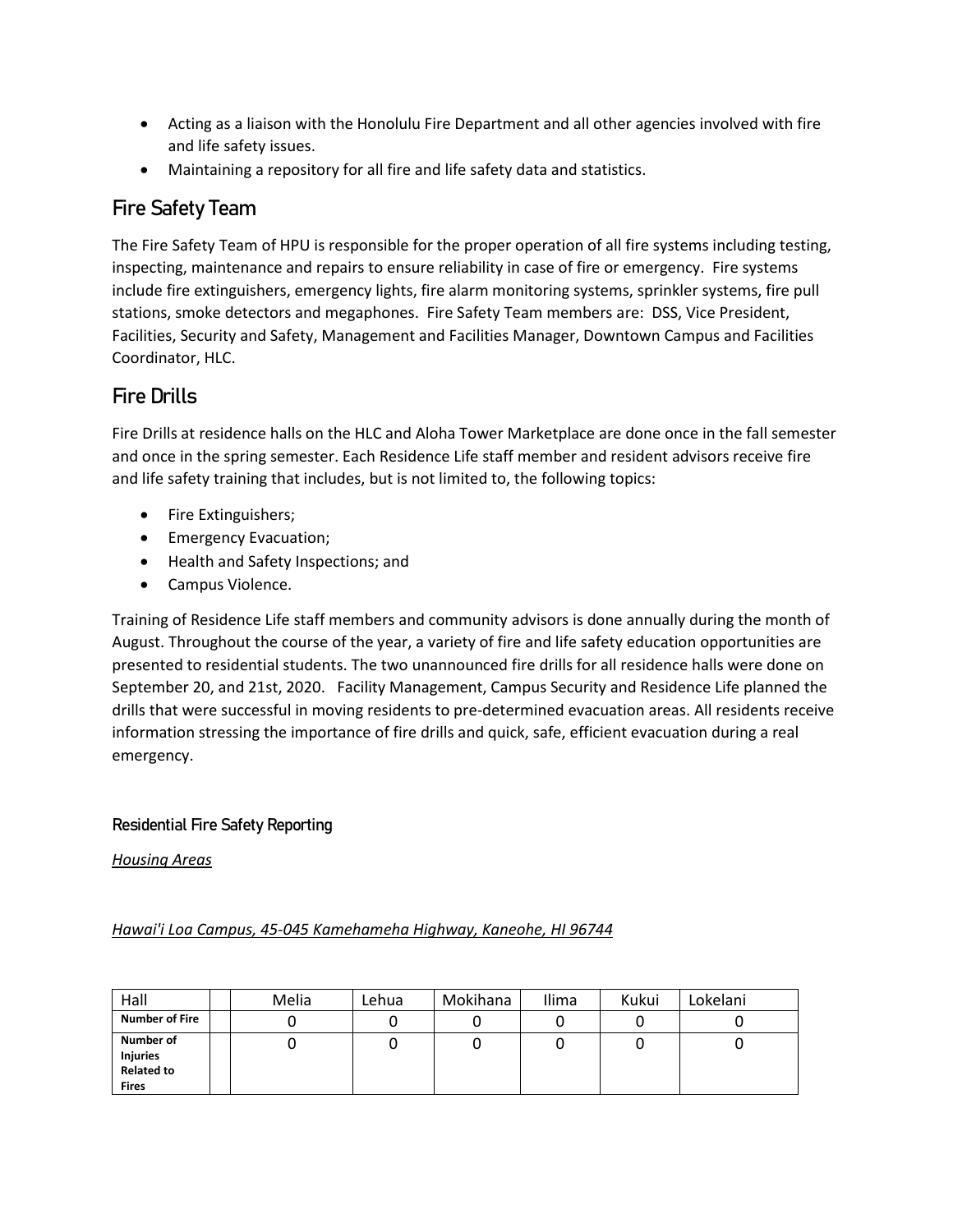- Acting as a liaison with the Honolulu Fire Department and all other agencies involved with fire and life safety issues.
- Maintaining a repository for all fire and life safety data and statistics.

## Fire Safety Team

The Fire Safety Team of HPU is responsible for the proper operation of all fire systems including testing, inspecting, maintenance and repairs to ensure reliability in case of fire or emergency. Fire systems include fire extinguishers, emergency lights, fire alarm monitoring systems, sprinkler systems, fire pull stations, smoke detectors and megaphones. Fire Safety Team members are: DSS, Vice President, Facilities, Security and Safety, Management and Facilities Manager, Downtown Campus and Facilities Coordinator, HLC.

## Fire Drills

Fire Drills at residence halls on the HLC and Aloha Tower Marketplace are done once in the fall semester and once in the spring semester. Each Residence Life staff member and resident advisors receive fire and life safety training that includes, but is not limited to, the following topics:

- Fire Extinguishers;
- Emergency Evacuation;
- Health and Safety Inspections; and
- Campus Violence.

Training of Residence Life staff members and community advisors is done annually during the month of August. Throughout the course of the year, a variety of fire and life safety education opportunities are presented to residential students. The two unannounced fire drills for all residence halls were done on September 20, and 21st, 2020. Facility Management, Campus Security and Residence Life planned the drills that were successful in moving residents to pre-determined evacuation areas. All residents receive information stressing the importance of fire drills and quick, safe, efficient evacuation during a real emergency.

### Residential Fire Safety Reporting

*Housing Areas*

*Hawai'i Loa Campus, 45-045 Kamehameha Highway, Kaneohe, HI 96744*

| Hall | | Melia | Lehua | Mokihana | Ilima | Kukui | Lokelani |
|---|---|---|---|---|---|---|---|
| **Number of Fire** | | 0 | 0 | 0 | 0 | 0 | 0 |
| **Number of Injuries Related to Fires** | | 0 | 0 | 0 | 0 | 0 | 0 |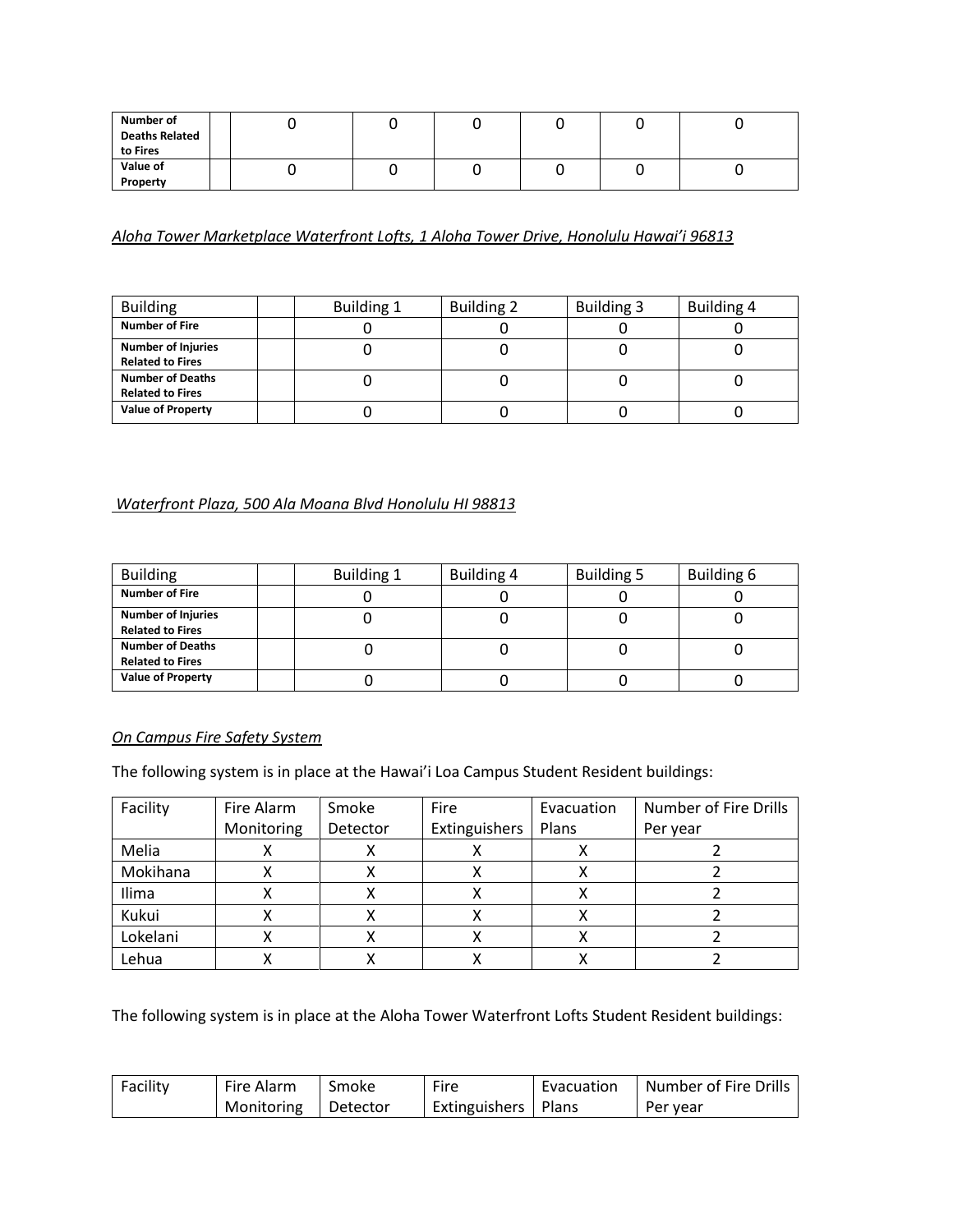| Number of Deaths Related to Fires | | 0 | 0 | 0 | 0 | 0 | 0 |
|---|---|---|---|---|---|---|---|
| Value of Property | | 0 | 0 | 0 | 0 | 0 | 0 |

*Aloha Tower Marketplace Waterfront Lofts, 1 Aloha Tower Drive, Honolulu Hawai'i 96813*

| Building | | Building 1 | Building 2 | Building 3 | Building 4 |
|---|---|---|---|---|---|
| **Number of Fire** | | 0 | 0 | 0 | 0 |
| **Number of Injuries Related to Fires** | | 0 | 0 | 0 | 0 |
| **Number of Deaths Related to Fires** | | 0 | 0 | 0 | 0 |
| **Value of Property** | | 0 | 0 | 0 | 0 |

*Waterfront Plaza, 500 Ala Moana Blvd Honolulu HI 98813*

| Building | | Building 1 | Building 4 | Building 5 | Building 6 |
|---|---|---|---|---|---|
| **Number of Fire** | | 0 | 0 | 0 | 0 |
| **Number of Injuries Related to Fires** | | 0 | 0 | 0 | 0 |
| **Number of Deaths Related to Fires** | | 0 | 0 | 0 | 0 |
| **Value of Property** | | 0 | 0 | 0 | 0 |

*On Campus Fire Safety System*

The following system is in place at the Hawai'i Loa Campus Student Resident buildings:

| Facility | Fire Alarm Monitoring | Smoke Detector | Fire Extinguishers | Evacuation Plans | Number of Fire Drills Per year |
|---|---|---|---|---|---|
| Melia | X | X | X | X | 2 |
| Mokihana | X | X | X | X | 2 |
| Ilima | X | X | X | X | 2 |
| Kukui | X | X | X | X | 2 |
| Lokelani | X | X | X | X | 2 |
| Lehua | X | X | X | X | 2 |

The following system is in place at the Aloha Tower Waterfront Lofts Student Resident buildings:

| Facility | Fire Alarm Monitoring | Smoke Detector | Fire Extinguishers | Evacuation Plans | Number of Fire Drills Per year |
|---|---|---|---|---|---|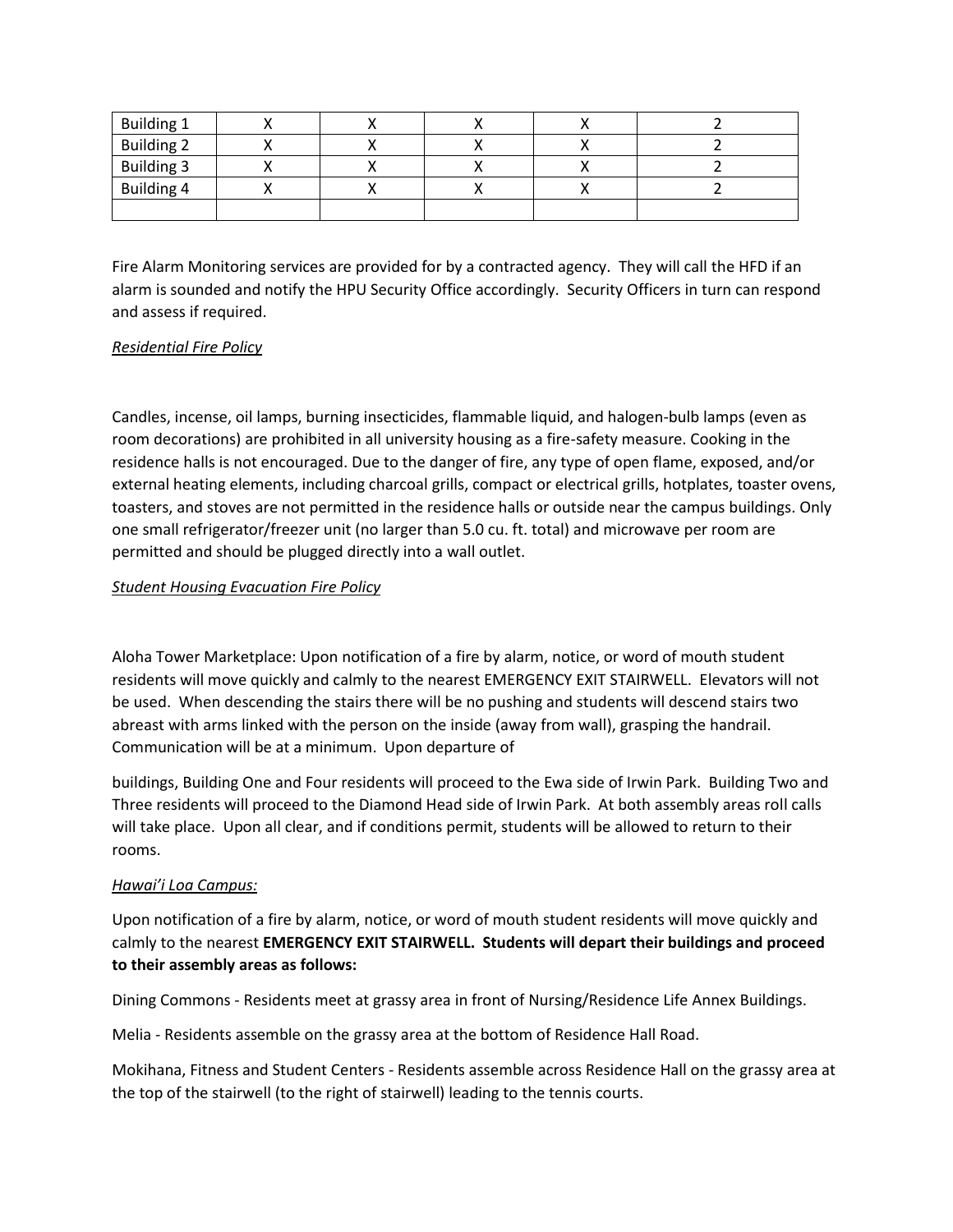| Building 1 | X | X | X | X | 2 |
|---|---|---|---|---|---|
| Building 2 | X | X | X | X | 2 |
| Building 3 | X | X | X | X | 2 |
| Building 4 | X | X | X | X | 2 |
| | | | | | |

Fire Alarm Monitoring services are provided for by a contracted agency. They will call the HFD if an alarm is sounded and notify the HPU Security Office accordingly. Security Officers in turn can respond and assess if required.

*Residential Fire Policy*

Candles, incense, oil lamps, burning insecticides, flammable liquid, and halogen-bulb lamps (even as room decorations) are prohibited in all university housing as a fire-safety measure. Cooking in the residence halls is not encouraged. Due to the danger of fire, any type of open flame, exposed, and/or external heating elements, including charcoal grills, compact or electrical grills, hotplates, toaster ovens, toasters, and stoves are not permitted in the residence halls or outside near the campus buildings. Only one small refrigerator/freezer unit (no larger than 5.0 cu. ft. total) and microwave per room are permitted and should be plugged directly into a wall outlet.

*Student Housing Evacuation Fire Policy*

Aloha Tower Marketplace: Upon notification of a fire by alarm, notice, or word of mouth student residents will move quickly and calmly to the nearest EMERGENCY EXIT STAIRWELL. Elevators will not be used. When descending the stairs there will be no pushing and students will descend stairs two abreast with arms linked with the person on the inside (away from wall), grasping the handrail. Communication will be at a minimum. Upon departure of

buildings, Building One and Four residents will proceed to the Ewa side of Irwin Park. Building Two and Three residents will proceed to the Diamond Head side of Irwin Park. At both assembly areas roll calls will take place. Upon all clear, and if conditions permit, students will be allowed to return to their rooms.

*Hawai'i Loa Campus:*

Upon notification of a fire by alarm, notice, or word of mouth student residents will move quickly and calmly to the nearest **EMERGENCY EXIT STAIRWELL. Students will depart their buildings and proceed to their assembly areas as follows:**

Dining Commons - Residents meet at grassy area in front of Nursing/Residence Life Annex Buildings.

Melia - Residents assemble on the grassy area at the bottom of Residence Hall Road.

Mokihana, Fitness and Student Centers - Residents assemble across Residence Hall on the grassy area at the top of the stairwell (to the right of stairwell) leading to the tennis courts.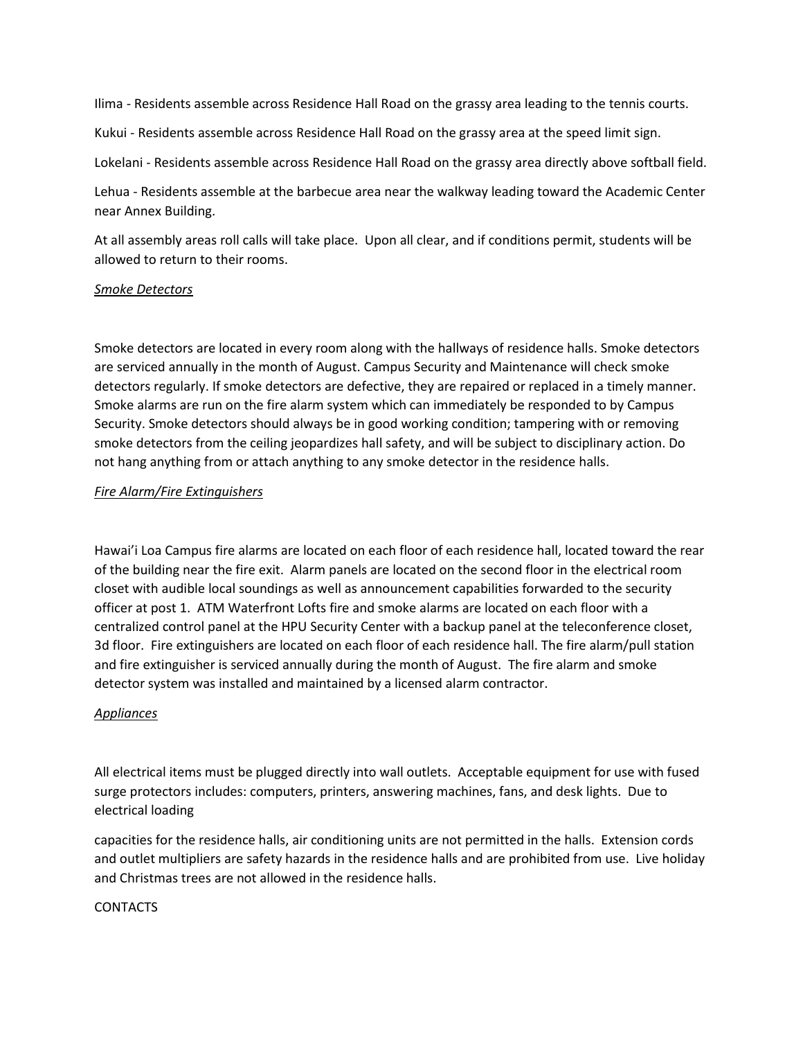Ilima - Residents assemble across Residence Hall Road on the grassy area leading to the tennis courts.

Kukui - Residents assemble across Residence Hall Road on the grassy area at the speed limit sign.

Lokelani - Residents assemble across Residence Hall Road on the grassy area directly above softball field.

Lehua - Residents assemble at the barbecue area near the walkway leading toward the Academic Center near Annex Building.

At all assembly areas roll calls will take place. Upon all clear, and if conditions permit, students will be allowed to return to their rooms.

*Smoke Detectors*

Smoke detectors are located in every room along with the hallways of residence halls. Smoke detectors are serviced annually in the month of August. Campus Security and Maintenance will check smoke detectors regularly. If smoke detectors are defective, they are repaired or replaced in a timely manner. Smoke alarms are run on the fire alarm system which can immediately be responded to by Campus Security. Smoke detectors should always be in good working condition; tampering with or removing smoke detectors from the ceiling jeopardizes hall safety, and will be subject to disciplinary action. Do not hang anything from or attach anything to any smoke detector in the residence halls.

*Fire Alarm/Fire Extinguishers*

Hawai'i Loa Campus fire alarms are located on each floor of each residence hall, located toward the rear of the building near the fire exit. Alarm panels are located on the second floor in the electrical room closet with audible local soundings as well as announcement capabilities forwarded to the security officer at post 1. ATM Waterfront Lofts fire and smoke alarms are located on each floor with a centralized control panel at the HPU Security Center with a backup panel at the teleconference closet, 3d floor. Fire extinguishers are located on each floor of each residence hall. The fire alarm/pull station and fire extinguisher is serviced annually during the month of August. The fire alarm and smoke detector system was installed and maintained by a licensed alarm contractor.

*Appliances*

All electrical items must be plugged directly into wall outlets. Acceptable equipment for use with fused surge protectors includes: computers, printers, answering machines, fans, and desk lights. Due to electrical loading

capacities for the residence halls, air conditioning units are not permitted in the halls. Extension cords and outlet multipliers are safety hazards in the residence halls and are prohibited from use. Live holiday and Christmas trees are not allowed in the residence halls.

CONTACTS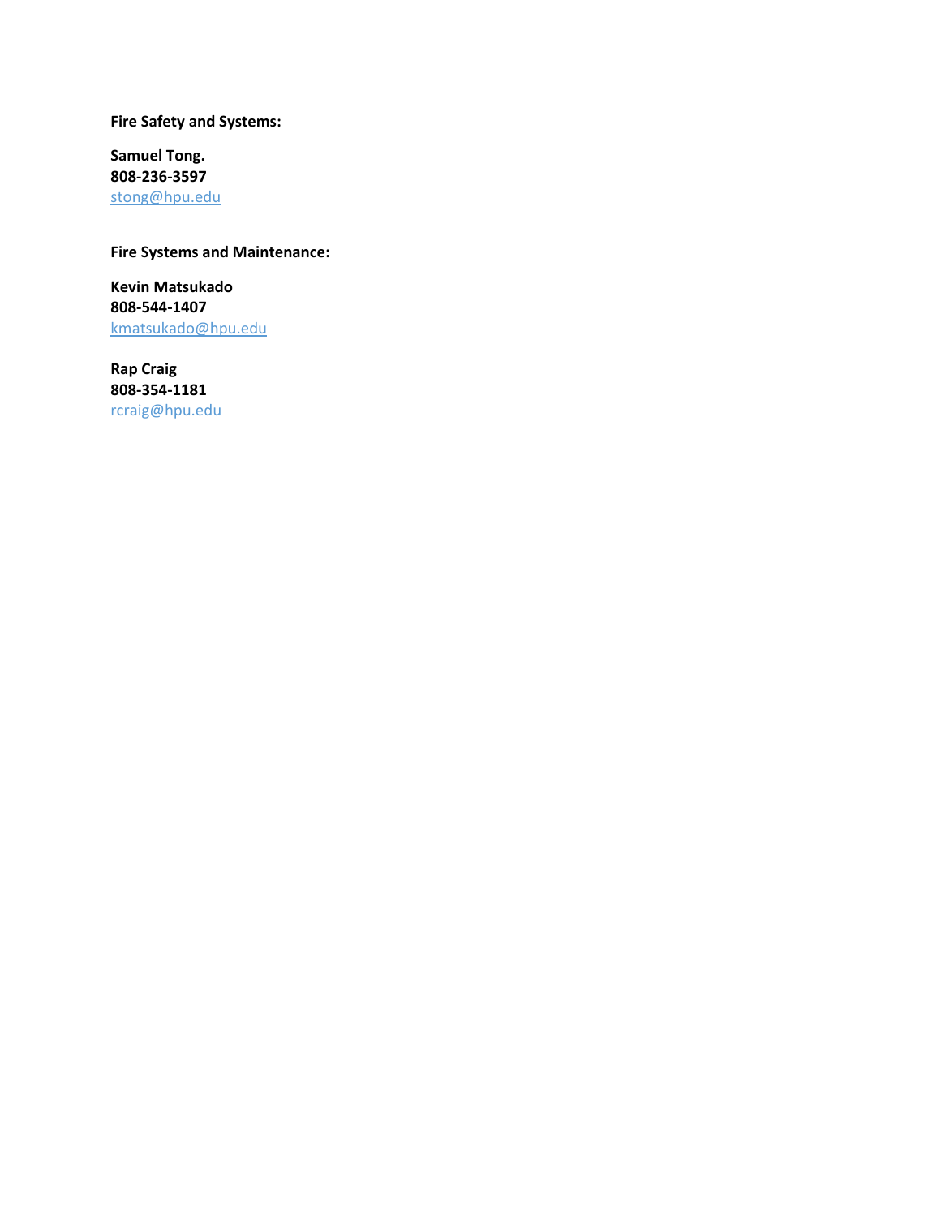**Fire Safety and Systems:**

**Samuel Tong.**
**808-236-3597**
stong@hpu.edu

**Fire Systems and Maintenance:**

**Kevin Matsukado**
**808-544-1407**
kmatsukado@hpu.edu

**Rap Craig**
**808-354-1181**
rcraig@hpu.edu